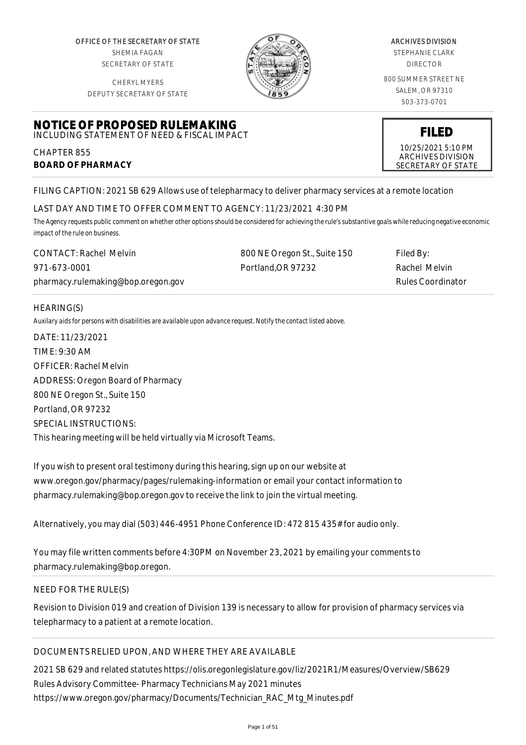OFFICE OF THE SECRETARY OF STATE
SHEMIA FAGAN
SECRETARY OF STATE

CHERYL MYERS
DEPUTY SECRETARY OF STATE

ARCHIVES DIVISION
STEPHANIE CLARK
DIRECTOR

800 SUMMER STREET NE
SALEM, OR 97310
503-373-0701

# NOTICE OF PROPOSED RULEMAKING

INCLUDING STATEMENT OF NEED & FISCAL IMPACT

**FILED**
10/25/2021 5:10 PM
ARCHIVES DIVISION
SECRETARY OF STATE

CHAPTER 855
**BOARD OF PHARMACY**

FILING CAPTION: 2021 SB 629 Allows use of telepharmacy to deliver pharmacy services at a remote location

LAST DAY AND TIME TO OFFER COMMENT TO AGENCY: 11/23/2021 4:30 PM

*The Agency requests public comment on whether other options should be considered for achieving the rule's substantive goals while reducing negative economic impact of the rule on business.*

| CONTACT: Rachel Melvin | 800 NE Oregon St., Suite 150 | Filed By: |
|---|---|---|
| 971-673-0001 | Portland,OR 97232 | Rachel Melvin |
| pharmacy.rulemaking@bop.oregon.gov | | Rules Coordinator |

HEARING(S)

*Auxilary aids for persons with disabilities are available upon advance request. Notify the contact listed above.*

DATE: 11/23/2021
TIME: 9:30 AM
OFFICER: Rachel Melvin
ADDRESS: Oregon Board of Pharmacy
800 NE Oregon St., Suite 150
Portland, OR 97232
SPECIAL INSTRUCTIONS:
This hearing meeting will be held virtually via Microsoft Teams.

If you wish to present oral testimony during this hearing, sign up on our website at www.oregon.gov/pharmacy/pages/rulemaking-information or email your contact information to pharmacy.rulemaking@bop.oregon.gov to receive the link to join the virtual meeting.

Alternatively, you may dial (503) 446-4951 Phone Conference ID: 472 815 435# for audio only.

You may file written comments before 4:30PM on November 23, 2021 by emailing your comments to pharmacy.rulemaking@bop.oregon.

NEED FOR THE RULE(S)

Revision to Division 019 and creation of Division 139 is necessary to allow for provision of pharmacy services via telepharmacy to a patient at a remote location.

DOCUMENTS RELIED UPON, AND WHERE THEY ARE AVAILABLE

2021 SB 629 and related statutes https://olis.oregonlegislature.gov/liz/2021R1/Measures/Overview/SB629
Rules Advisory Committee- Pharmacy Technicians May 2021 minutes
https://www.oregon.gov/pharmacy/Documents/Technician_RAC_Mtg_Minutes.pdf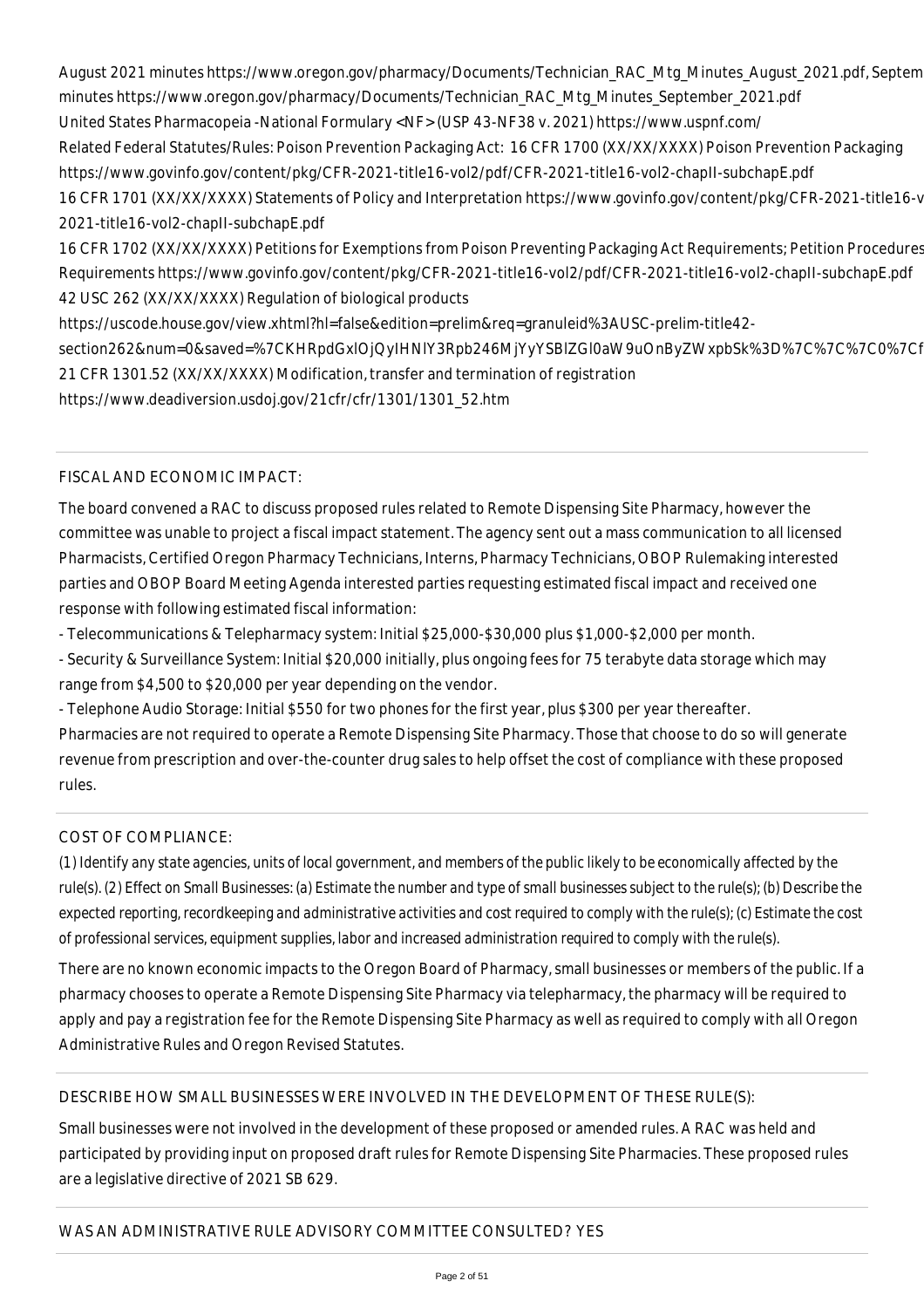August 2021 minutes https://www.oregon.gov/pharmacy/Documents/Technician_RAC_Mtg_Minutes_August_2021.pdf, September 2021 minutes https://www.oregon.gov/pharmacy/Documents/Technician_RAC_Mtg_Minutes_September_2021.pdf

United States Pharmacopeia -National Formulary <NF> (USP 43-NF38 v. 2021) https://www.uspnf.com/

Related Federal Statutes/Rules: Poison Prevention Packaging Act: 16 CFR 1700 (XX/XX/XXXX) Poison Prevention Packaging https://www.govinfo.gov/content/pkg/CFR-2021-title16-vol2/pdf/CFR-2021-title16-vol2-chapII-subchapE.pdf

16 CFR 1701 (XX/XX/XXXX) Statements of Policy and Interpretation https://www.govinfo.gov/content/pkg/CFR-2021-title16-vol2/pdf/CFR-2021-title16-vol2-chapII-subchapE.pdf

16 CFR 1702 (XX/XX/XXXX) Petitions for Exemptions from Poison Preventing Packaging Act Requirements; Petition Procedures and Requirements https://www.govinfo.gov/content/pkg/CFR-2021-title16-vol2/pdf/CFR-2021-title16-vol2-chapII-subchapE.pdf

42 USC 262 (XX/XX/XXXX) Regulation of biological products

https://uscode.house.gov/view.xhtml?hl=false&edition=prelim&req=granuleid%3AUSC-prelim-title42-section262&num=0&saved=%7CKHRpdGxlOjQyIHNlY3Rpb246MjYyYSBlZGl0aW9uOnByZWxpbSk%3D%7C%7C%7C0%7Cf

21 CFR 1301.52 (XX/XX/XXXX) Modification, transfer and termination of registration

https://www.deadiversion.usdoj.gov/21cfr/cfr/1301/1301_52.htm

---

FISCAL AND ECONOMIC IMPACT:

The board convened a RAC to discuss proposed rules related to Remote Dispensing Site Pharmacy, however the committee was unable to project a fiscal impact statement. The agency sent out a mass communication to all licensed Pharmacists, Certified Oregon Pharmacy Technicians, Interns, Pharmacy Technicians, OBOP Rulemaking interested parties and OBOP Board Meeting Agenda interested parties requesting estimated fiscal impact and received one response with following estimated fiscal information:

- Telecommunications & Telepharmacy system: Initial $25,000-$30,000 plus $1,000-$2,000 per month.
- Security & Surveillance System: Initial $20,000 initially, plus ongoing fees for 75 terabyte data storage which may range from $4,500 to $20,000 per year depending on the vendor.
- Telephone Audio Storage: Initial $550 for two phones for the first year, plus $300 per year thereafter.

Pharmacies are not required to operate a Remote Dispensing Site Pharmacy. Those that choose to do so will generate revenue from prescription and over-the-counter drug sales to help offset the cost of compliance with these proposed rules.

---

COST OF COMPLIANCE:

(1) Identify any state agencies, units of local government, and members of the public likely to be economically affected by the rule(s). (2) Effect on Small Businesses: (a) Estimate the number and type of small businesses subject to the rule(s); (b) Describe the expected reporting, recordkeeping and administrative activities and cost required to comply with the rule(s); (c) Estimate the cost of professional services, equipment supplies, labor and increased administration required to comply with the rule(s).

There are no known economic impacts to the Oregon Board of Pharmacy, small businesses or members of the public. If a pharmacy chooses to operate a Remote Dispensing Site Pharmacy via telepharmacy, the pharmacy will be required to apply and pay a registration fee for the Remote Dispensing Site Pharmacy as well as required to comply with all Oregon Administrative Rules and Oregon Revised Statutes.

---

DESCRIBE HOW SMALL BUSINESSES WERE INVOLVED IN THE DEVELOPMENT OF THESE RULE(S):

Small businesses were not involved in the development of these proposed or amended rules. A RAC was held and participated by providing input on proposed draft rules for Remote Dispensing Site Pharmacies. These proposed rules are a legislative directive of 2021 SB 629.

---

WAS AN ADMINISTRATIVE RULE ADVISORY COMMITTEE CONSULTED? YES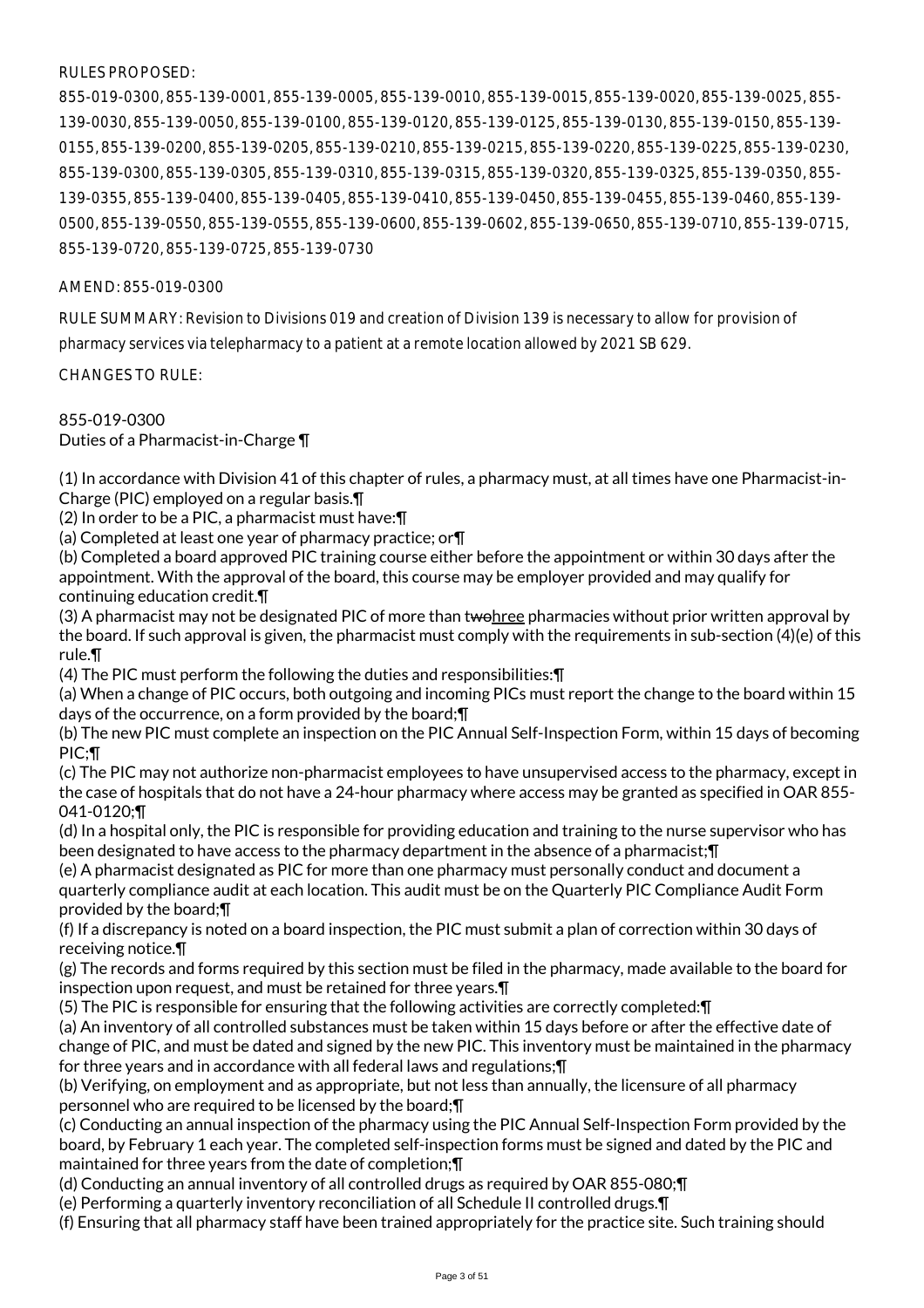RULES PROPOSED:

855-019-0300, 855-139-0001, 855-139-0005, 855-139-0010, 855-139-0015, 855-139-0020, 855-139-0025, 855-139-0030, 855-139-0050, 855-139-0100, 855-139-0120, 855-139-0125, 855-139-0130, 855-139-0150, 855-139-0155, 855-139-0200, 855-139-0205, 855-139-0210, 855-139-0215, 855-139-0220, 855-139-0225, 855-139-0230, 855-139-0300, 855-139-0305, 855-139-0310, 855-139-0315, 855-139-0320, 855-139-0325, 855-139-0350, 855-139-0355, 855-139-0400, 855-139-0405, 855-139-0410, 855-139-0450, 855-139-0455, 855-139-0460, 855-139-0500, 855-139-0550, 855-139-0555, 855-139-0600, 855-139-0602, 855-139-0650, 855-139-0710, 855-139-0715, 855-139-0720, 855-139-0725, 855-139-0730

AMEND: 855-019-0300

RULE SUMMARY: Revision to Divisions 019 and creation of Division 139 is necessary to allow for provision of pharmacy services via telepharmacy to a patient at a remote location allowed by 2021 SB 629.

CHANGES TO RULE:

855-019-0300
Duties of a Pharmacist-in-Charge ¶

(1) In accordance with Division 41 of this chapter of rules, a pharmacy must, at all times have one Pharmacist-in-Charge (PIC) employed on a regular basis.¶
(2) In order to be a PIC, a pharmacist must have:¶
(a) Completed at least one year of pharmacy practice; or¶
(b) Completed a board approved PIC training course either before the appointment or within 30 days after the appointment. With the approval of the board, this course may be employer provided and may qualify for continuing education credit.¶
(3) A pharmacist may not be designated PIC of more than ~~two~~three pharmacies without prior written approval by the board. If such approval is given, the pharmacist must comply with the requirements in sub-section (4)(e) of this rule.¶
(4) The PIC must perform the following the duties and responsibilities:¶
(a) When a change of PIC occurs, both outgoing and incoming PICs must report the change to the board within 15 days of the occurrence, on a form provided by the board;¶
(b) The new PIC must complete an inspection on the PIC Annual Self-Inspection Form, within 15 days of becoming PIC;¶
(c) The PIC may not authorize non-pharmacist employees to have unsupervised access to the pharmacy, except in the case of hospitals that do not have a 24-hour pharmacy where access may be granted as specified in OAR 855-041-0120;¶
(d) In a hospital only, the PIC is responsible for providing education and training to the nurse supervisor who has been designated to have access to the pharmacy department in the absence of a pharmacist;¶
(e) A pharmacist designated as PIC for more than one pharmacy must personally conduct and document a quarterly compliance audit at each location. This audit must be on the Quarterly PIC Compliance Audit Form provided by the board;¶
(f) If a discrepancy is noted on a board inspection, the PIC must submit a plan of correction within 30 days of receiving notice.¶
(g) The records and forms required by this section must be filed in the pharmacy, made available to the board for inspection upon request, and must be retained for three years.¶
(5) The PIC is responsible for ensuring that the following activities are correctly completed:¶
(a) An inventory of all controlled substances must be taken within 15 days before or after the effective date of change of PIC, and must be dated and signed by the new PIC. This inventory must be maintained in the pharmacy for three years and in accordance with all federal laws and regulations;¶
(b) Verifying, on employment and as appropriate, but not less than annually, the licensure of all pharmacy personnel who are required to be licensed by the board;¶
(c) Conducting an annual inspection of the pharmacy using the PIC Annual Self-Inspection Form provided by the board, by February 1 each year. The completed self-inspection forms must be signed and dated by the PIC and maintained for three years from the date of completion;¶
(d) Conducting an annual inventory of all controlled drugs as required by OAR 855-080;¶
(e) Performing a quarterly inventory reconciliation of all Schedule II controlled drugs.¶
(f) Ensuring that all pharmacy staff have been trained appropriately for the practice site. Such training should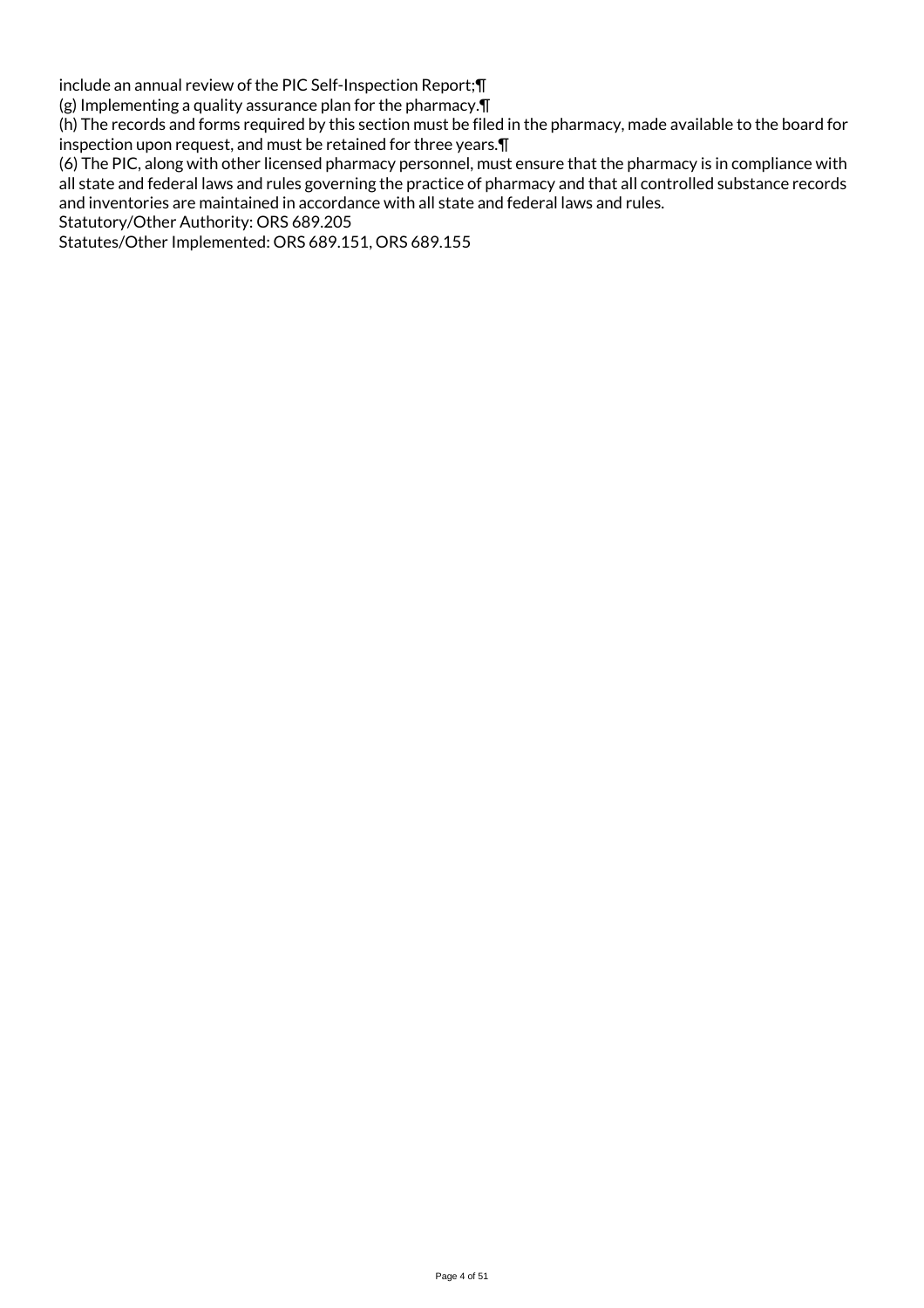include an annual review of the PIC Self-Inspection Report;¶

(g) Implementing a quality assurance plan for the pharmacy.¶

(h) The records and forms required by this section must be filed in the pharmacy, made available to the board for inspection upon request, and must be retained for three years.¶

(6) The PIC, along with other licensed pharmacy personnel, must ensure that the pharmacy is in compliance with all state and federal laws and rules governing the practice of pharmacy and that all controlled substance records and inventories are maintained in accordance with all state and federal laws and rules.

Statutory/Other Authority: ORS 689.205

Statutes/Other Implemented: ORS 689.151, ORS 689.155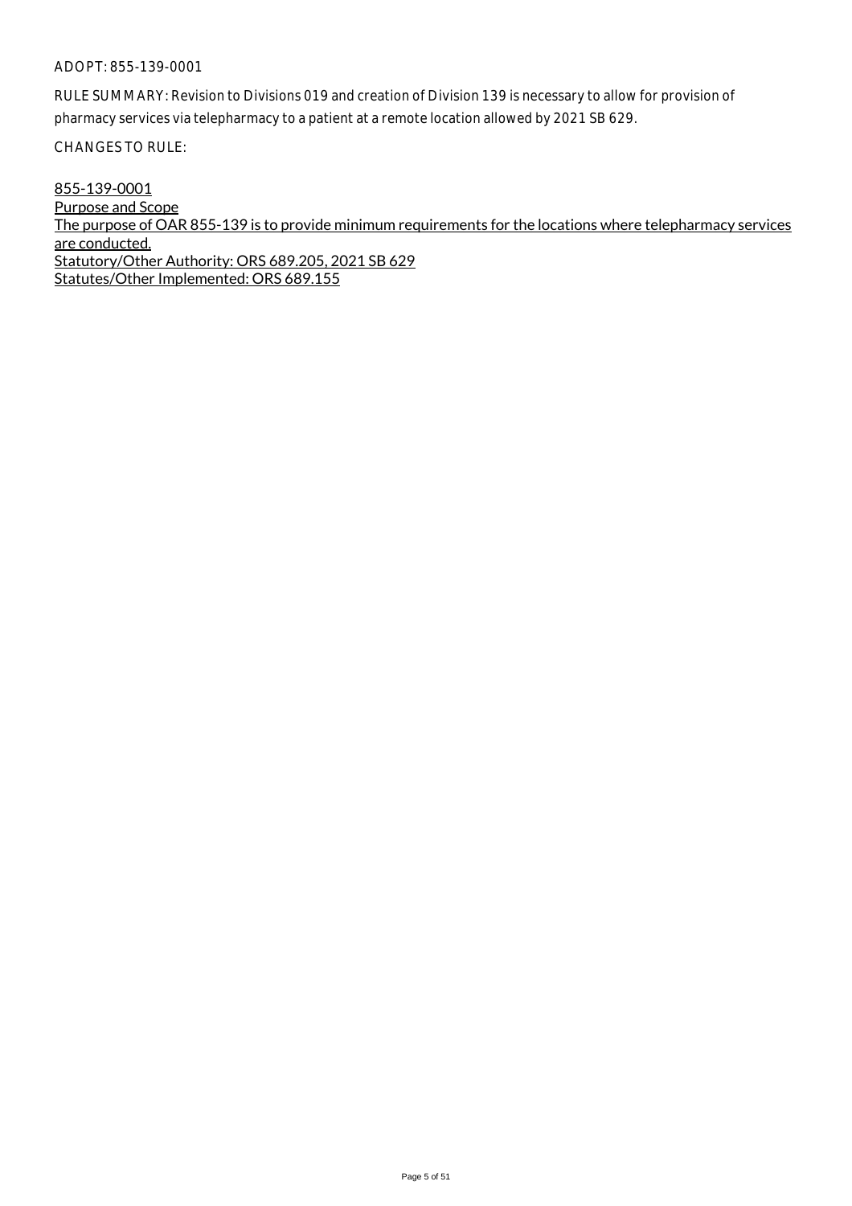ADOPT: 855-139-0001

RULE SUMMARY: Revision to Divisions 019 and creation of Division 139 is necessary to allow for provision of pharmacy services via telepharmacy to a patient at a remote location allowed by 2021 SB 629.

CHANGES TO RULE:

<u>855-139-0001</u>
<u>Purpose and Scope</u>
<u>The purpose of OAR 855-139 is to provide minimum requirements for the locations where telepharmacy services are conducted.</u>
<u>Statutory/Other Authority: ORS 689.205, 2021 SB 629</u>
<u>Statutes/Other Implemented: ORS 689.155</u>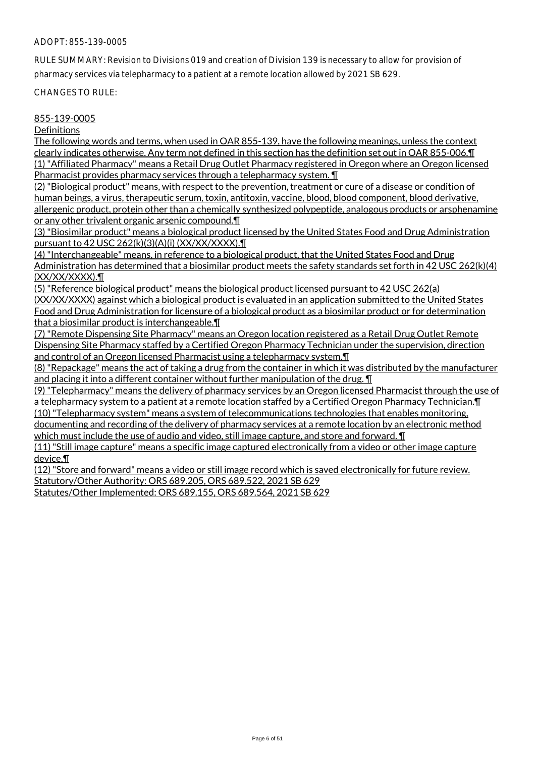ADOPT: 855-139-0005

RULE SUMMARY: Revision to Divisions 019 and creation of Division 139 is necessary to allow for provision of pharmacy services via telepharmacy to a patient at a remote location allowed by 2021 SB 629.

CHANGES TO RULE:

855-139-0005

Definitions

The following words and terms, when used in OAR 855-139, have the following meanings, unless the context clearly indicates otherwise. Any term not defined in this section has the definition set out in OAR 855-006.¶

(1) "Affiliated Pharmacy" means a Retail Drug Outlet Pharmacy registered in Oregon where an Oregon licensed Pharmacist provides pharmacy services through a telepharmacy system. ¶

(2) "Biological product" means, with respect to the prevention, treatment or cure of a disease or condition of human beings, a virus, therapeutic serum, toxin, antitoxin, vaccine, blood, blood component, blood derivative, allergenic product, protein other than a chemically synthesized polypeptide, analogous products or arsphenamine or any other trivalent organic arsenic compound.¶

(3) "Biosimilar product" means a biological product licensed by the United States Food and Drug Administration pursuant to 42 USC 262(k)(3)(A)(i) (XX/XX/XXXX).¶

(4) "Interchangeable" means, in reference to a biological product, that the United States Food and Drug Administration has determined that a biosimilar product meets the safety standards set forth in 42 USC 262(k)(4) (XX/XX/XXXX).¶

(5) "Reference biological product" means the biological product licensed pursuant to 42 USC 262(a) (XX/XX/XXXX) against which a biological product is evaluated in an application submitted to the United States Food and Drug Administration for licensure of a biological product as a biosimilar product or for determination that a biosimilar product is interchangeable.¶

(7) "Remote Dispensing Site Pharmacy" means an Oregon location registered as a Retail Drug Outlet Remote Dispensing Site Pharmacy staffed by a Certified Oregon Pharmacy Technician under the supervision, direction and control of an Oregon licensed Pharmacist using a telepharmacy system.¶

(8) "Repackage" means the act of taking a drug from the container in which it was distributed by the manufacturer and placing it into a different container without further manipulation of the drug. ¶

(9) "Telepharmacy" means the delivery of pharmacy services by an Oregon licensed Pharmacist through the use of a telepharmacy system to a patient at a remote location staffed by a Certified Oregon Pharmacy Technician.¶

(10) "Telepharmacy system" means a system of telecommunications technologies that enables monitoring, documenting and recording of the delivery of pharmacy services at a remote location by an electronic method which must include the use of audio and video, still image capture, and store and forward. ¶

(11) "Still image capture" means a specific image captured electronically from a video or other image capture device.¶

(12) "Store and forward" means a video or still image record which is saved electronically for future review.

Statutory/Other Authority: ORS 689.205, ORS 689.522, 2021 SB 629

Statutes/Other Implemented: ORS 689.155, ORS 689.564, 2021 SB 629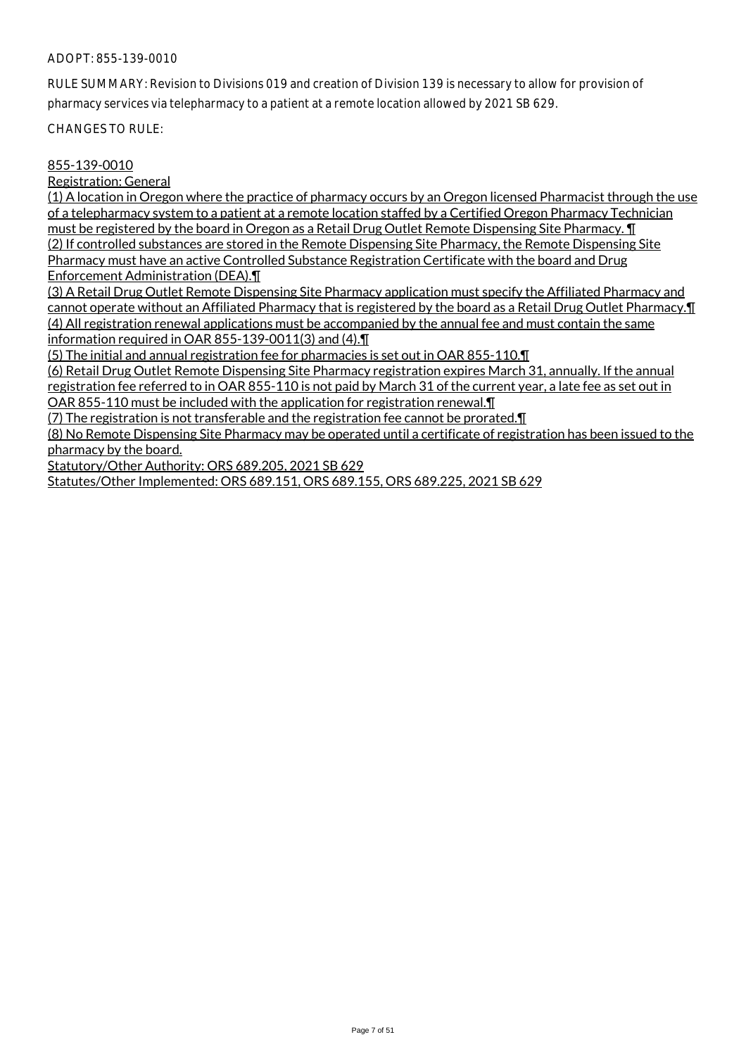ADOPT: 855-139-0010

RULE SUMMARY: Revision to Divisions 019 and creation of Division 139 is necessary to allow for provision of pharmacy services via telepharmacy to a patient at a remote location allowed by 2021 SB 629.

CHANGES TO RULE:

855-139-0010

Registration: General

(1) A location in Oregon where the practice of pharmacy occurs by an Oregon licensed Pharmacist through the use of a telepharmacy system to a patient at a remote location staffed by a Certified Oregon Pharmacy Technician must be registered by the board in Oregon as a Retail Drug Outlet Remote Dispensing Site Pharmacy. ¶
(2) If controlled substances are stored in the Remote Dispensing Site Pharmacy, the Remote Dispensing Site Pharmacy must have an active Controlled Substance Registration Certificate with the board and Drug Enforcement Administration (DEA).¶
(3) A Retail Drug Outlet Remote Dispensing Site Pharmacy application must specify the Affiliated Pharmacy and cannot operate without an Affiliated Pharmacy that is registered by the board as a Retail Drug Outlet Pharmacy.¶
(4) All registration renewal applications must be accompanied by the annual fee and must contain the same information required in OAR 855-139-0011(3) and (4).¶
(5) The initial and annual registration fee for pharmacies is set out in OAR 855-110.¶
(6) Retail Drug Outlet Remote Dispensing Site Pharmacy registration expires March 31, annually. If the annual registration fee referred to in OAR 855-110 is not paid by March 31 of the current year, a late fee as set out in OAR 855-110 must be included with the application for registration renewal.¶
(7) The registration is not transferable and the registration fee cannot be prorated.¶
(8) No Remote Dispensing Site Pharmacy may be operated until a certificate of registration has been issued to the pharmacy by the board.

Statutory/Other Authority: ORS 689.205, 2021 SB 629

Statutes/Other Implemented: ORS 689.151, ORS 689.155, ORS 689.225, 2021 SB 629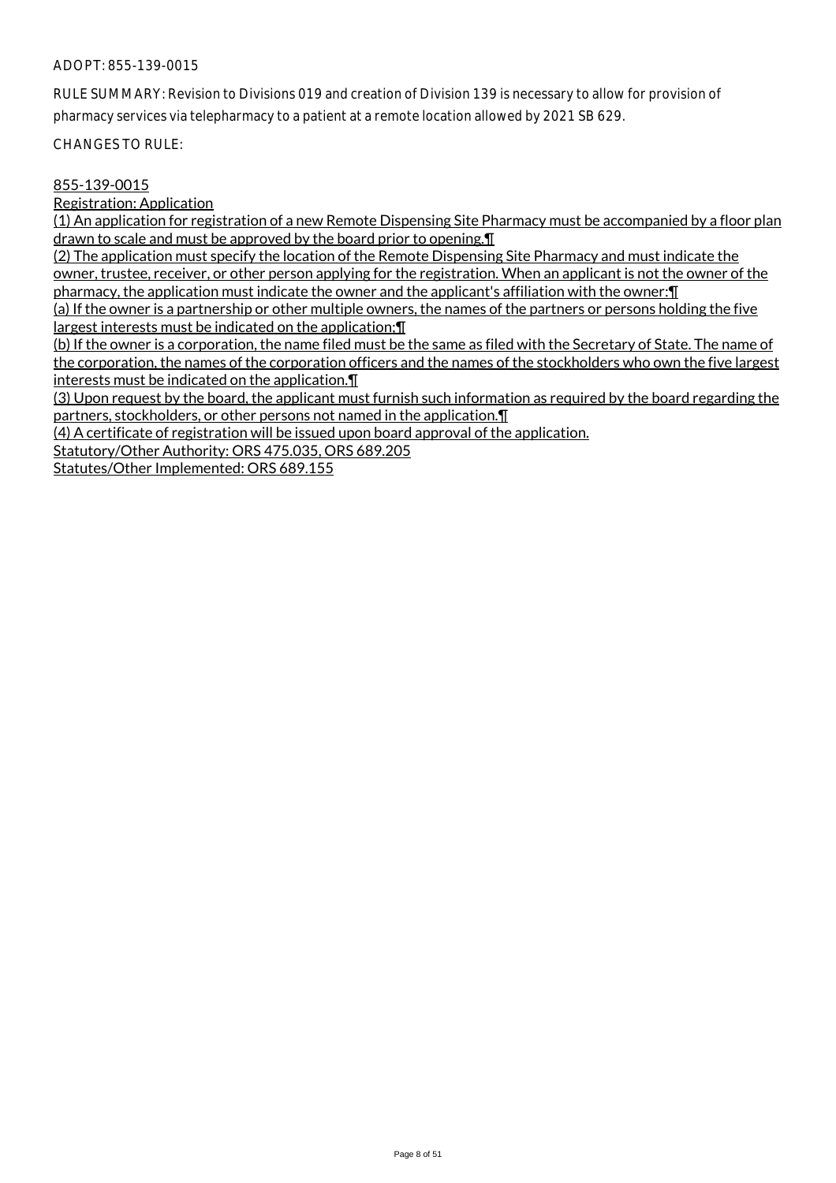ADOPT: 855-139-0015

RULE SUMMARY: Revision to Divisions 019 and creation of Division 139 is necessary to allow for provision of pharmacy services via telepharmacy to a patient at a remote location allowed by 2021 SB 629.

CHANGES TO RULE:

855-139-0015

Registration: Application

(1) An application for registration of a new Remote Dispensing Site Pharmacy must be accompanied by a floor plan drawn to scale and must be approved by the board prior to opening.¶

(2) The application must specify the location of the Remote Dispensing Site Pharmacy and must indicate the owner, trustee, receiver, or other person applying for the registration. When an applicant is not the owner of the pharmacy, the application must indicate the owner and the applicant's affiliation with the owner:¶

(a) If the owner is a partnership or other multiple owners, the names of the partners or persons holding the five largest interests must be indicated on the application;¶

(b) If the owner is a corporation, the name filed must be the same as filed with the Secretary of State. The name of the corporation, the names of the corporation officers and the names of the stockholders who own the five largest interests must be indicated on the application.¶

(3) Upon request by the board, the applicant must furnish such information as required by the board regarding the partners, stockholders, or other persons not named in the application.¶

(4) A certificate of registration will be issued upon board approval of the application.

Statutory/Other Authority: ORS 475.035, ORS 689.205

Statutes/Other Implemented: ORS 689.155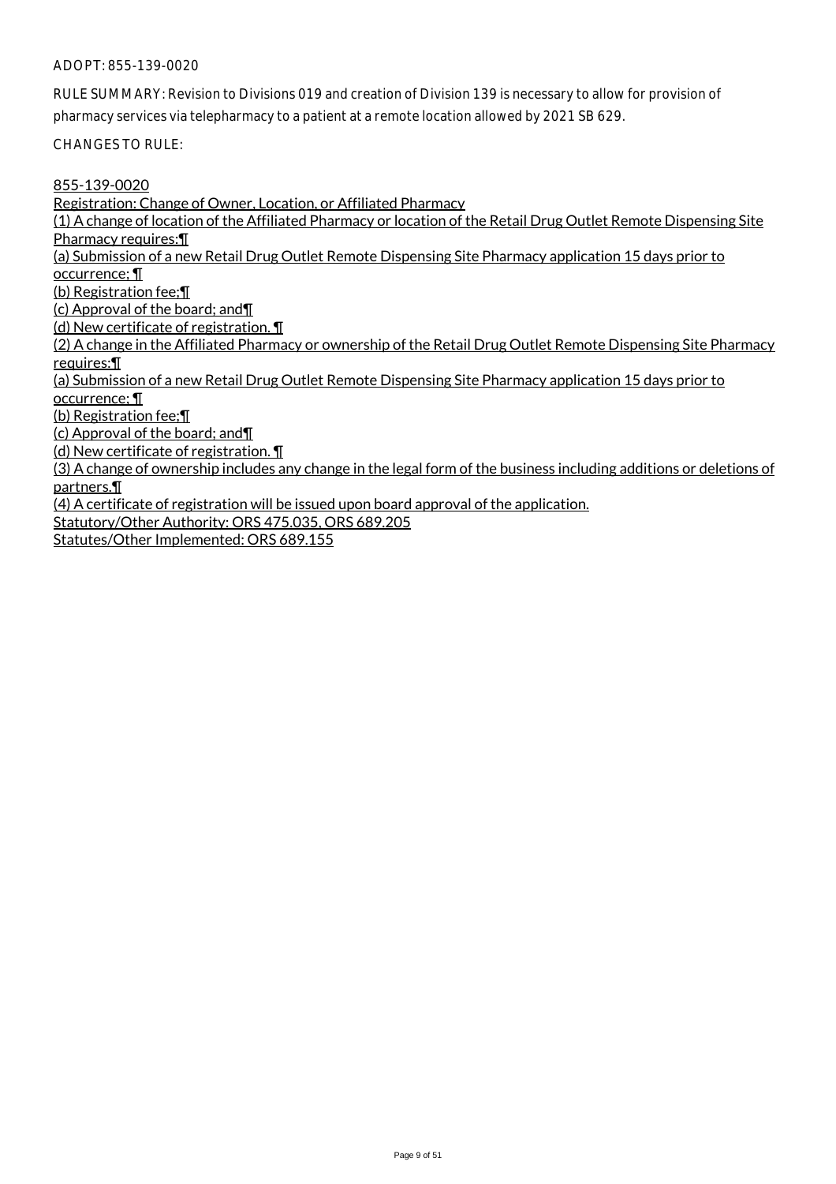ADOPT: 855-139-0020

RULE SUMMARY: Revision to Divisions 019 and creation of Division 139 is necessary to allow for provision of pharmacy services via telepharmacy to a patient at a remote location allowed by 2021 SB 629.

CHANGES TO RULE:

855-139-0020

Registration: Change of Owner, Location, or Affiliated Pharmacy

(1) A change of location of the Affiliated Pharmacy or location of the Retail Drug Outlet Remote Dispensing Site Pharmacy requires:¶

(a) Submission of a new Retail Drug Outlet Remote Dispensing Site Pharmacy application 15 days prior to occurrence; ¶

(b) Registration fee;¶

(c) Approval of the board; and¶

(d) New certificate of registration. ¶

(2) A change in the Affiliated Pharmacy or ownership of the Retail Drug Outlet Remote Dispensing Site Pharmacy requires:¶

(a) Submission of a new Retail Drug Outlet Remote Dispensing Site Pharmacy application 15 days prior to occurrence; ¶

(b) Registration fee;¶

(c) Approval of the board; and¶

(d) New certificate of registration. ¶

(3) A change of ownership includes any change in the legal form of the business including additions or deletions of partners.¶

(4) A certificate of registration will be issued upon board approval of the application.

Statutory/Other Authority: ORS 475.035, ORS 689.205

Statutes/Other Implemented: ORS 689.155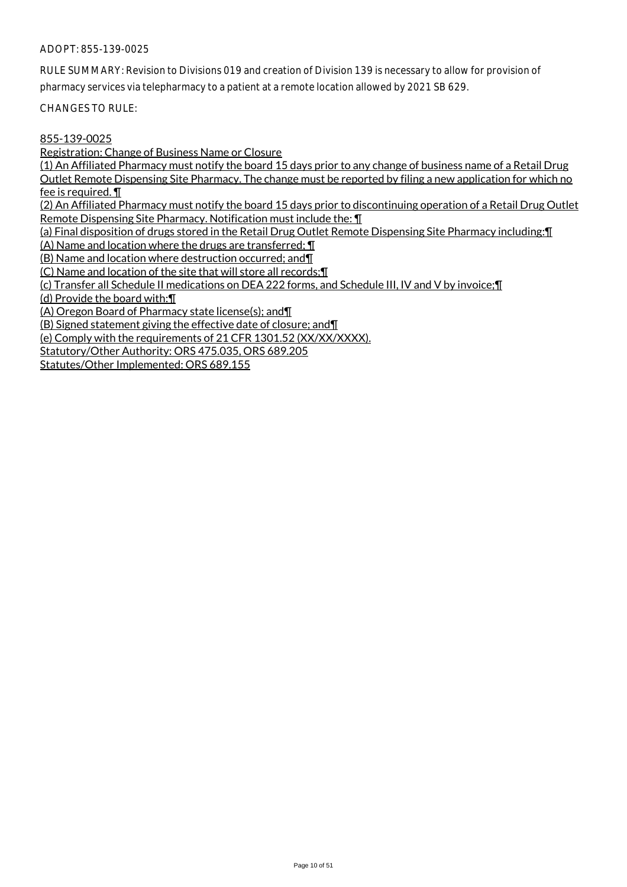ADOPT: 855-139-0025

RULE SUMMARY: Revision to Divisions 019 and creation of Division 139 is necessary to allow for provision of pharmacy services via telepharmacy to a patient at a remote location allowed by 2021 SB 629.

CHANGES TO RULE:

855-139-0025

Registration: Change of Business Name or Closure

(1) An Affiliated Pharmacy must notify the board 15 days prior to any change of business name of a Retail Drug Outlet Remote Dispensing Site Pharmacy. The change must be reported by filing a new application for which no fee is required. ¶

(2) An Affiliated Pharmacy must notify the board 15 days prior to discontinuing operation of a Retail Drug Outlet Remote Dispensing Site Pharmacy. Notification must include the: ¶

(a) Final disposition of drugs stored in the Retail Drug Outlet Remote Dispensing Site Pharmacy including:¶

(A) Name and location where the drugs are transferred; ¶

(B) Name and location where destruction occurred; and¶

(C) Name and location of the site that will store all records;¶

(c) Transfer all Schedule II medications on DEA 222 forms, and Schedule III, IV and V by invoice;¶

(d) Provide the board with:¶

(A) Oregon Board of Pharmacy state license(s); and¶

(B) Signed statement giving the effective date of closure; and¶

(e) Comply with the requirements of 21 CFR 1301.52 (XX/XX/XXXX).

Statutory/Other Authority: ORS 475.035, ORS 689.205

Statutes/Other Implemented: ORS 689.155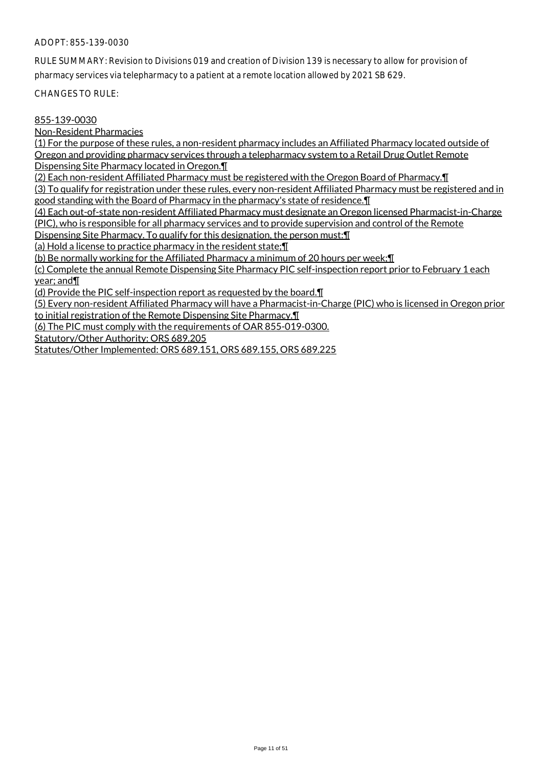ADOPT: 855-139-0030

RULE SUMMARY: Revision to Divisions 019 and creation of Division 139 is necessary to allow for provision of pharmacy services via telepharmacy to a patient at a remote location allowed by 2021 SB 629.

CHANGES TO RULE:

855-139-0030

Non-Resident Pharmacies

(1) For the purpose of these rules, a non-resident pharmacy includes an Affiliated Pharmacy located outside of Oregon and providing pharmacy services through a telepharmacy system to a Retail Drug Outlet Remote Dispensing Site Pharmacy located in Oregon.¶

(2) Each non-resident Affiliated Pharmacy must be registered with the Oregon Board of Pharmacy.¶

(3) To qualify for registration under these rules, every non-resident Affiliated Pharmacy must be registered and in good standing with the Board of Pharmacy in the pharmacy's state of residence.¶

(4) Each out-of-state non-resident Affiliated Pharmacy must designate an Oregon licensed Pharmacist-in-Charge (PIC), who is responsible for all pharmacy services and to provide supervision and control of the Remote Dispensing Site Pharmacy. To qualify for this designation, the person must:¶

(a) Hold a license to practice pharmacy in the resident state;¶

(b) Be normally working for the Affiliated Pharmacy a minimum of 20 hours per week;¶

(c) Complete the annual Remote Dispensing Site Pharmacy PIC self-inspection report prior to February 1 each year; and¶

(d) Provide the PIC self-inspection report as requested by the board.¶

(5) Every non-resident Affiliated Pharmacy will have a Pharmacist-in-Charge (PIC) who is licensed in Oregon prior to initial registration of the Remote Dispensing Site Pharmacy.¶

(6) The PIC must comply with the requirements of OAR 855-019-0300.

Statutory/Other Authority: ORS 689.205

Statutes/Other Implemented: ORS 689.151, ORS 689.155, ORS 689.225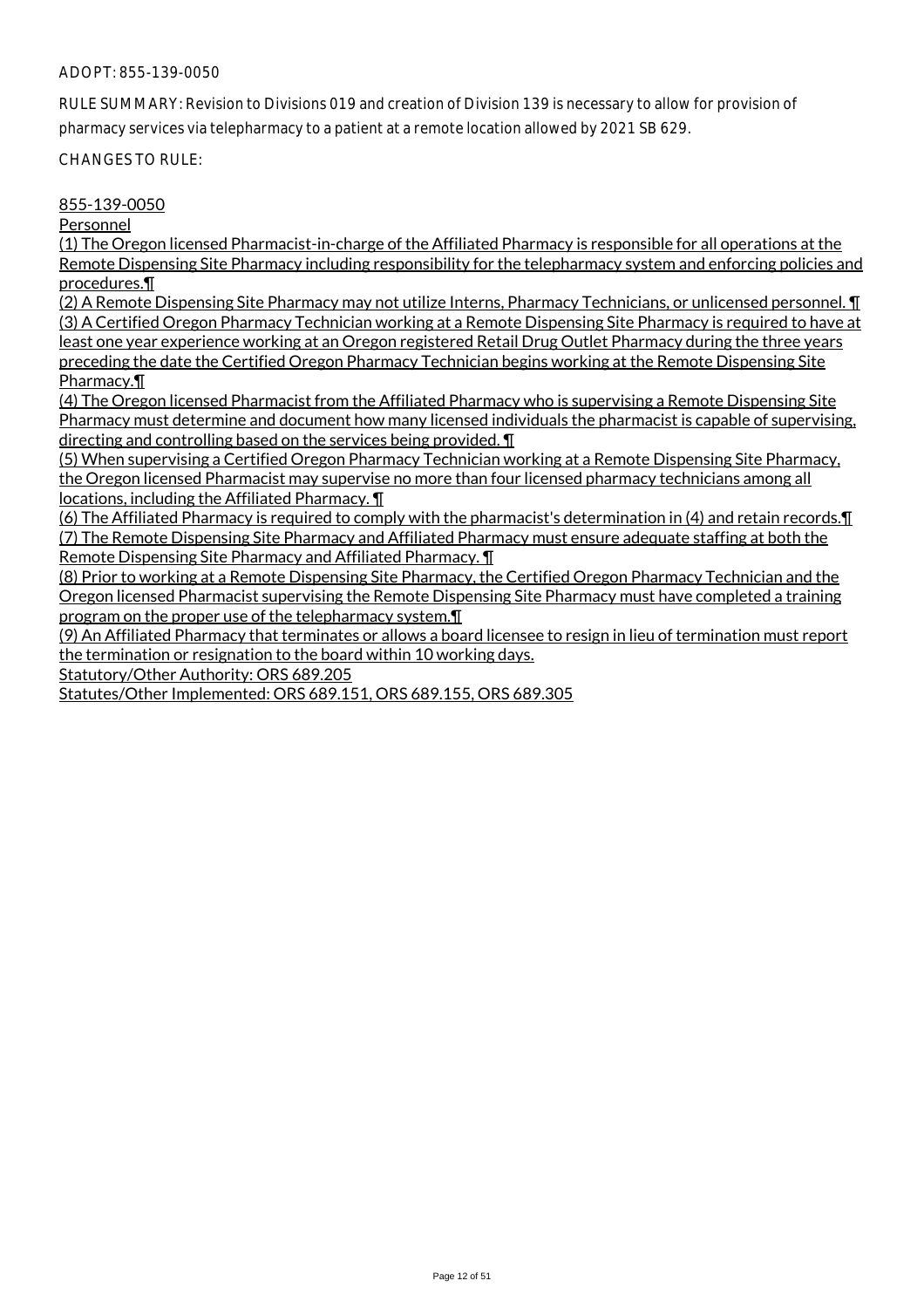ADOPT: 855-139-0050

RULE SUMMARY: Revision to Divisions 019 and creation of Division 139 is necessary to allow for provision of pharmacy services via telepharmacy to a patient at a remote location allowed by 2021 SB 629.

CHANGES TO RULE:

855-139-0050

Personnel

(1) The Oregon licensed Pharmacist-in-charge of the Affiliated Pharmacy is responsible for all operations at the Remote Dispensing Site Pharmacy including responsibility for the telepharmacy system and enforcing policies and procedures.¶

(2) A Remote Dispensing Site Pharmacy may not utilize Interns, Pharmacy Technicians, or unlicensed personnel. ¶

(3) A Certified Oregon Pharmacy Technician working at a Remote Dispensing Site Pharmacy is required to have at least one year experience working at an Oregon registered Retail Drug Outlet Pharmacy during the three years preceding the date the Certified Oregon Pharmacy Technician begins working at the Remote Dispensing Site Pharmacy.¶

(4) The Oregon licensed Pharmacist from the Affiliated Pharmacy who is supervising a Remote Dispensing Site Pharmacy must determine and document how many licensed individuals the pharmacist is capable of supervising, directing and controlling based on the services being provided. ¶

(5) When supervising a Certified Oregon Pharmacy Technician working at a Remote Dispensing Site Pharmacy, the Oregon licensed Pharmacist may supervise no more than four licensed pharmacy technicians among all locations, including the Affiliated Pharmacy. ¶

(6) The Affiliated Pharmacy is required to comply with the pharmacist's determination in (4) and retain records.¶

(7) The Remote Dispensing Site Pharmacy and Affiliated Pharmacy must ensure adequate staffing at both the Remote Dispensing Site Pharmacy and Affiliated Pharmacy. ¶

(8) Prior to working at a Remote Dispensing Site Pharmacy, the Certified Oregon Pharmacy Technician and the Oregon licensed Pharmacist supervising the Remote Dispensing Site Pharmacy must have completed a training program on the proper use of the telepharmacy system.¶

(9) An Affiliated Pharmacy that terminates or allows a board licensee to resign in lieu of termination must report the termination or resignation to the board within 10 working days.

Statutory/Other Authority: ORS 689.205

Statutes/Other Implemented: ORS 689.151, ORS 689.155, ORS 689.305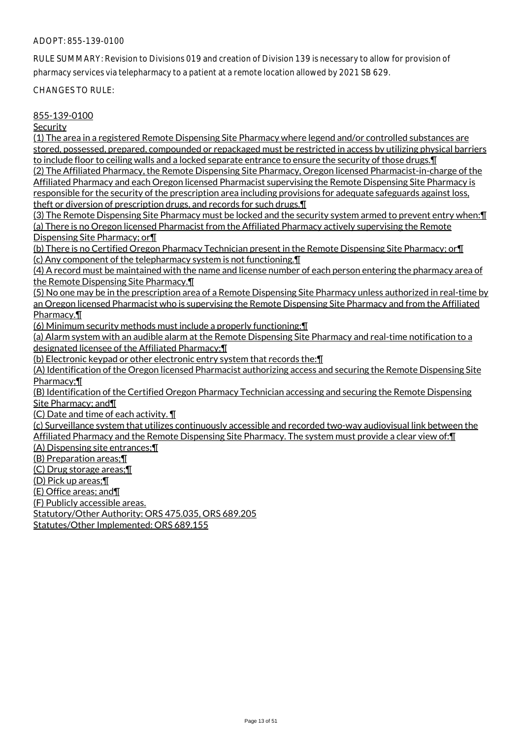ADOPT: 855-139-0100

RULE SUMMARY: Revision to Divisions 019 and creation of Division 139 is necessary to allow for provision of pharmacy services via telepharmacy to a patient at a remote location allowed by 2021 SB 629.

CHANGES TO RULE:

855-139-0100

Security

(1) The area in a registered Remote Dispensing Site Pharmacy where legend and/or controlled substances are stored, possessed, prepared, compounded or repackaged must be restricted in access by utilizing physical barriers to include floor to ceiling walls and a locked separate entrance to ensure the security of those drugs.¶

(2) The Affiliated Pharmacy, the Remote Dispensing Site Pharmacy, Oregon licensed Pharmacist-in-charge of the Affiliated Pharmacy and each Oregon licensed Pharmacist supervising the Remote Dispensing Site Pharmacy is responsible for the security of the prescription area including provisions for adequate safeguards against loss, theft or diversion of prescription drugs, and records for such drugs.¶

(3) The Remote Dispensing Site Pharmacy must be locked and the security system armed to prevent entry when:¶

(a) There is no Oregon licensed Pharmacist from the Affiliated Pharmacy actively supervising the Remote Dispensing Site Pharmacy; or¶

(b) There is no Certified Oregon Pharmacy Technician present in the Remote Dispensing Site Pharmacy; or¶

(c) Any component of the telepharmacy system is not functioning.¶

(4) A record must be maintained with the name and license number of each person entering the pharmacy area of the Remote Dispensing Site Pharmacy.¶

(5) No one may be in the prescription area of a Remote Dispensing Site Pharmacy unless authorized in real-time by an Oregon licensed Pharmacist who is supervising the Remote Dispensing Site Pharmacy and from the Affiliated Pharmacy.¶

(6) Minimum security methods must include a properly functioning:¶

(a) Alarm system with an audible alarm at the Remote Dispensing Site Pharmacy and real-time notification to a designated licensee of the Affiliated Pharmacy;¶

(b) Electronic keypad or other electronic entry system that records the:¶

(A) Identification of the Oregon licensed Pharmacist authorizing access and securing the Remote Dispensing Site Pharmacy;¶

(B) Identification of the Certified Oregon Pharmacy Technician accessing and securing the Remote Dispensing Site Pharmacy; and¶

(C) Date and time of each activity. ¶

(c) Surveillance system that utilizes continuously accessible and recorded two-way audiovisual link between the Affiliated Pharmacy and the Remote Dispensing Site Pharmacy. The system must provide a clear view of:¶

(A) Dispensing site entrances;¶

(B) Preparation areas;¶

(C) Drug storage areas;¶

(D) Pick up areas;¶

(E) Office areas; and¶

(F) Publicly accessible areas.

Statutory/Other Authority: ORS 475.035, ORS 689.205

Statutes/Other Implemented: ORS 689.155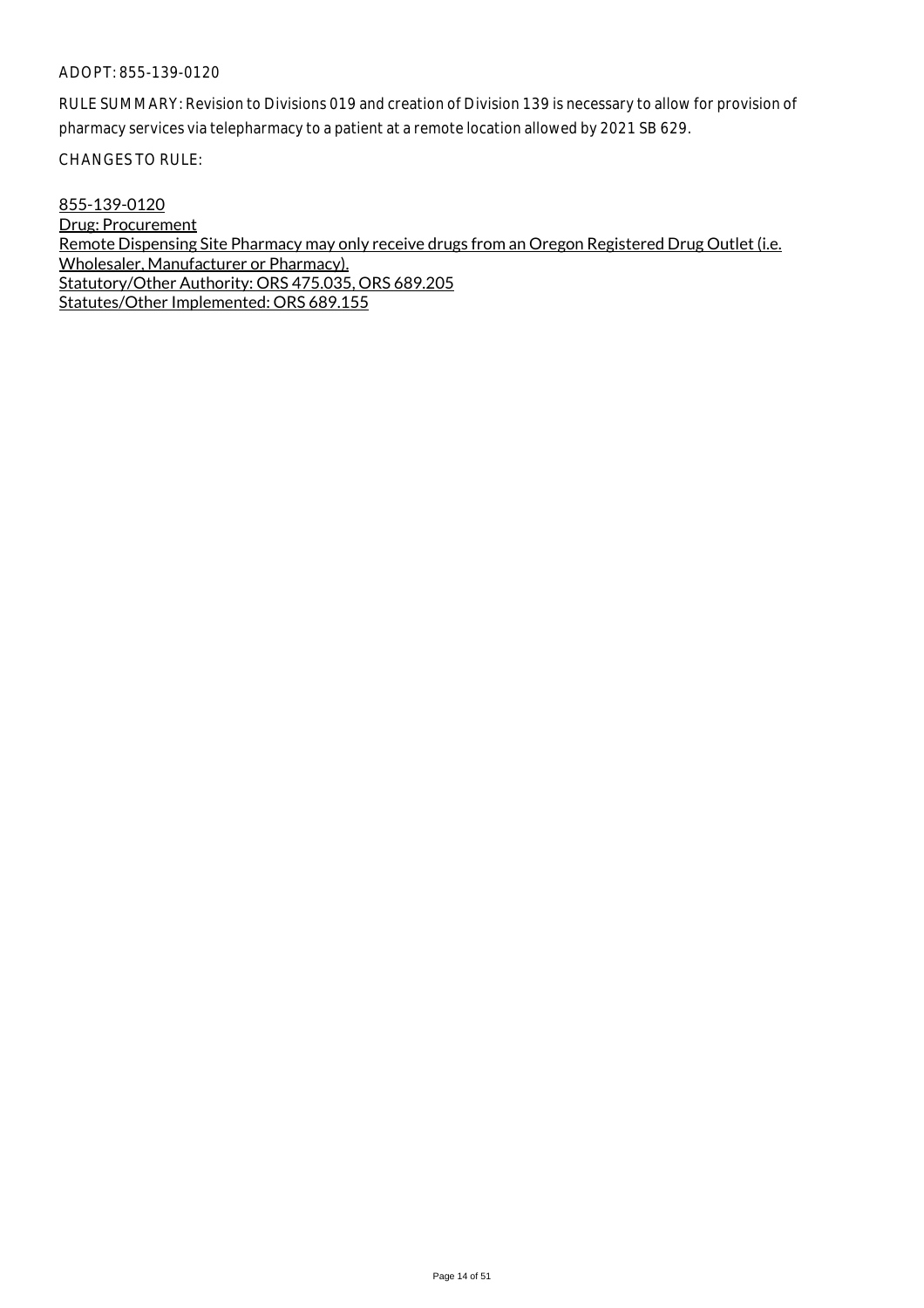ADOPT: 855-139-0120

RULE SUMMARY: Revision to Divisions 019 and creation of Division 139 is necessary to allow for provision of pharmacy services via telepharmacy to a patient at a remote location allowed by 2021 SB 629.

CHANGES TO RULE:

855-139-0120
Drug: Procurement
Remote Dispensing Site Pharmacy may only receive drugs from an Oregon Registered Drug Outlet (i.e. Wholesaler, Manufacturer or Pharmacy).
Statutory/Other Authority: ORS 475.035, ORS 689.205
Statutes/Other Implemented: ORS 689.155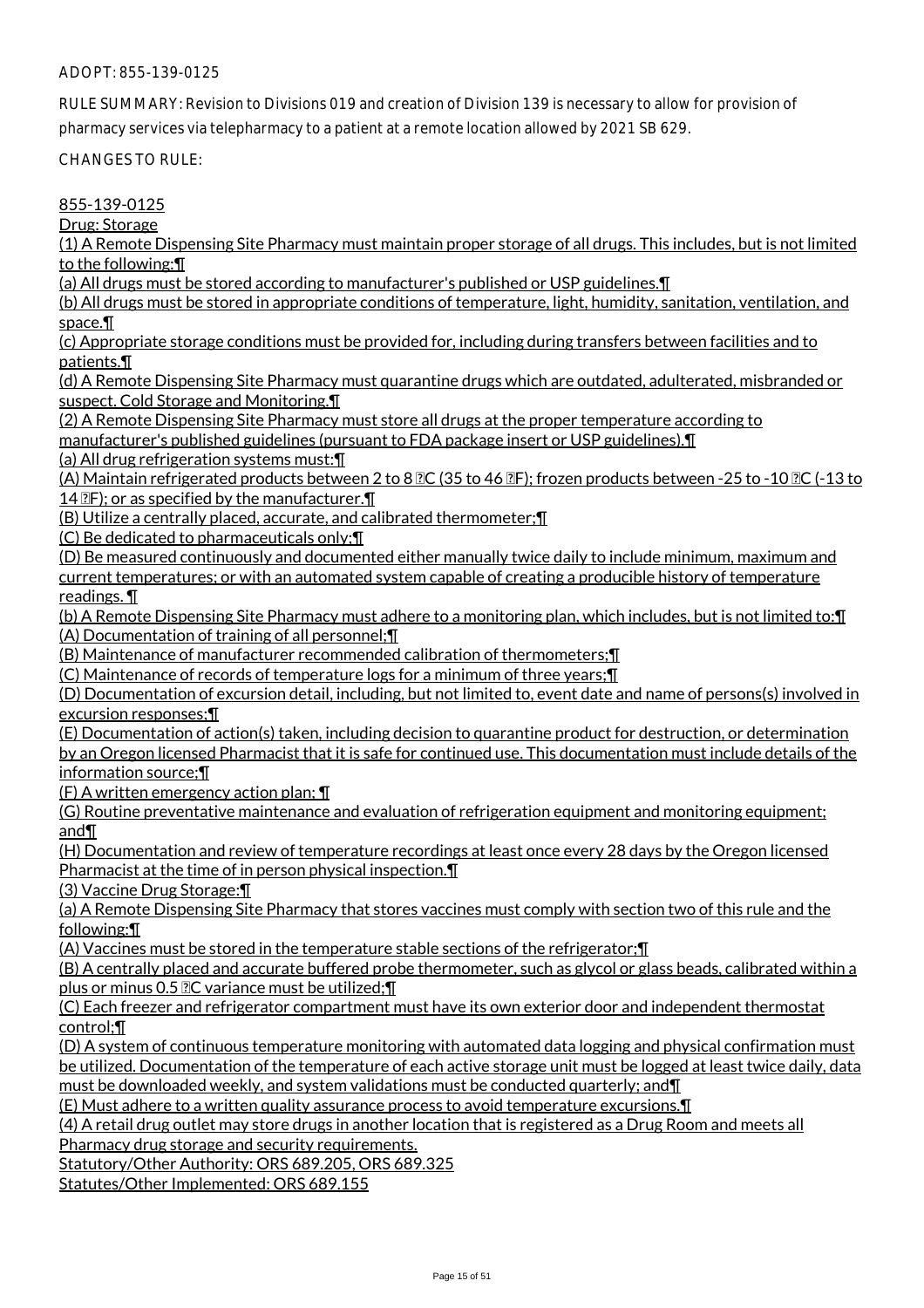ADOPT: 855-139-0125

RULE SUMMARY: Revision to Divisions 019 and creation of Division 139 is necessary to allow for provision of pharmacy services via telepharmacy to a patient at a remote location allowed by 2021 SB 629.

CHANGES TO RULE:

855-139-0125
Drug: Storage
(1) A Remote Dispensing Site Pharmacy must maintain proper storage of all drugs. This includes, but is not limited to the following:¶
(a) All drugs must be stored according to manufacturer's published or USP guidelines.¶
(b) All drugs must be stored in appropriate conditions of temperature, light, humidity, sanitation, ventilation, and space.¶
(c) Appropriate storage conditions must be provided for, including during transfers between facilities and to patients.¶
(d) A Remote Dispensing Site Pharmacy must quarantine drugs which are outdated, adulterated, misbranded or suspect. Cold Storage and Monitoring.¶
(2) A Remote Dispensing Site Pharmacy must store all drugs at the proper temperature according to manufacturer's published guidelines (pursuant to FDA package insert or USP guidelines).¶
(a) All drug refrigeration systems must:¶
(A) Maintain refrigerated products between 2 to 8 °C (35 to 46 °F); frozen products between -25 to -10 °C (-13 to 14 °F); or as specified by the manufacturer.¶
(B) Utilize a centrally placed, accurate, and calibrated thermometer;¶
(C) Be dedicated to pharmaceuticals only;¶
(D) Be measured continuously and documented either manually twice daily to include minimum, maximum and current temperatures; or with an automated system capable of creating a producible history of temperature readings. ¶
(b) A Remote Dispensing Site Pharmacy must adhere to a monitoring plan, which includes, but is not limited to:¶
(A) Documentation of training of all personnel;¶
(B) Maintenance of manufacturer recommended calibration of thermometers;¶
(C) Maintenance of records of temperature logs for a minimum of three years;¶
(D) Documentation of excursion detail, including, but not limited to, event date and name of persons(s) involved in excursion responses;¶
(E) Documentation of action(s) taken, including decision to quarantine product for destruction, or determination by an Oregon licensed Pharmacist that it is safe for continued use. This documentation must include details of the information source;¶
(F) A written emergency action plan; ¶
(G) Routine preventative maintenance and evaluation of refrigeration equipment and monitoring equipment; and¶
(H) Documentation and review of temperature recordings at least once every 28 days by the Oregon licensed Pharmacist at the time of in person physical inspection.¶
(3) Vaccine Drug Storage:¶
(a) A Remote Dispensing Site Pharmacy that stores vaccines must comply with section two of this rule and the following:¶
(A) Vaccines must be stored in the temperature stable sections of the refrigerator;¶
(B) A centrally placed and accurate buffered probe thermometer, such as glycol or glass beads, calibrated within a plus or minus 0.5 °C variance must be utilized;¶
(C) Each freezer and refrigerator compartment must have its own exterior door and independent thermostat control;¶
(D) A system of continuous temperature monitoring with automated data logging and physical confirmation must be utilized. Documentation of the temperature of each active storage unit must be logged at least twice daily, data must be downloaded weekly, and system validations must be conducted quarterly; and¶
(E) Must adhere to a written quality assurance process to avoid temperature excursions.¶
(4) A retail drug outlet may store drugs in another location that is registered as a Drug Room and meets all Pharmacy drug storage and security requirements.
Statutory/Other Authority: ORS 689.205, ORS 689.325
Statutes/Other Implemented: ORS 689.155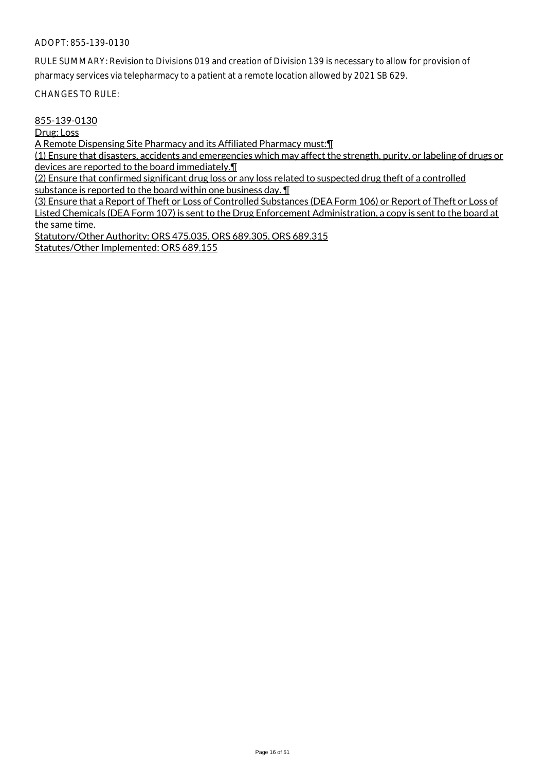ADOPT: 855-139-0130

RULE SUMMARY: Revision to Divisions 019 and creation of Division 139 is necessary to allow for provision of pharmacy services via telepharmacy to a patient at a remote location allowed by 2021 SB 629.

CHANGES TO RULE:

855-139-0130

Drug: Loss

A Remote Dispensing Site Pharmacy and its Affiliated Pharmacy must:¶

(1) Ensure that disasters, accidents and emergencies which may affect the strength, purity, or labeling of drugs or devices are reported to the board immediately.¶

(2) Ensure that confirmed significant drug loss or any loss related to suspected drug theft of a controlled substance is reported to the board within one business day. ¶

(3) Ensure that a Report of Theft or Loss of Controlled Substances (DEA Form 106) or Report of Theft or Loss of Listed Chemicals (DEA Form 107) is sent to the Drug Enforcement Administration, a copy is sent to the board at the same time.

Statutory/Other Authority: ORS 475.035, ORS 689.305, ORS 689.315

Statutes/Other Implemented: ORS 689.155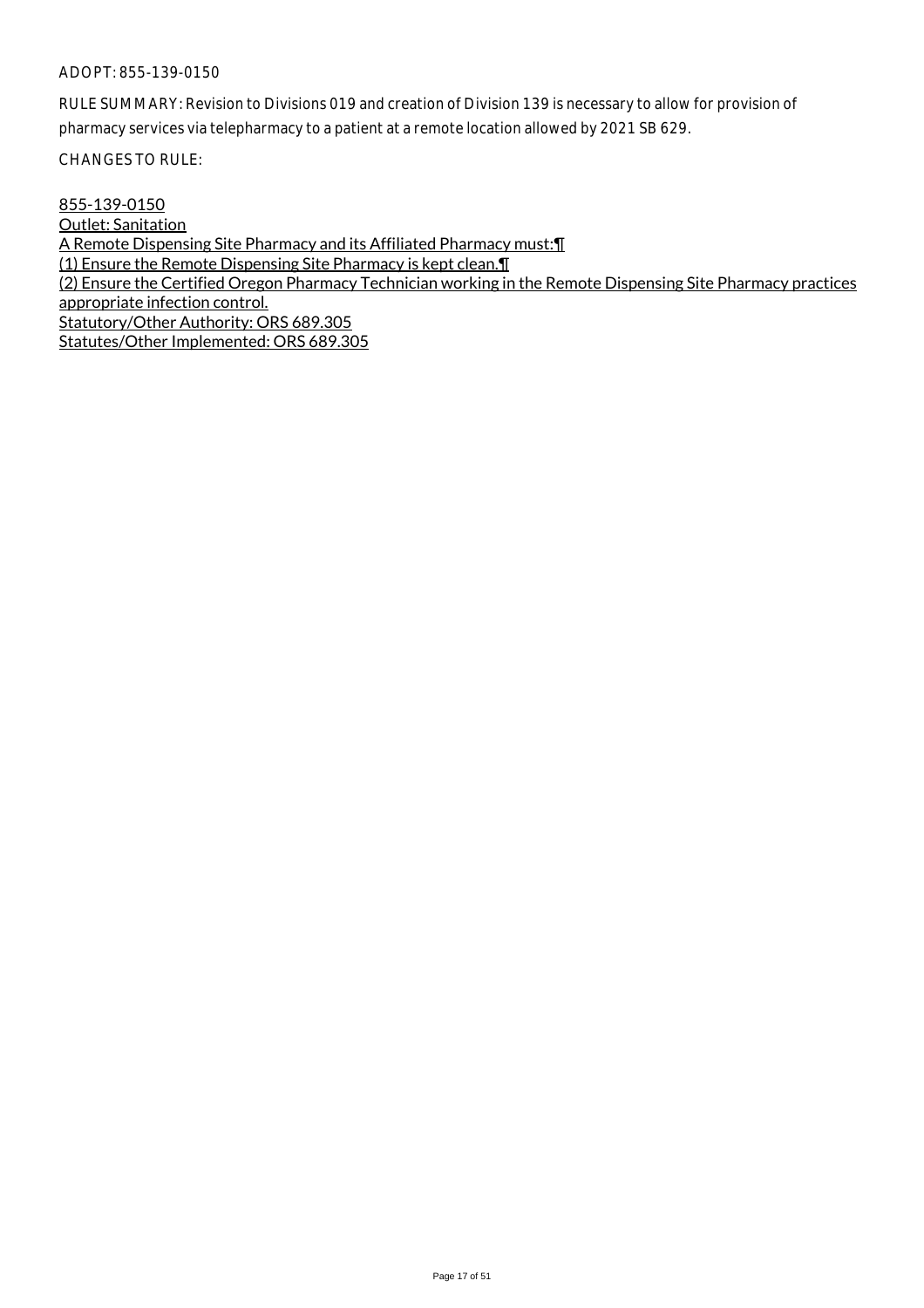ADOPT: 855-139-0150

RULE SUMMARY: Revision to Divisions 019 and creation of Division 139 is necessary to allow for provision of pharmacy services via telepharmacy to a patient at a remote location allowed by 2021 SB 629.

CHANGES TO RULE:

855-139-0150
Outlet: Sanitation
A Remote Dispensing Site Pharmacy and its Affiliated Pharmacy must:¶
(1) Ensure the Remote Dispensing Site Pharmacy is kept clean.¶
(2) Ensure the Certified Oregon Pharmacy Technician working in the Remote Dispensing Site Pharmacy practices appropriate infection control.
Statutory/Other Authority: ORS 689.305
Statutes/Other Implemented: ORS 689.305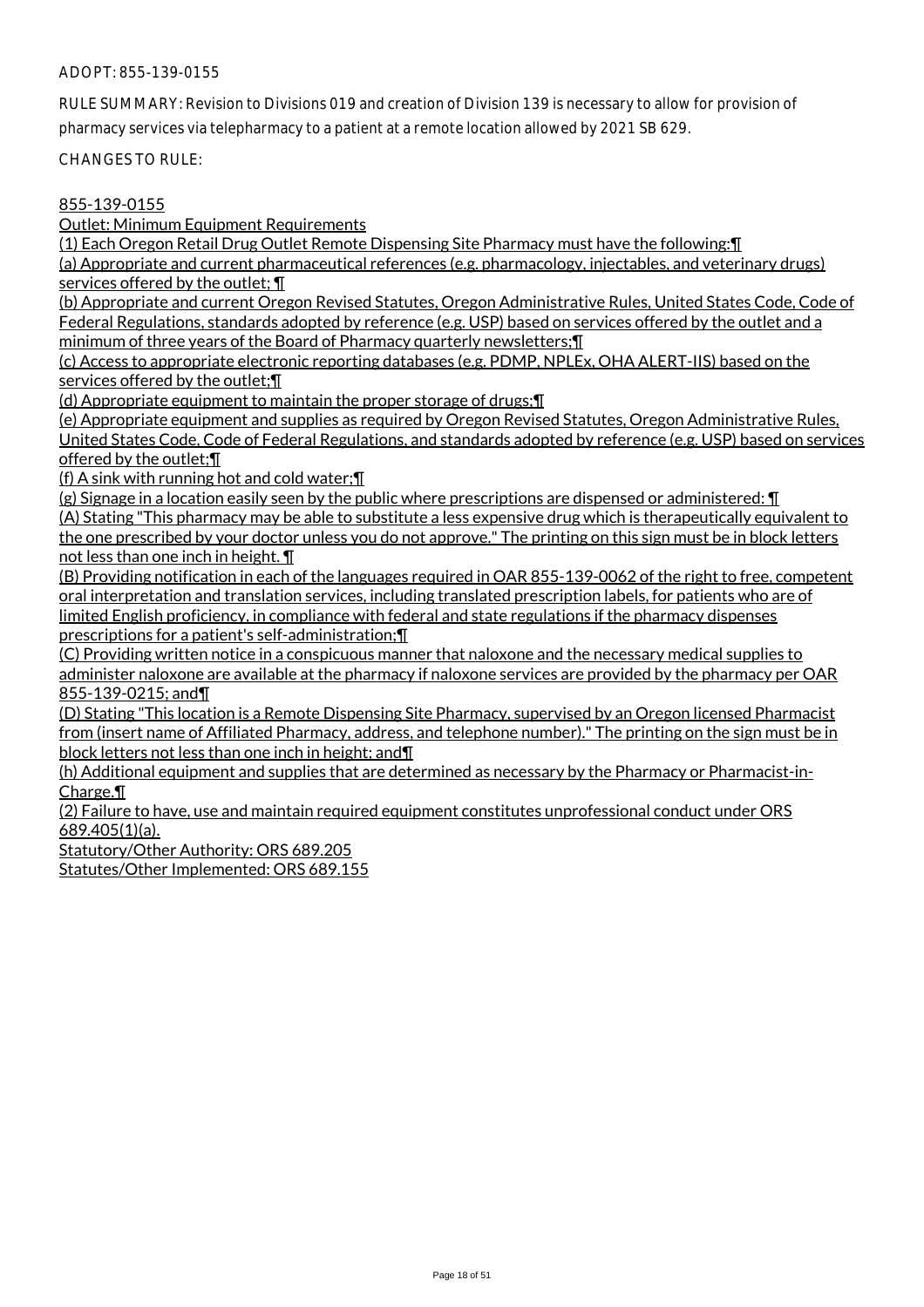ADOPT: 855-139-0155

RULE SUMMARY: Revision to Divisions 019 and creation of Division 139 is necessary to allow for provision of pharmacy services via telepharmacy to a patient at a remote location allowed by 2021 SB 629.

CHANGES TO RULE:

855-139-0155

Outlet: Minimum Equipment Requirements

(1) Each Oregon Retail Drug Outlet Remote Dispensing Site Pharmacy must have the following:¶

(a) Appropriate and current pharmaceutical references (e.g. pharmacology, injectables, and veterinary drugs) services offered by the outlet; ¶

(b) Appropriate and current Oregon Revised Statutes, Oregon Administrative Rules, United States Code, Code of Federal Regulations, standards adopted by reference (e.g. USP) based on services offered by the outlet and a minimum of three years of the Board of Pharmacy quarterly newsletters;¶

(c) Access to appropriate electronic reporting databases (e.g. PDMP, NPLEx, OHA ALERT-IIS) based on the services offered by the outlet;¶

(d) Appropriate equipment to maintain the proper storage of drugs;¶

(e) Appropriate equipment and supplies as required by Oregon Revised Statutes, Oregon Administrative Rules, United States Code, Code of Federal Regulations, and standards adopted by reference (e.g. USP) based on services offered by the outlet;¶

(f) A sink with running hot and cold water;¶

(g) Signage in a location easily seen by the public where prescriptions are dispensed or administered: ¶

(A) Stating "This pharmacy may be able to substitute a less expensive drug which is therapeutically equivalent to the one prescribed by your doctor unless you do not approve." The printing on this sign must be in block letters not less than one inch in height. ¶

(B) Providing notification in each of the languages required in OAR 855-139-0062 of the right to free, competent oral interpretation and translation services, including translated prescription labels, for patients who are of limited English proficiency, in compliance with federal and state regulations if the pharmacy dispenses prescriptions for a patient's self-administration;¶

(C) Providing written notice in a conspicuous manner that naloxone and the necessary medical supplies to administer naloxone are available at the pharmacy if naloxone services are provided by the pharmacy per OAR 855-139-0215; and¶

(D) Stating "This location is a Remote Dispensing Site Pharmacy, supervised by an Oregon licensed Pharmacist from (insert name of Affiliated Pharmacy, address, and telephone number)." The printing on the sign must be in block letters not less than one inch in height; and¶

(h) Additional equipment and supplies that are determined as necessary by the Pharmacy or Pharmacist-in-Charge.¶

(2) Failure to have, use and maintain required equipment constitutes unprofessional conduct under ORS 689.405(1)(a).

Statutory/Other Authority: ORS 689.205

Statutes/Other Implemented: ORS 689.155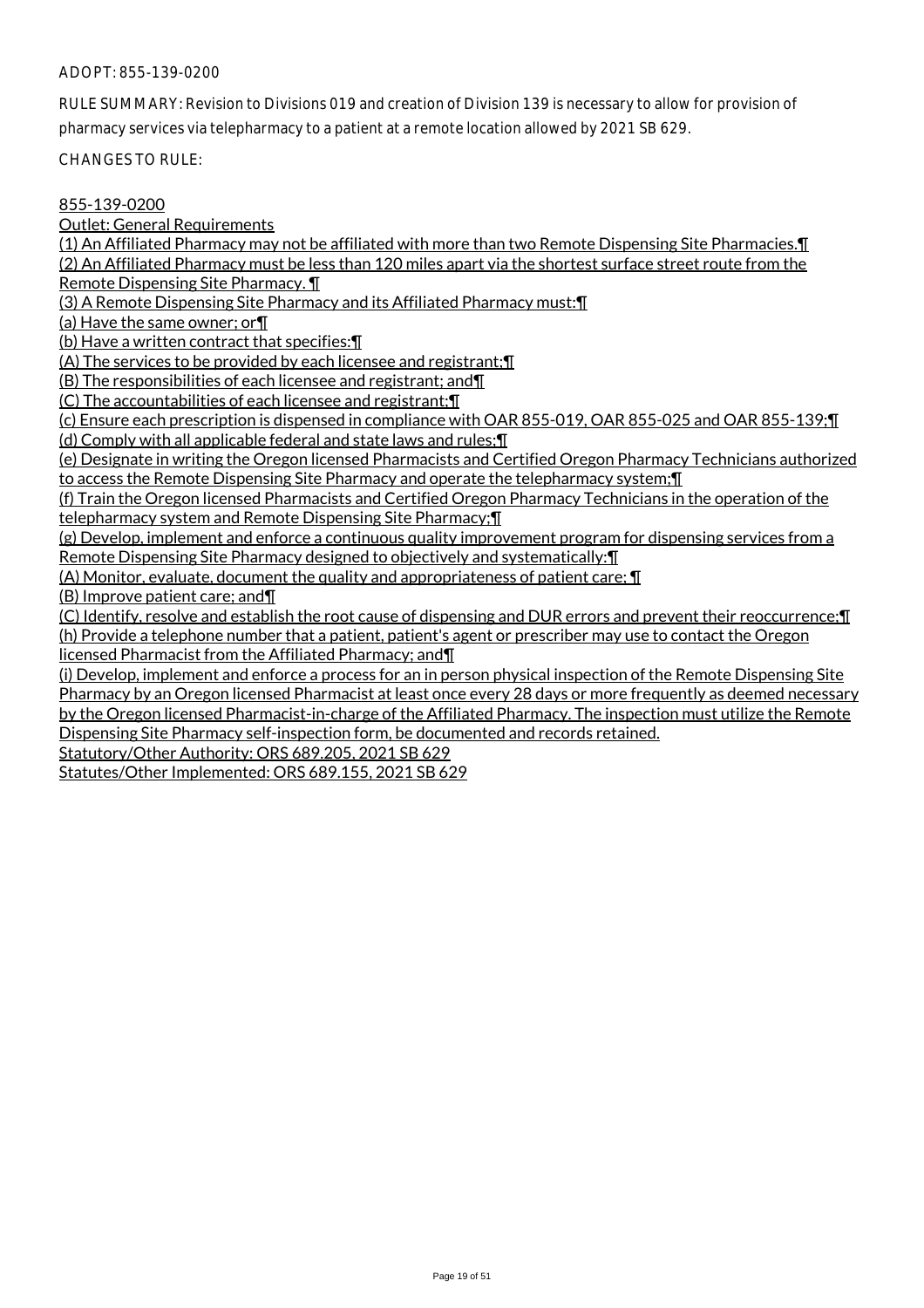ADOPT: 855-139-0200

RULE SUMMARY: Revision to Divisions 019 and creation of Division 139 is necessary to allow for provision of pharmacy services via telepharmacy to a patient at a remote location allowed by 2021 SB 629.

CHANGES TO RULE:

855-139-0200

Outlet: General Requirements

(1) An Affiliated Pharmacy may not be affiliated with more than two Remote Dispensing Site Pharmacies.¶

(2) An Affiliated Pharmacy must be less than 120 miles apart via the shortest surface street route from the Remote Dispensing Site Pharmacy. ¶

(3) A Remote Dispensing Site Pharmacy and its Affiliated Pharmacy must:¶

(a) Have the same owner; or¶

(b) Have a written contract that specifies:¶

(A) The services to be provided by each licensee and registrant;¶

(B) The responsibilities of each licensee and registrant; and¶

(C) The accountabilities of each licensee and registrant;¶

(c) Ensure each prescription is dispensed in compliance with OAR 855-019, OAR 855-025 and OAR 855-139;¶

(d) Comply with all applicable federal and state laws and rules;¶

(e) Designate in writing the Oregon licensed Pharmacists and Certified Oregon Pharmacy Technicians authorized to access the Remote Dispensing Site Pharmacy and operate the telepharmacy system;¶

(f) Train the Oregon licensed Pharmacists and Certified Oregon Pharmacy Technicians in the operation of the telepharmacy system and Remote Dispensing Site Pharmacy;¶

(g) Develop, implement and enforce a continuous quality improvement program for dispensing services from a Remote Dispensing Site Pharmacy designed to objectively and systematically:¶

(A) Monitor, evaluate, document the quality and appropriateness of patient care; ¶

(B) Improve patient care; and¶

(C) Identify, resolve and establish the root cause of dispensing and DUR errors and prevent their reoccurrence;¶

(h) Provide a telephone number that a patient, patient's agent or prescriber may use to contact the Oregon licensed Pharmacist from the Affiliated Pharmacy; and¶

(i) Develop, implement and enforce a process for an in person physical inspection of the Remote Dispensing Site Pharmacy by an Oregon licensed Pharmacist at least once every 28 days or more frequently as deemed necessary by the Oregon licensed Pharmacist-in-charge of the Affiliated Pharmacy. The inspection must utilize the Remote Dispensing Site Pharmacy self-inspection form, be documented and records retained.

Statutory/Other Authority: ORS 689.205, 2021 SB 629

Statutes/Other Implemented: ORS 689.155, 2021 SB 629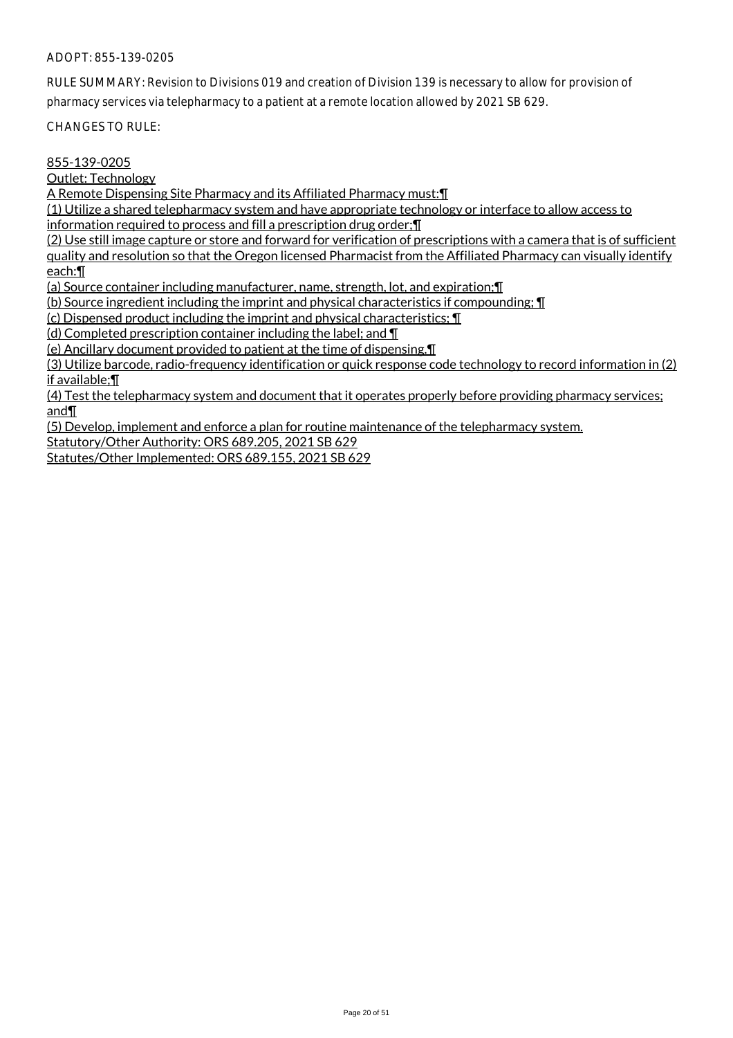ADOPT: 855-139-0205

RULE SUMMARY: Revision to Divisions 019 and creation of Division 139 is necessary to allow for provision of pharmacy services via telepharmacy to a patient at a remote location allowed by 2021 SB 629.

CHANGES TO RULE:

855-139-0205

Outlet: Technology

A Remote Dispensing Site Pharmacy and its Affiliated Pharmacy must:¶

(1) Utilize a shared telepharmacy system and have appropriate technology or interface to allow access to information required to process and fill a prescription drug order;¶

(2) Use still image capture or store and forward for verification of prescriptions with a camera that is of sufficient quality and resolution so that the Oregon licensed Pharmacist from the Affiliated Pharmacy can visually identify each:¶

(a) Source container including manufacturer, name, strength, lot, and expiration;¶

(b) Source ingredient including the imprint and physical characteristics if compounding; ¶

(c) Dispensed product including the imprint and physical characteristics; ¶

(d) Completed prescription container including the label; and ¶

(e) Ancillary document provided to patient at the time of dispensing.¶

(3) Utilize barcode, radio-frequency identification or quick response code technology to record information in (2) if available;¶

(4) Test the telepharmacy system and document that it operates properly before providing pharmacy services; and¶

(5) Develop, implement and enforce a plan for routine maintenance of the telepharmacy system.

Statutory/Other Authority: ORS 689.205, 2021 SB 629

Statutes/Other Implemented: ORS 689.155, 2021 SB 629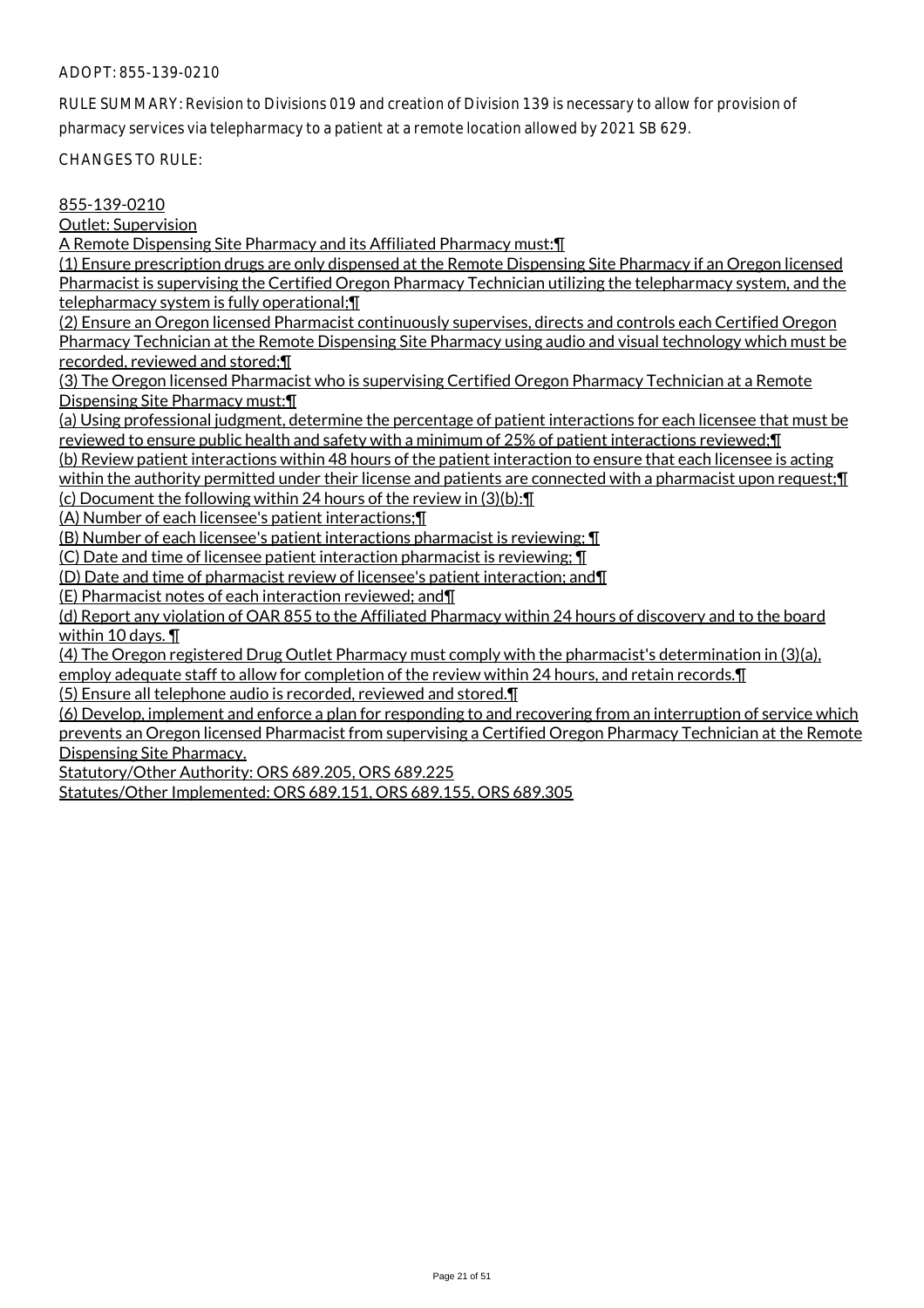ADOPT: 855-139-0210

RULE SUMMARY: Revision to Divisions 019 and creation of Division 139 is necessary to allow for provision of pharmacy services via telepharmacy to a patient at a remote location allowed by 2021 SB 629.

CHANGES TO RULE:

855-139-0210

Outlet: Supervision

A Remote Dispensing Site Pharmacy and its Affiliated Pharmacy must:¶

(1) Ensure prescription drugs are only dispensed at the Remote Dispensing Site Pharmacy if an Oregon licensed Pharmacist is supervising the Certified Oregon Pharmacy Technician utilizing the telepharmacy system, and the telepharmacy system is fully operational;¶

(2) Ensure an Oregon licensed Pharmacist continuously supervises, directs and controls each Certified Oregon Pharmacy Technician at the Remote Dispensing Site Pharmacy using audio and visual technology which must be recorded, reviewed and stored;¶

(3) The Oregon licensed Pharmacist who is supervising Certified Oregon Pharmacy Technician at a Remote Dispensing Site Pharmacy must:¶

(a) Using professional judgment, determine the percentage of patient interactions for each licensee that must be reviewed to ensure public health and safety with a minimum of 25% of patient interactions reviewed;¶

(b) Review patient interactions within 48 hours of the patient interaction to ensure that each licensee is acting within the authority permitted under their license and patients are connected with a pharmacist upon request;¶

(c) Document the following within 24 hours of the review in (3)(b):¶

(A) Number of each licensee's patient interactions;¶

(B) Number of each licensee's patient interactions pharmacist is reviewing; ¶

(C) Date and time of licensee patient interaction pharmacist is reviewing; ¶

(D) Date and time of pharmacist review of licensee's patient interaction; and¶

(E) Pharmacist notes of each interaction reviewed; and¶

(d) Report any violation of OAR 855 to the Affiliated Pharmacy within 24 hours of discovery and to the board within 10 days. ¶

(4) The Oregon registered Drug Outlet Pharmacy must comply with the pharmacist's determination in (3)(a), employ adequate staff to allow for completion of the review within 24 hours, and retain records.¶

(5) Ensure all telephone audio is recorded, reviewed and stored.¶

(6) Develop, implement and enforce a plan for responding to and recovering from an interruption of service which prevents an Oregon licensed Pharmacist from supervising a Certified Oregon Pharmacy Technician at the Remote Dispensing Site Pharmacy.

Statutory/Other Authority: ORS 689.205, ORS 689.225

Statutes/Other Implemented: ORS 689.151, ORS 689.155, ORS 689.305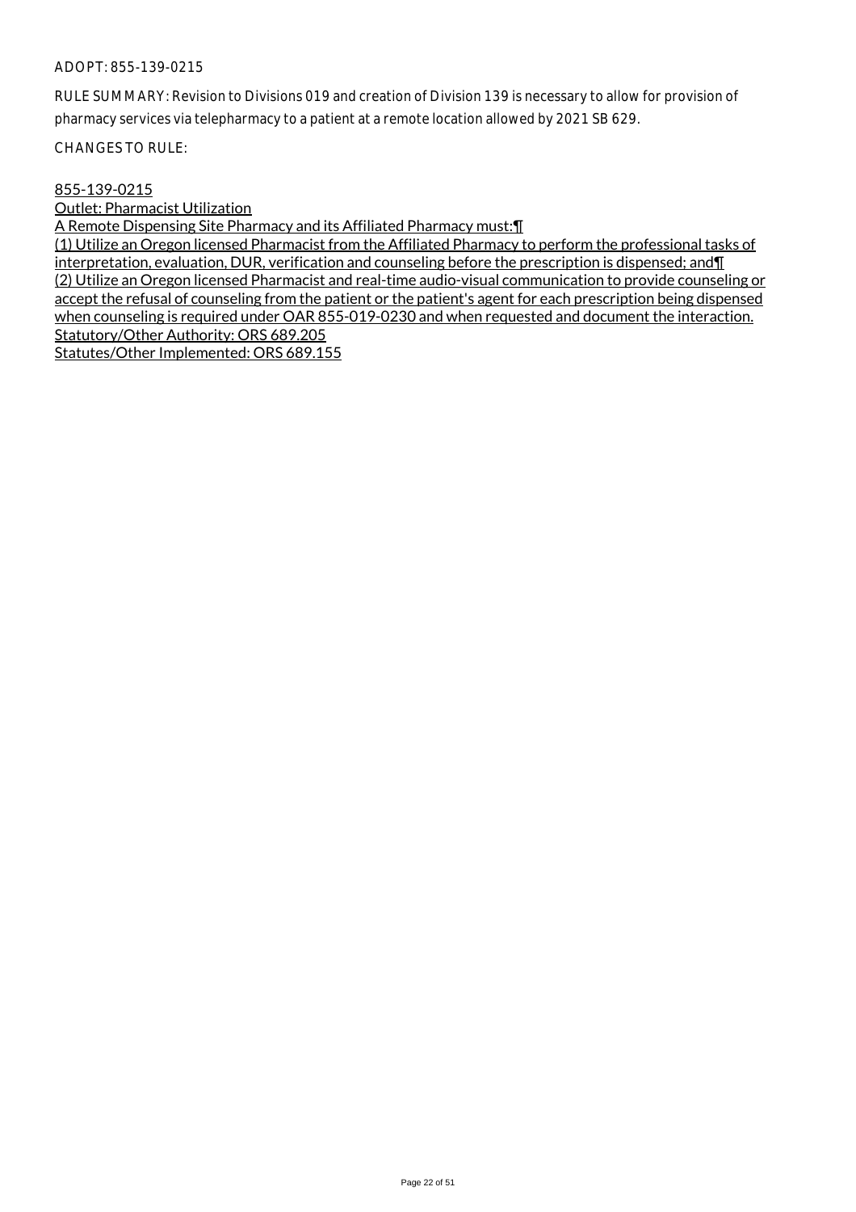ADOPT: 855-139-0215

RULE SUMMARY: Revision to Divisions 019 and creation of Division 139 is necessary to allow for provision of pharmacy services via telepharmacy to a patient at a remote location allowed by 2021 SB 629.

CHANGES TO RULE:

855-139-0215
Outlet: Pharmacist Utilization
A Remote Dispensing Site Pharmacy and its Affiliated Pharmacy must:¶
(1) Utilize an Oregon licensed Pharmacist from the Affiliated Pharmacy to perform the professional tasks of interpretation, evaluation, DUR, verification and counseling before the prescription is dispensed; and¶
(2) Utilize an Oregon licensed Pharmacist and real-time audio-visual communication to provide counseling or accept the refusal of counseling from the patient or the patient's agent for each prescription being dispensed when counseling is required under OAR 855-019-0230 and when requested and document the interaction.
Statutory/Other Authority: ORS 689.205
Statutes/Other Implemented: ORS 689.155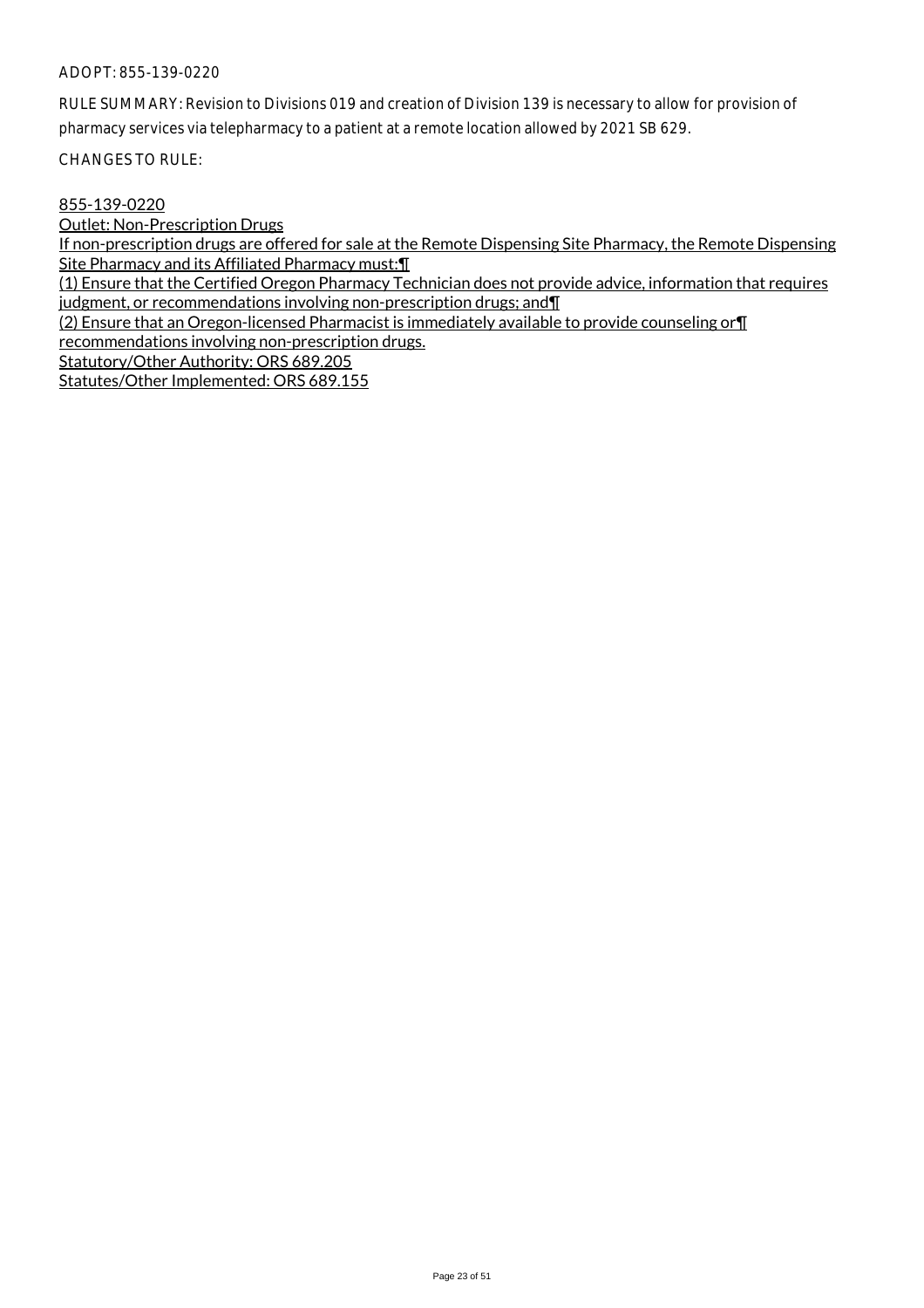ADOPT: 855-139-0220

RULE SUMMARY: Revision to Divisions 019 and creation of Division 139 is necessary to allow for provision of pharmacy services via telepharmacy to a patient at a remote location allowed by 2021 SB 629.

CHANGES TO RULE:

855-139-0220
Outlet: Non-Prescription Drugs
If non-prescription drugs are offered for sale at the Remote Dispensing Site Pharmacy, the Remote Dispensing Site Pharmacy and its Affiliated Pharmacy must:¶
(1) Ensure that the Certified Oregon Pharmacy Technician does not provide advice, information that requires judgment, or recommendations involving non-prescription drugs; and¶
(2) Ensure that an Oregon-licensed Pharmacist is immediately available to provide counseling or¶
recommendations involving non-prescription drugs.
Statutory/Other Authority: ORS 689.205
Statutes/Other Implemented: ORS 689.155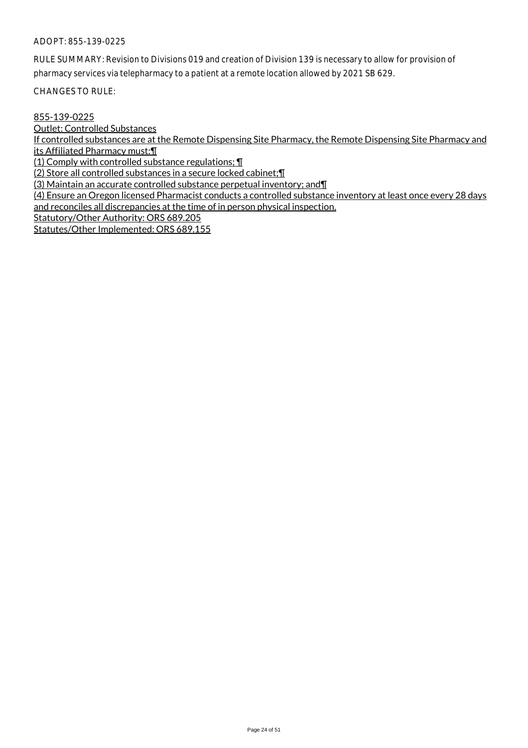ADOPT: 855-139-0225

RULE SUMMARY: Revision to Divisions 019 and creation of Division 139 is necessary to allow for provision of pharmacy services via telepharmacy to a patient at a remote location allowed by 2021 SB 629.

CHANGES TO RULE:

855-139-0225
Outlet: Controlled Substances
If controlled substances are at the Remote Dispensing Site Pharmacy, the Remote Dispensing Site Pharmacy and its Affiliated Pharmacy must:¶
(1) Comply with controlled substance regulations; ¶
(2) Store all controlled substances in a secure locked cabinet;¶
(3) Maintain an accurate controlled substance perpetual inventory; and¶
(4) Ensure an Oregon licensed Pharmacist conducts a controlled substance inventory at least once every 28 days and reconciles all discrepancies at the time of in person physical inspection.
Statutory/Other Authority: ORS 689.205
Statutes/Other Implemented: ORS 689.155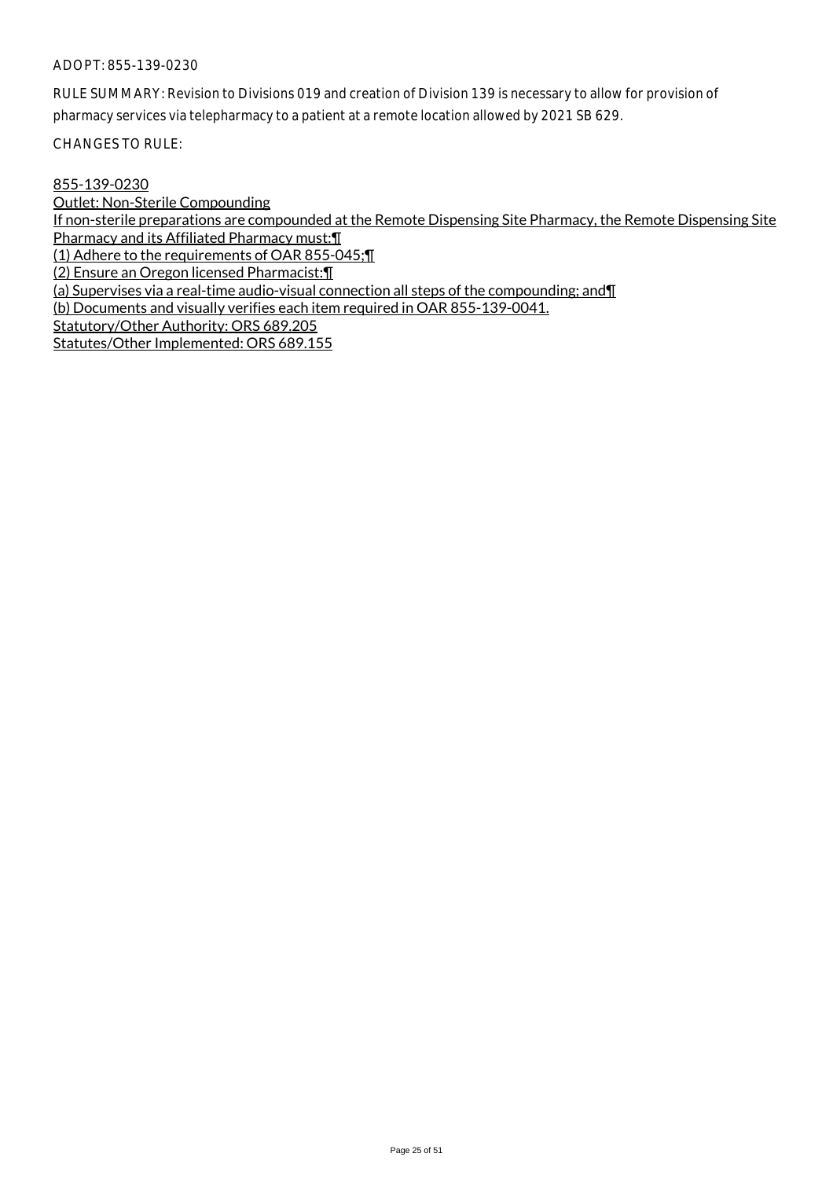ADOPT: 855-139-0230

RULE SUMMARY: Revision to Divisions 019 and creation of Division 139 is necessary to allow for provision of pharmacy services via telepharmacy to a patient at a remote location allowed by 2021 SB 629.

CHANGES TO RULE:

855-139-0230

Outlet: Non-Sterile Compounding

If non-sterile preparations are compounded at the Remote Dispensing Site Pharmacy, the Remote Dispensing Site Pharmacy and its Affiliated Pharmacy must:¶

(1) Adhere to the requirements of OAR 855-045;¶

(2) Ensure an Oregon licensed Pharmacist:¶

(a) Supervises via a real-time audio-visual connection all steps of the compounding; and¶

(b) Documents and visually verifies each item required in OAR 855-139-0041.

Statutory/Other Authority: ORS 689.205

Statutes/Other Implemented: ORS 689.155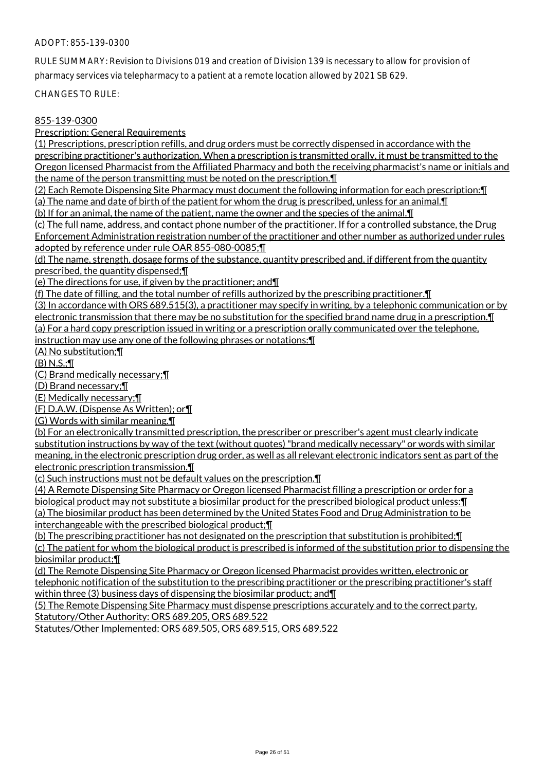ADOPT: 855-139-0300

RULE SUMMARY: Revision to Divisions 019 and creation of Division 139 is necessary to allow for provision of pharmacy services via telepharmacy to a patient at a remote location allowed by 2021 SB 629.

CHANGES TO RULE:

855-139-0300

Prescription: General Requirements

(1) Prescriptions, prescription refills, and drug orders must be correctly dispensed in accordance with the prescribing practitioner's authorization. When a prescription is transmitted orally, it must be transmitted to the Oregon licensed Pharmacist from the Affiliated Pharmacy and both the receiving pharmacist's name or initials and the name of the person transmitting must be noted on the prescription.¶

(2) Each Remote Dispensing Site Pharmacy must document the following information for each prescription:¶

(a) The name and date of birth of the patient for whom the drug is prescribed, unless for an animal.¶

(b) If for an animal, the name of the patient, name the owner and the species of the animal.¶

(c) The full name, address, and contact phone number of the practitioner. If for a controlled substance, the Drug Enforcement Administration registration number of the practitioner and other number as authorized under rules adopted by reference under rule OAR 855-080-0085;¶

(d) The name, strength, dosage forms of the substance, quantity prescribed and, if different from the quantity prescribed, the quantity dispensed;¶

(e) The directions for use, if given by the practitioner; and¶

(f) The date of filling, and the total number of refills authorized by the prescribing practitioner.¶

(3) In accordance with ORS 689.515(3), a practitioner may specify in writing, by a telephonic communication or by electronic transmission that there may be no substitution for the specified brand name drug in a prescription.¶

(a) For a hard copy prescription issued in writing or a prescription orally communicated over the telephone, instruction may use any one of the following phrases or notations:¶

(A) No substitution;¶

(B) N.S.;¶

(C) Brand medically necessary;¶

(D) Brand necessary;¶

(E) Medically necessary;¶

(F) D.A.W. (Dispense As Written); or¶

(G) Words with similar meaning.¶

(b) For an electronically transmitted prescription, the prescriber or prescriber's agent must clearly indicate substitution instructions by way of the text (without quotes) "brand medically necessary" or words with similar meaning, in the electronic prescription drug order, as well as all relevant electronic indicators sent as part of the electronic prescription transmission.¶

(c) Such instructions must not be default values on the prescription.¶

(4) A Remote Dispensing Site Pharmacy or Oregon licensed Pharmacist filling a prescription or order for a biological product may not substitute a biosimilar product for the prescribed biological product unless:¶

(a) The biosimilar product has been determined by the United States Food and Drug Administration to be interchangeable with the prescribed biological product;¶

(b) The prescribing practitioner has not designated on the prescription that substitution is prohibited;¶

(c) The patient for whom the biological product is prescribed is informed of the substitution prior to dispensing the biosimilar product;¶

(d) The Remote Dispensing Site Pharmacy or Oregon licensed Pharmacist provides written, electronic or telephonic notification of the substitution to the prescribing practitioner or the prescribing practitioner's staff within three (3) business days of dispensing the biosimilar product; and¶

(5) The Remote Dispensing Site Pharmacy must dispense prescriptions accurately and to the correct party.

Statutory/Other Authority: ORS 689.205, ORS 689.522

Statutes/Other Implemented: ORS 689.505, ORS 689.515, ORS 689.522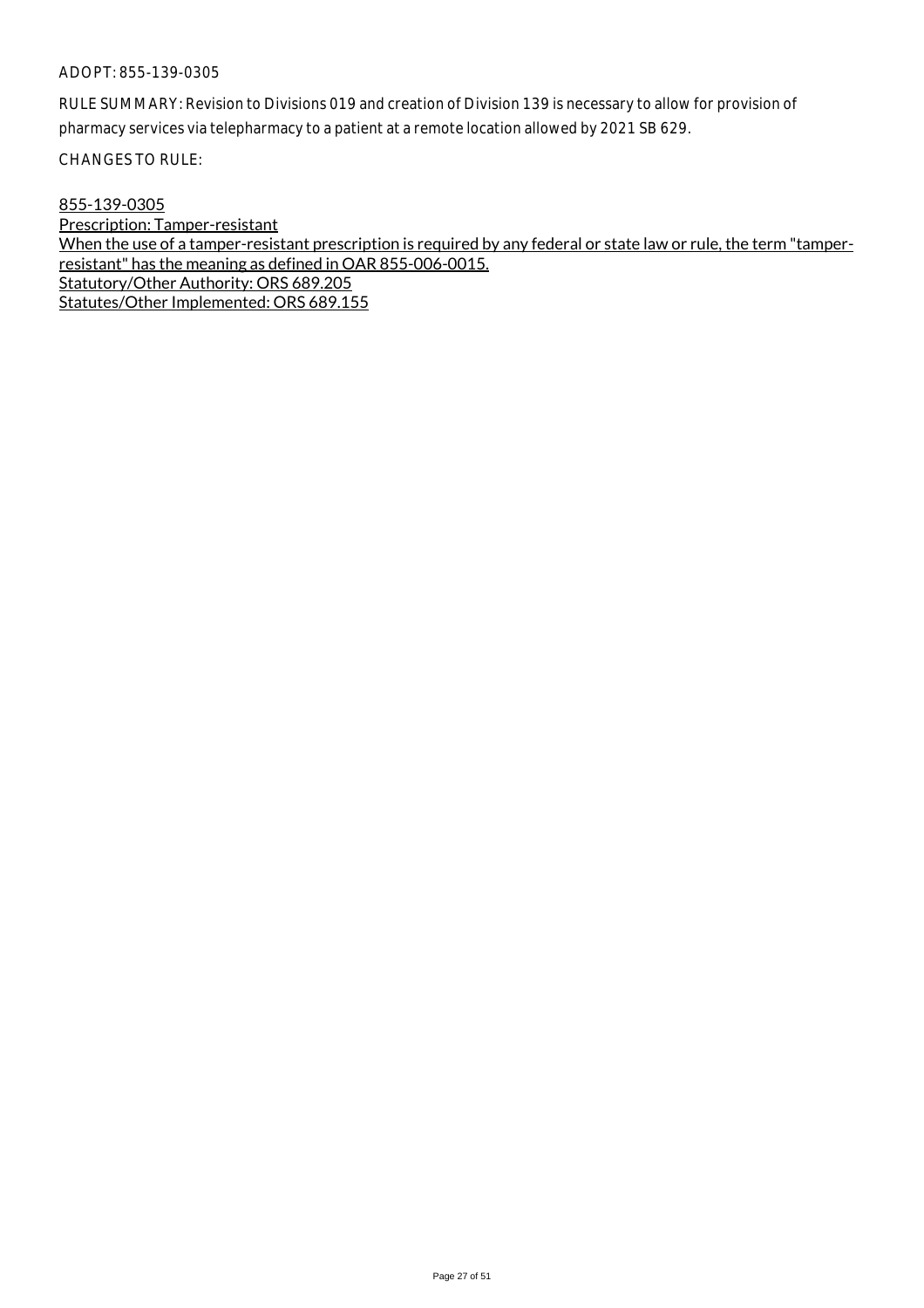ADOPT: 855-139-0305

RULE SUMMARY: Revision to Divisions 019 and creation of Division 139 is necessary to allow for provision of pharmacy services via telepharmacy to a patient at a remote location allowed by 2021 SB 629.

CHANGES TO RULE:

855-139-0305
Prescription: Tamper-resistant
When the use of a tamper-resistant prescription is required by any federal or state law or rule, the term "tamper-resistant" has the meaning as defined in OAR 855-006-0015.
Statutory/Other Authority: ORS 689.205
Statutes/Other Implemented: ORS 689.155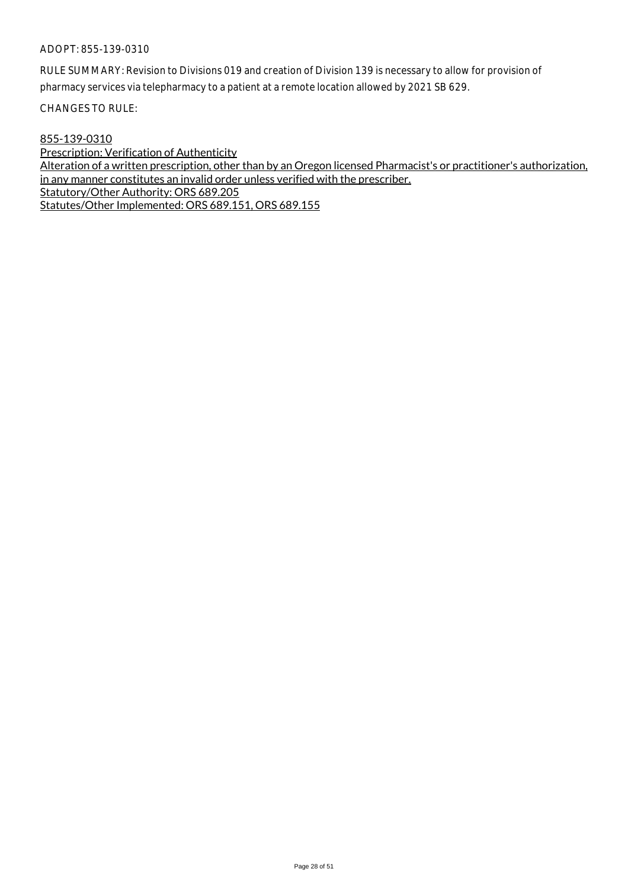ADOPT: 855-139-0310

RULE SUMMARY: Revision to Divisions 019 and creation of Division 139 is necessary to allow for provision of pharmacy services via telepharmacy to a patient at a remote location allowed by 2021 SB 629.

CHANGES TO RULE:

<u>855-139-0310</u>
<u>Prescription: Verification of Authenticity</u>
<u>Alteration of a written prescription, other than by an Oregon licensed Pharmacist's or practitioner's authorization, in any manner constitutes an invalid order unless verified with the prescriber.</u>
<u>Statutory/Other Authority: ORS 689.205</u>
<u>Statutes/Other Implemented: ORS 689.151, ORS 689.155</u>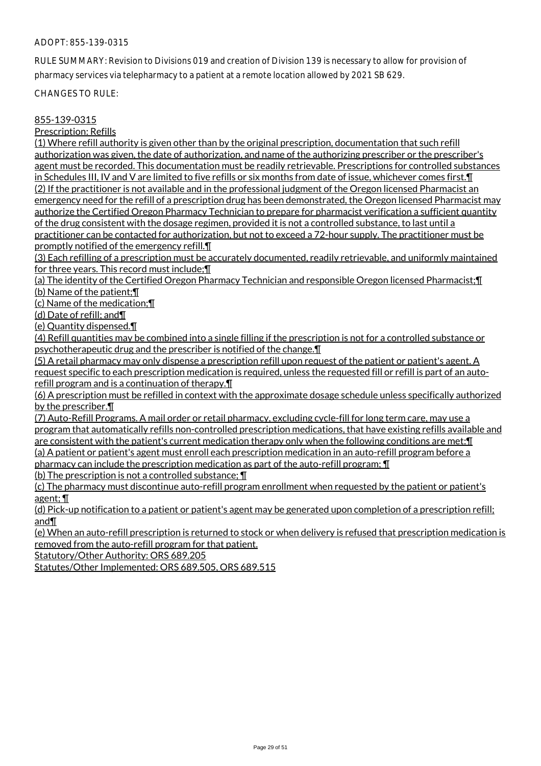ADOPT: 855-139-0315

RULE SUMMARY: Revision to Divisions 019 and creation of Division 139 is necessary to allow for provision of pharmacy services via telepharmacy to a patient at a remote location allowed by 2021 SB 629.

CHANGES TO RULE:

855-139-0315

Prescription: Refills

(1) Where refill authority is given other than by the original prescription, documentation that such refill authorization was given, the date of authorization, and name of the authorizing prescriber or the prescriber's agent must be recorded. This documentation must be readily retrievable. Prescriptions for controlled substances in Schedules III, IV and V are limited to five refills or six months from date of issue, whichever comes first.¶

(2) If the practitioner is not available and in the professional judgment of the Oregon licensed Pharmacist an emergency need for the refill of a prescription drug has been demonstrated, the Oregon licensed Pharmacist may authorize the Certified Oregon Pharmacy Technician to prepare for pharmacist verification a sufficient quantity of the drug consistent with the dosage regimen, provided it is not a controlled substance, to last until a practitioner can be contacted for authorization, but not to exceed a 72-hour supply. The practitioner must be promptly notified of the emergency refill.¶

(3) Each refilling of a prescription must be accurately documented, readily retrievable, and uniformly maintained for three years. This record must include;¶

(a) The identity of the Certified Oregon Pharmacy Technician and responsible Oregon licensed Pharmacist;¶

(b) Name of the patient;¶

(c) Name of the medication;¶

(d) Date of refill; and¶

(e) Quantity dispensed.¶

(4) Refill quantities may be combined into a single filling if the prescription is not for a controlled substance or psychotherapeutic drug and the prescriber is notified of the change.¶

(5) A retail pharmacy may only dispense a prescription refill upon request of the patient or patient's agent. A request specific to each prescription medication is required, unless the requested fill or refill is part of an auto-refill program and is a continuation of therapy.¶

(6) A prescription must be refilled in context with the approximate dosage schedule unless specifically authorized by the prescriber.¶

(7) Auto-Refill Programs. A mail order or retail pharmacy, excluding cycle-fill for long term care, may use a program that automatically refills non-controlled prescription medications, that have existing refills available and are consistent with the patient's current medication therapy only when the following conditions are met:¶

(a) A patient or patient's agent must enroll each prescription medication in an auto-refill program before a pharmacy can include the prescription medication as part of the auto-refill program; ¶

(b) The prescription is not a controlled substance; ¶

(c) The pharmacy must discontinue auto-refill program enrollment when requested by the patient or patient's agent; ¶

(d) Pick-up notification to a patient or patient's agent may be generated upon completion of a prescription refill; and¶

(e) When an auto-refill prescription is returned to stock or when delivery is refused that prescription medication is removed from the auto-refill program for that patient.

Statutory/Other Authority: ORS 689.205

Statutes/Other Implemented: ORS 689.505, ORS 689.515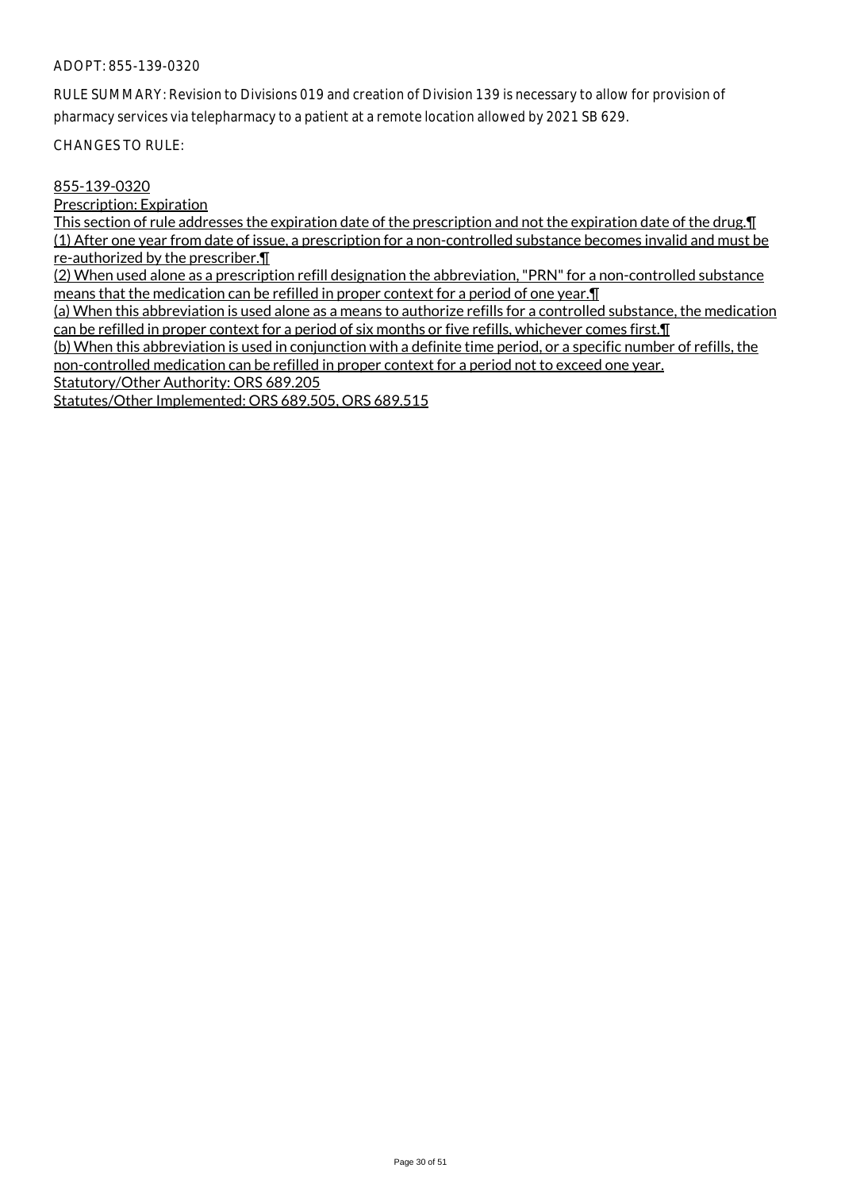ADOPT: 855-139-0320

RULE SUMMARY: Revision to Divisions 019 and creation of Division 139 is necessary to allow for provision of pharmacy services via telepharmacy to a patient at a remote location allowed by 2021 SB 629.

CHANGES TO RULE:

855-139-0320

Prescription: Expiration

This section of rule addresses the expiration date of the prescription and not the expiration date of the drug.¶

(1) After one year from date of issue, a prescription for a non-controlled substance becomes invalid and must be re-authorized by the prescriber.¶

(2) When used alone as a prescription refill designation the abbreviation, "PRN" for a non-controlled substance means that the medication can be refilled in proper context for a period of one year.¶

(a) When this abbreviation is used alone as a means to authorize refills for a controlled substance, the medication can be refilled in proper context for a period of six months or five refills, whichever comes first.¶

(b) When this abbreviation is used in conjunction with a definite time period, or a specific number of refills, the non-controlled medication can be refilled in proper context for a period not to exceed one year.

Statutory/Other Authority: ORS 689.205

Statutes/Other Implemented: ORS 689.505, ORS 689.515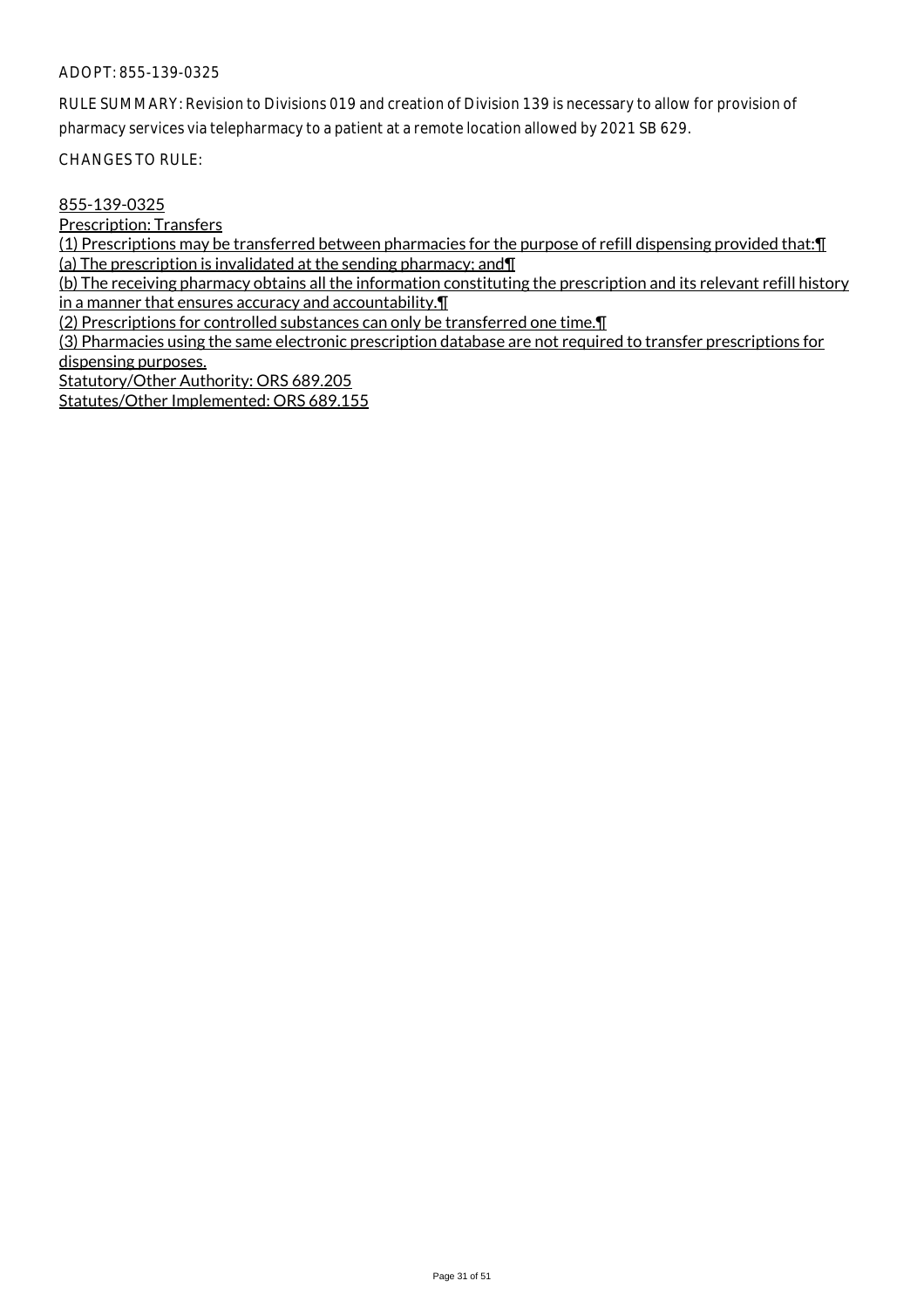ADOPT: 855-139-0325

RULE SUMMARY: Revision to Divisions 019 and creation of Division 139 is necessary to allow for provision of pharmacy services via telepharmacy to a patient at a remote location allowed by 2021 SB 629.

CHANGES TO RULE:

855-139-0325
Prescription: Transfers
(1) Prescriptions may be transferred between pharmacies for the purpose of refill dispensing provided that:¶
(a) The prescription is invalidated at the sending pharmacy; and¶
(b) The receiving pharmacy obtains all the information constituting the prescription and its relevant refill history in a manner that ensures accuracy and accountability.¶
(2) Prescriptions for controlled substances can only be transferred one time.¶
(3) Pharmacies using the same electronic prescription database are not required to transfer prescriptions for dispensing purposes.
Statutory/Other Authority: ORS 689.205
Statutes/Other Implemented: ORS 689.155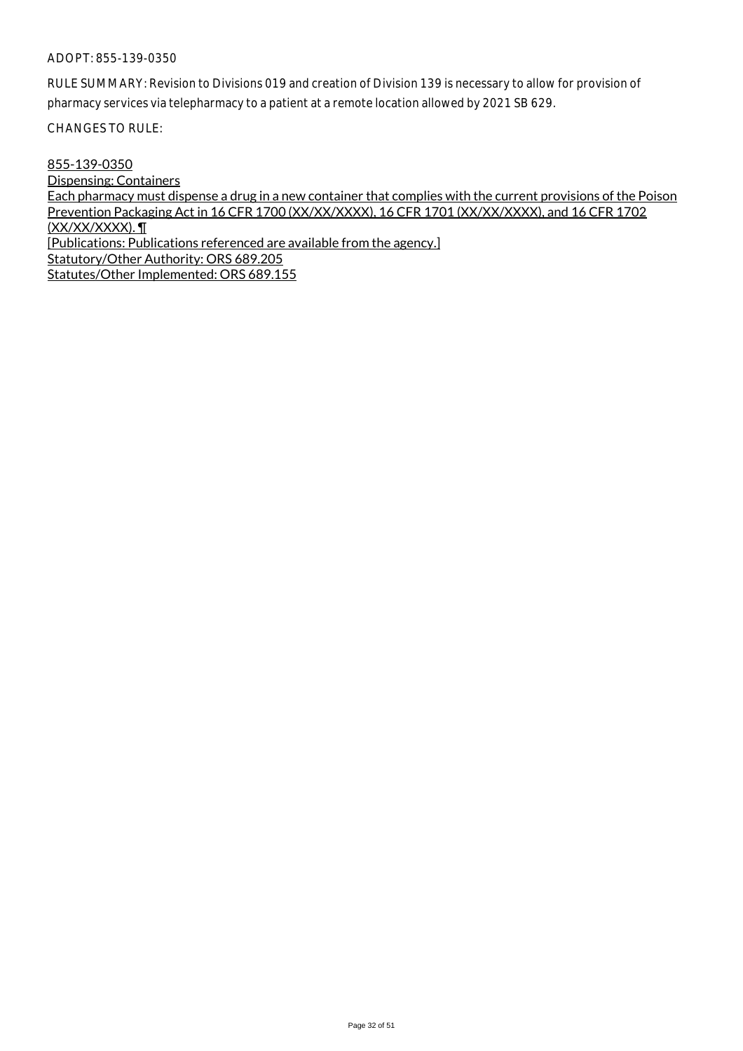ADOPT: 855-139-0350

RULE SUMMARY: Revision to Divisions 019 and creation of Division 139 is necessary to allow for provision of pharmacy services via telepharmacy to a patient at a remote location allowed by 2021 SB 629.

CHANGES TO RULE:

<u>855-139-0350</u>
<u>Dispensing: Containers</u>
<u>Each pharmacy must dispense a drug in a new container that complies with the current provisions of the Poison Prevention Packaging Act in 16 CFR 1700 (XX/XX/XXXX), 16 CFR 1701 (XX/XX/XXXX), and 16 CFR 1702 (XX/XX/XXXX). ¶</u>
<u>[Publications: Publications referenced are available from the agency.]</u>
<u>Statutory/Other Authority: ORS 689.205</u>
<u>Statutes/Other Implemented: ORS 689.155</u>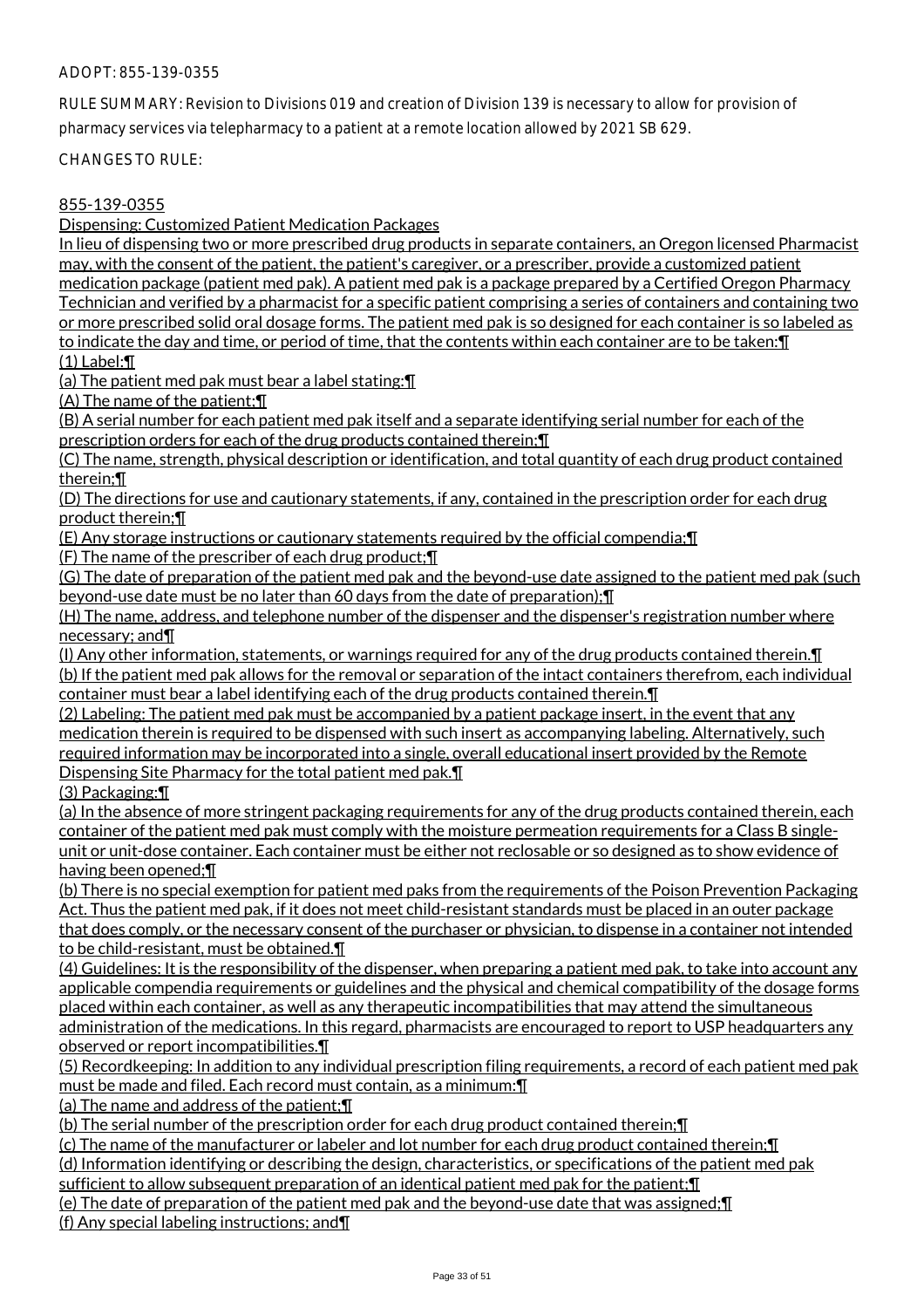ADOPT: 855-139-0355

RULE SUMMARY: Revision to Divisions 019 and creation of Division 139 is necessary to allow for provision of pharmacy services via telepharmacy to a patient at a remote location allowed by 2021 SB 629.

CHANGES TO RULE:

855-139-0355

Dispensing: Customized Patient Medication Packages

In lieu of dispensing two or more prescribed drug products in separate containers, an Oregon licensed Pharmacist may, with the consent of the patient, the patient's caregiver, or a prescriber, provide a customized patient medication package (patient med pak). A patient med pak is a package prepared by a Certified Oregon Pharmacy Technician and verified by a pharmacist for a specific patient comprising a series of containers and containing two or more prescribed solid oral dosage forms. The patient med pak is so designed for each container is so labeled as to indicate the day and time, or period of time, that the contents within each container are to be taken:¶

(1) Label:¶

(a) The patient med pak must bear a label stating:¶

(A) The name of the patient;¶

(B) A serial number for each patient med pak itself and a separate identifying serial number for each of the prescription orders for each of the drug products contained therein;¶

(C) The name, strength, physical description or identification, and total quantity of each drug product contained therein;¶

(D) The directions for use and cautionary statements, if any, contained in the prescription order for each drug product therein;¶

(E) Any storage instructions or cautionary statements required by the official compendia;¶

(F) The name of the prescriber of each drug product;¶

(G) The date of preparation of the patient med pak and the beyond-use date assigned to the patient med pak (such beyond-use date must be no later than 60 days from the date of preparation);¶

(H) The name, address, and telephone number of the dispenser and the dispenser's registration number where necessary; and¶

(I) Any other information, statements, or warnings required for any of the drug products contained therein.¶

(b) If the patient med pak allows for the removal or separation of the intact containers therefrom, each individual container must bear a label identifying each of the drug products contained therein.¶

(2) Labeling: The patient med pak must be accompanied by a patient package insert, in the event that any medication therein is required to be dispensed with such insert as accompanying labeling. Alternatively, such required information may be incorporated into a single, overall educational insert provided by the Remote Dispensing Site Pharmacy for the total patient med pak.¶

(3) Packaging:¶

(a) In the absence of more stringent packaging requirements for any of the drug products contained therein, each container of the patient med pak must comply with the moisture permeation requirements for a Class B single-unit or unit-dose container. Each container must be either not reclosable or so designed as to show evidence of having been opened;¶

(b) There is no special exemption for patient med paks from the requirements of the Poison Prevention Packaging Act. Thus the patient med pak, if it does not meet child-resistant standards must be placed in an outer package that does comply, or the necessary consent of the purchaser or physician, to dispense in a container not intended to be child-resistant, must be obtained.¶

(4) Guidelines: It is the responsibility of the dispenser, when preparing a patient med pak, to take into account any applicable compendia requirements or guidelines and the physical and chemical compatibility of the dosage forms placed within each container, as well as any therapeutic incompatibilities that may attend the simultaneous administration of the medications. In this regard, pharmacists are encouraged to report to USP headquarters any observed or report incompatibilities.¶

(5) Recordkeeping: In addition to any individual prescription filing requirements, a record of each patient med pak must be made and filed. Each record must contain, as a minimum:¶

(a) The name and address of the patient;¶

(b) The serial number of the prescription order for each drug product contained therein;¶

(c) The name of the manufacturer or labeler and lot number for each drug product contained therein;¶

(d) Information identifying or describing the design, characteristics, or specifications of the patient med pak sufficient to allow subsequent preparation of an identical patient med pak for the patient;¶

(e) The date of preparation of the patient med pak and the beyond-use date that was assigned;¶

(f) Any special labeling instructions; and¶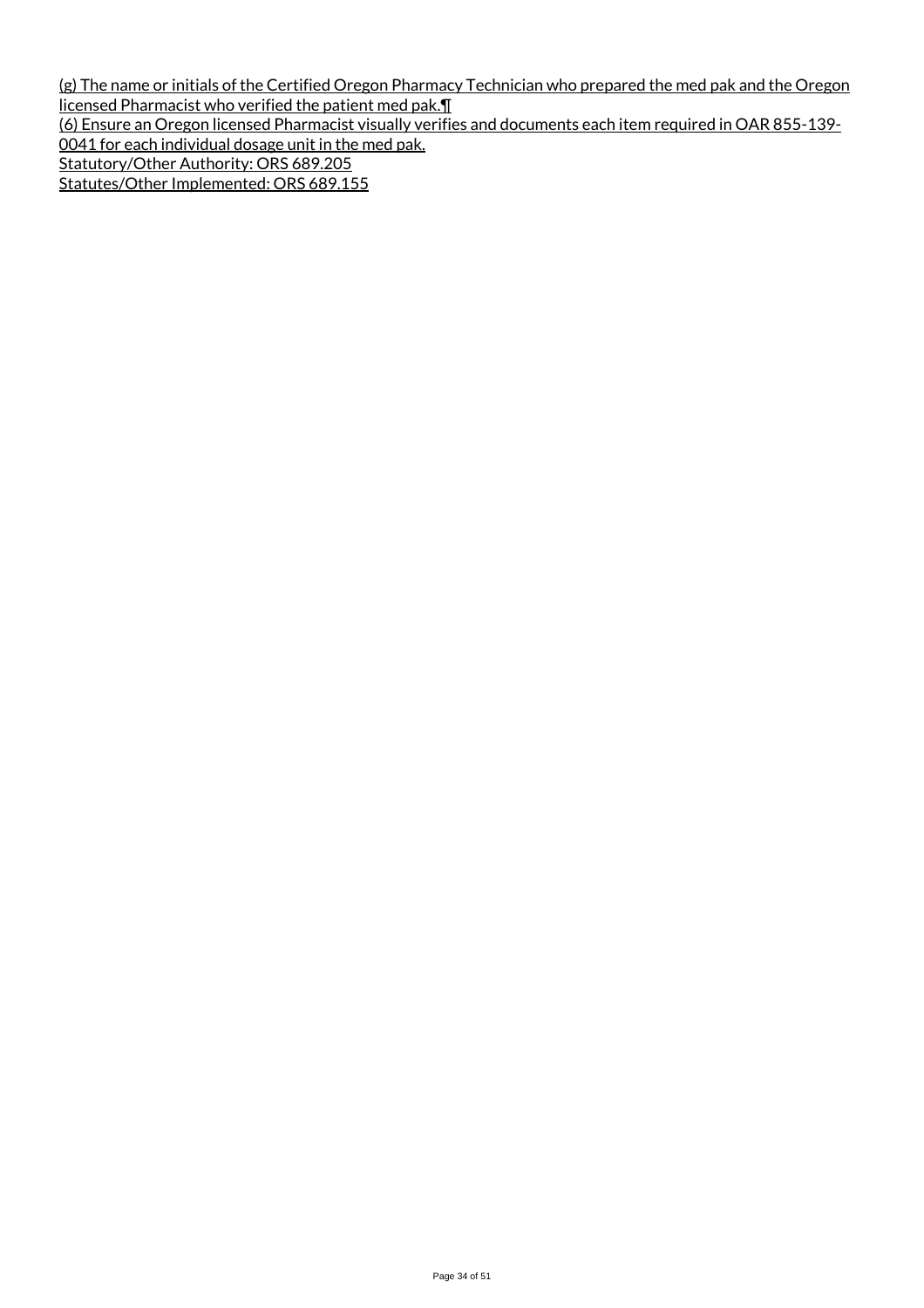(g) The name or initials of the Certified Oregon Pharmacy Technician who prepared the med pak and the Oregon licensed Pharmacist who verified the patient med pak.¶

(6) Ensure an Oregon licensed Pharmacist visually verifies and documents each item required in OAR 855-139-0041 for each individual dosage unit in the med pak.

Statutory/Other Authority: ORS 689.205

Statutes/Other Implemented: ORS 689.155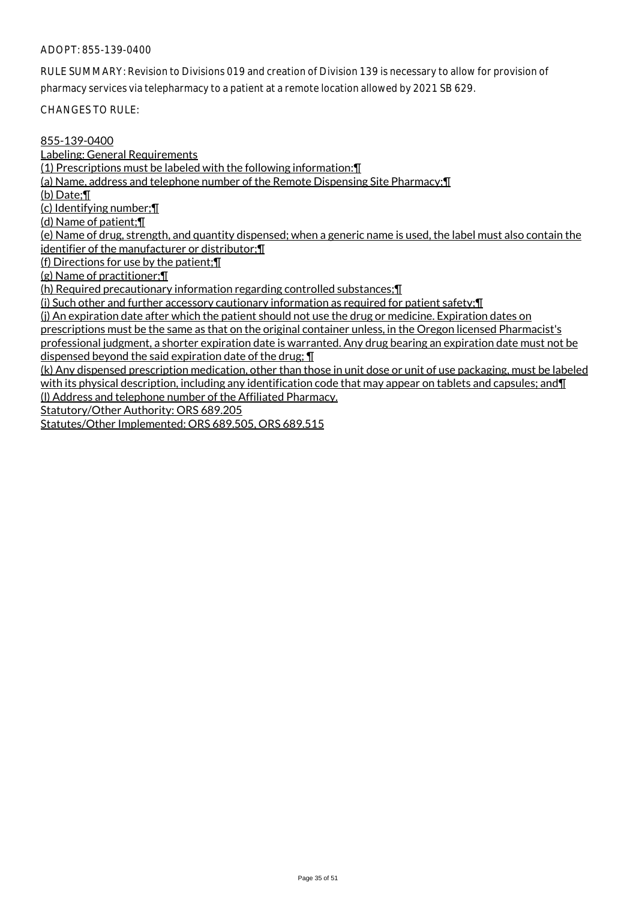ADOPT: 855-139-0400

RULE SUMMARY: Revision to Divisions 019 and creation of Division 139 is necessary to allow for provision of pharmacy services via telepharmacy to a patient at a remote location allowed by 2021 SB 629.

CHANGES TO RULE:

855-139-0400

Labeling: General Requirements

(1) Prescriptions must be labeled with the following information:¶

(a) Name, address and telephone number of the Remote Dispensing Site Pharmacy;¶

(b) Date;¶

(c) Identifying number;¶

(d) Name of patient;¶

(e) Name of drug, strength, and quantity dispensed; when a generic name is used, the label must also contain the identifier of the manufacturer or distributor;¶

(f) Directions for use by the patient;¶

(g) Name of practitioner;¶

(h) Required precautionary information regarding controlled substances;¶

(i) Such other and further accessory cautionary information as required for patient safety;¶

(j) An expiration date after which the patient should not use the drug or medicine. Expiration dates on prescriptions must be the same as that on the original container unless, in the Oregon licensed Pharmacist's professional judgment, a shorter expiration date is warranted. Any drug bearing an expiration date must not be dispensed beyond the said expiration date of the drug; ¶

(k) Any dispensed prescription medication, other than those in unit dose or unit of use packaging, must be labeled with its physical description, including any identification code that may appear on tablets and capsules; and¶

(l) Address and telephone number of the Affiliated Pharmacy.

Statutory/Other Authority: ORS 689.205

Statutes/Other Implemented: ORS 689.505, ORS 689.515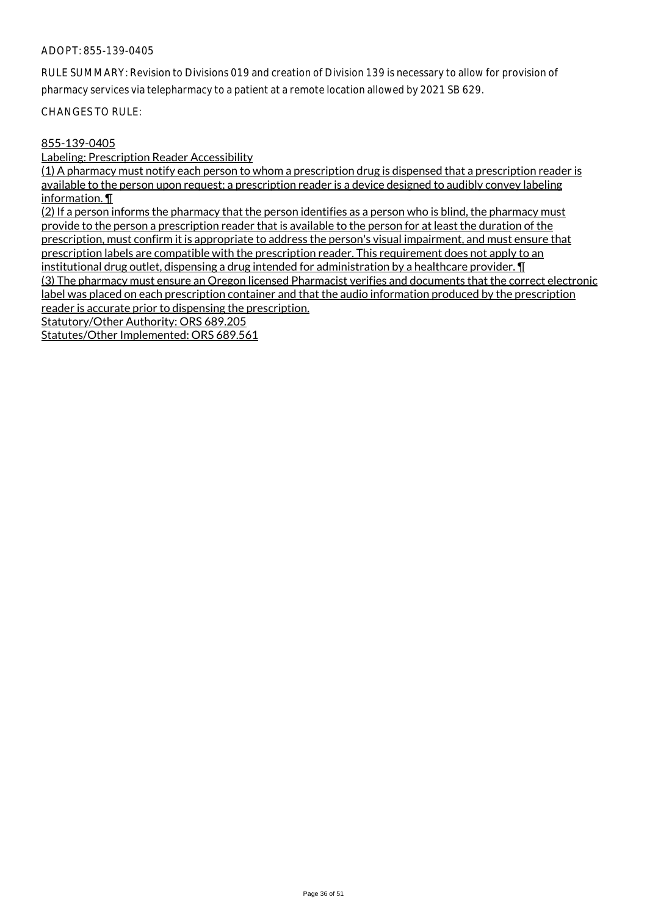ADOPT: 855-139-0405

RULE SUMMARY: Revision to Divisions 019 and creation of Division 139 is necessary to allow for provision of pharmacy services via telepharmacy to a patient at a remote location allowed by 2021 SB 629.

CHANGES TO RULE:

855-139-0405

Labeling: Prescription Reader Accessibility

(1) A pharmacy must notify each person to whom a prescription drug is dispensed that a prescription reader is available to the person upon request; a prescription reader is a device designed to audibly convey labeling information. ¶

(2) If a person informs the pharmacy that the person identifies as a person who is blind, the pharmacy must provide to the person a prescription reader that is available to the person for at least the duration of the prescription, must confirm it is appropriate to address the person's visual impairment, and must ensure that prescription labels are compatible with the prescription reader. This requirement does not apply to an institutional drug outlet, dispensing a drug intended for administration by a healthcare provider. ¶

(3) The pharmacy must ensure an Oregon licensed Pharmacist verifies and documents that the correct electronic label was placed on each prescription container and that the audio information produced by the prescription reader is accurate prior to dispensing the prescription.

Statutory/Other Authority: ORS 689.205

Statutes/Other Implemented: ORS 689.561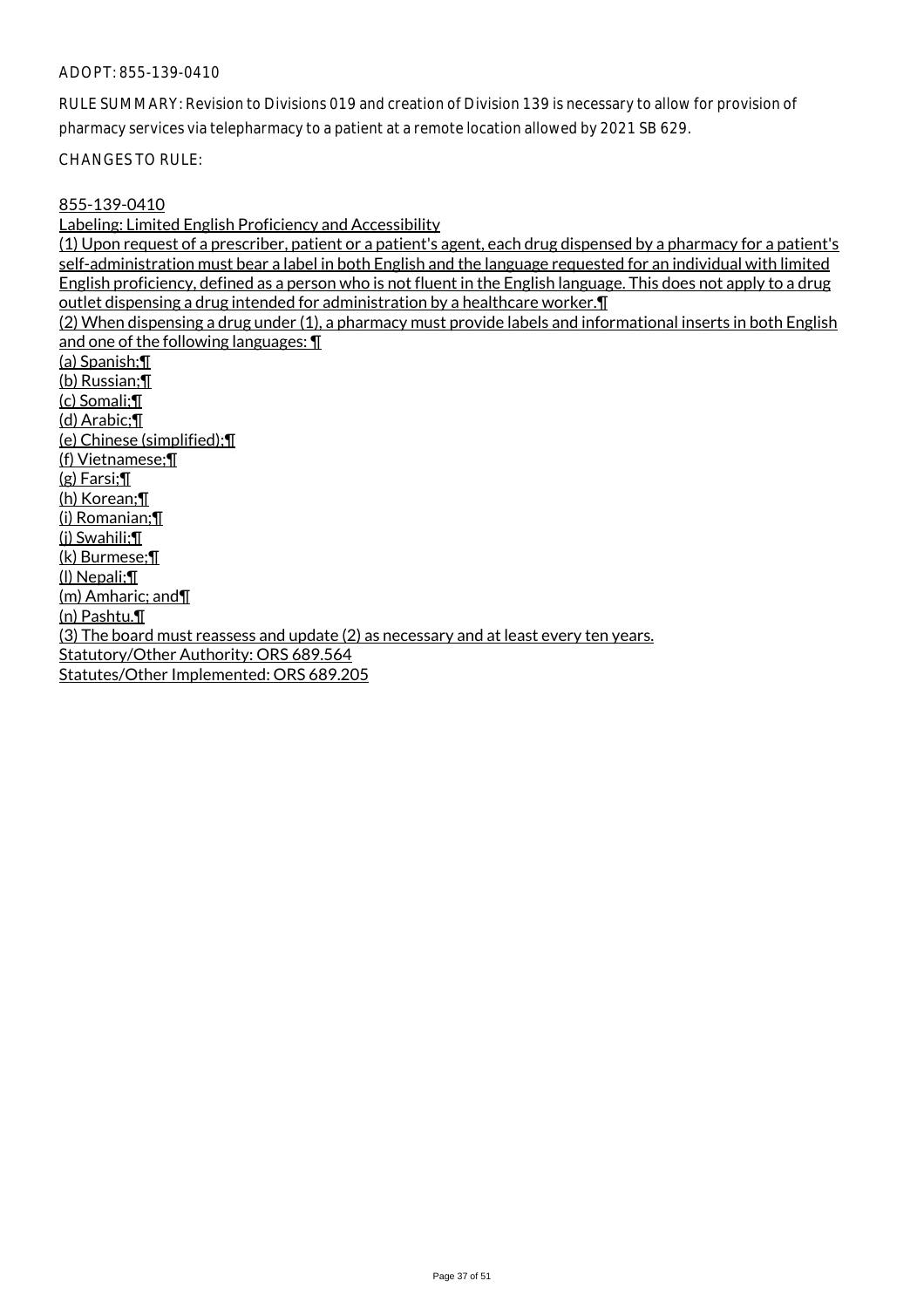ADOPT: 855-139-0410

RULE SUMMARY: Revision to Divisions 019 and creation of Division 139 is necessary to allow for provision of pharmacy services via telepharmacy to a patient at a remote location allowed by 2021 SB 629.

CHANGES TO RULE:

855-139-0410

Labeling: Limited English Proficiency and Accessibility

(1) Upon request of a prescriber, patient or a patient's agent, each drug dispensed by a pharmacy for a patient's self-administration must bear a label in both English and the language requested for an individual with limited English proficiency, defined as a person who is not fluent in the English language. This does not apply to a drug outlet dispensing a drug intended for administration by a healthcare worker.¶

(2) When dispensing a drug under (1), a pharmacy must provide labels and informational inserts in both English and one of the following languages: ¶

(a) Spanish;¶

(b) Russian;¶

(c) Somali;¶

(d) Arabic;¶

(e) Chinese (simplified);¶

(f) Vietnamese;¶

(g) Farsi;¶

(h) Korean;¶

(i) Romanian;¶

(j) Swahili;¶

(k) Burmese;¶

(l) Nepali;¶

(m) Amharic; and¶

(n) Pashtu.¶

(3) The board must reassess and update (2) as necessary and at least every ten years.

Statutory/Other Authority: ORS 689.564

Statutes/Other Implemented: ORS 689.205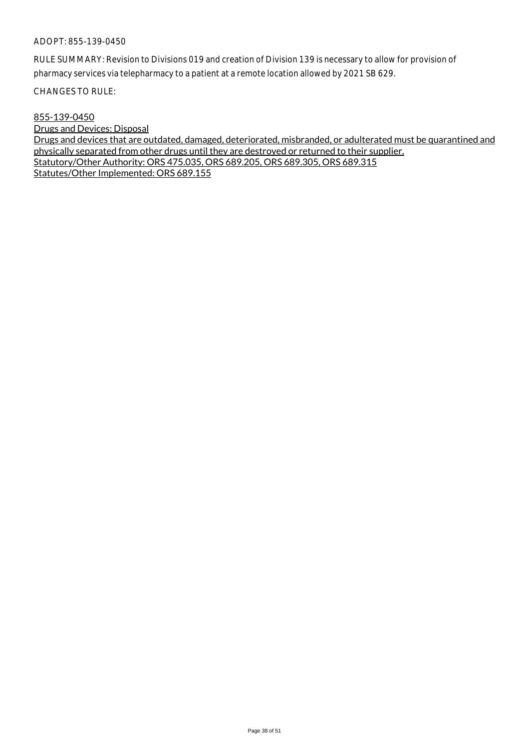ADOPT: 855-139-0450

RULE SUMMARY: Revision to Divisions 019 and creation of Division 139 is necessary to allow for provision of pharmacy services via telepharmacy to a patient at a remote location allowed by 2021 SB 629.

CHANGES TO RULE:

855-139-0450
Drugs and Devices: Disposal
Drugs and devices that are outdated, damaged, deteriorated, misbranded, or adulterated must be quarantined and physically separated from other drugs until they are destroyed or returned to their supplier.
Statutory/Other Authority: ORS 475.035, ORS 689.205, ORS 689.305, ORS 689.315
Statutes/Other Implemented: ORS 689.155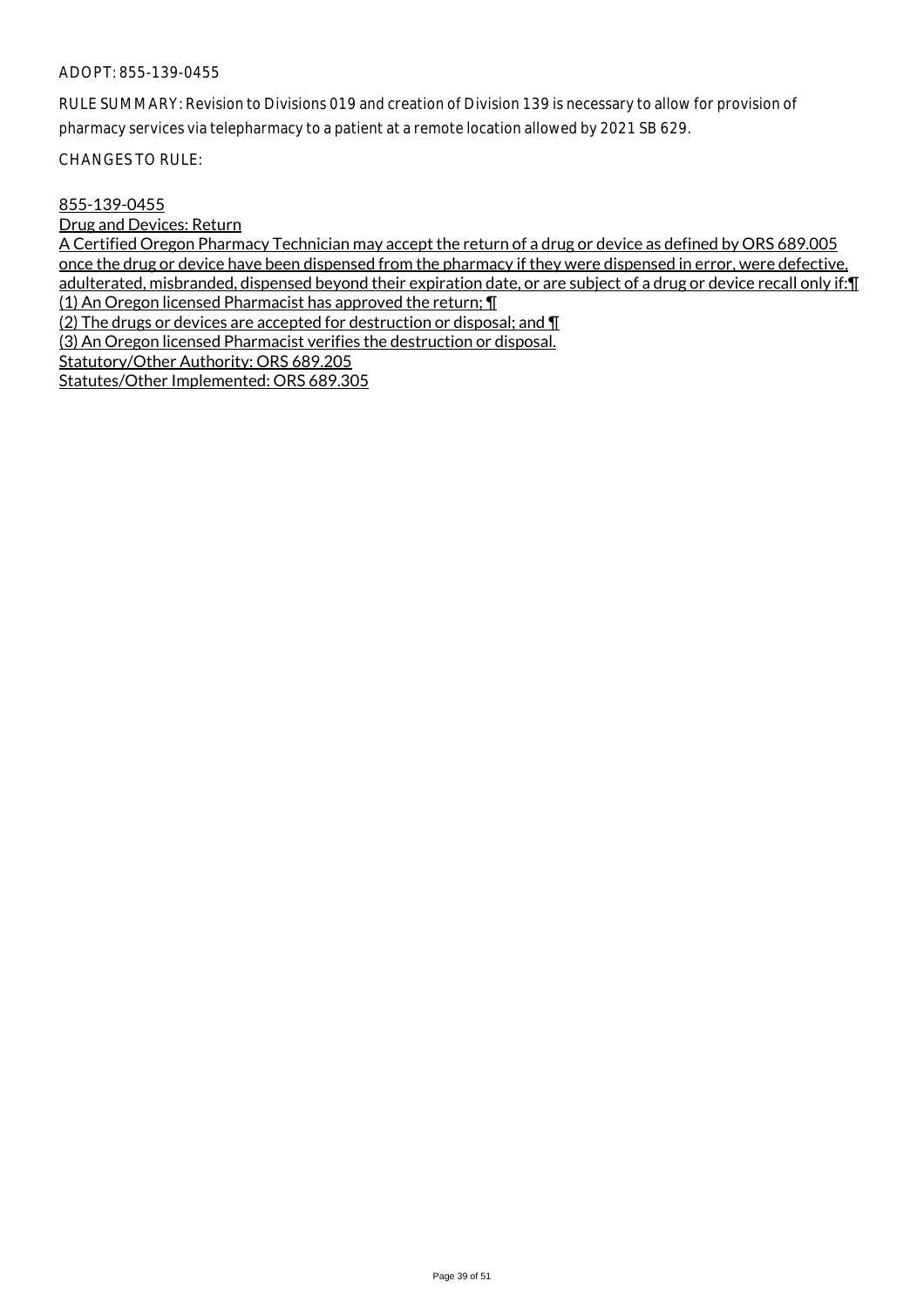ADOPT: 855-139-0455

RULE SUMMARY: Revision to Divisions 019 and creation of Division 139 is necessary to allow for provision of pharmacy services via telepharmacy to a patient at a remote location allowed by 2021 SB 629.

CHANGES TO RULE:

855-139-0455

Drug and Devices: Return

A Certified Oregon Pharmacy Technician may accept the return of a drug or device as defined by ORS 689.005 once the drug or device have been dispensed from the pharmacy if they were dispensed in error, were defective, adulterated, misbranded, dispensed beyond their expiration date, or are subject of a drug or device recall only if:¶

(1) An Oregon licensed Pharmacist has approved the return; ¶

(2) The drugs or devices are accepted for destruction or disposal; and ¶

(3) An Oregon licensed Pharmacist verifies the destruction or disposal.

Statutory/Other Authority: ORS 689.205

Statutes/Other Implemented: ORS 689.305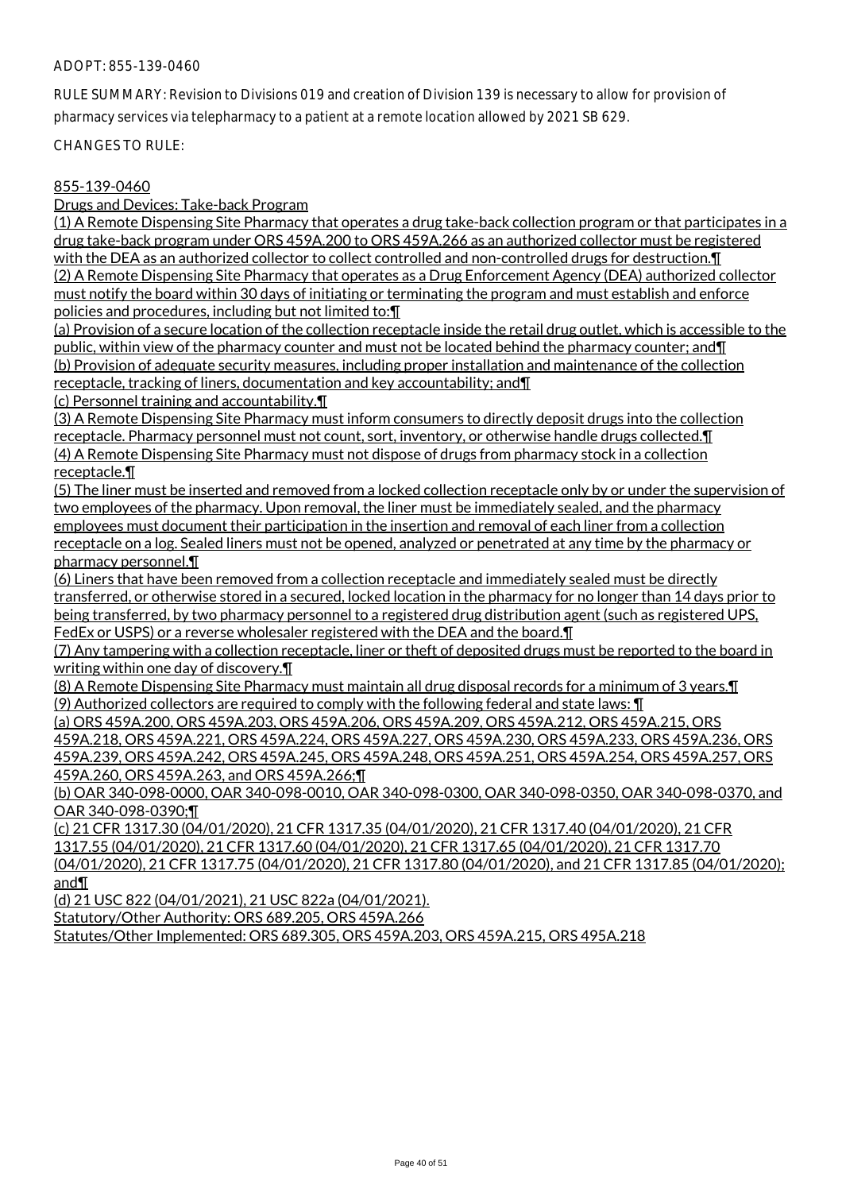ADOPT: 855-139-0460

RULE SUMMARY: Revision to Divisions 019 and creation of Division 139 is necessary to allow for provision of pharmacy services via telepharmacy to a patient at a remote location allowed by 2021 SB 629.

CHANGES TO RULE:

855-139-0460

Drugs and Devices: Take-back Program

(1) A Remote Dispensing Site Pharmacy that operates a drug take-back collection program or that participates in a drug take-back program under ORS 459A.200 to ORS 459A.266 as an authorized collector must be registered with the DEA as an authorized collector to collect controlled and non-controlled drugs for destruction.¶

(2) A Remote Dispensing Site Pharmacy that operates as a Drug Enforcement Agency (DEA) authorized collector must notify the board within 30 days of initiating or terminating the program and must establish and enforce policies and procedures, including but not limited to:¶

(a) Provision of a secure location of the collection receptacle inside the retail drug outlet, which is accessible to the public, within view of the pharmacy counter and must not be located behind the pharmacy counter; and¶

(b) Provision of adequate security measures, including proper installation and maintenance of the collection receptacle, tracking of liners, documentation and key accountability; and¶

(c) Personnel training and accountability.¶

(3) A Remote Dispensing Site Pharmacy must inform consumers to directly deposit drugs into the collection receptacle. Pharmacy personnel must not count, sort, inventory, or otherwise handle drugs collected.¶

(4) A Remote Dispensing Site Pharmacy must not dispose of drugs from pharmacy stock in a collection receptacle.¶

(5) The liner must be inserted and removed from a locked collection receptacle only by or under the supervision of two employees of the pharmacy. Upon removal, the liner must be immediately sealed, and the pharmacy employees must document their participation in the insertion and removal of each liner from a collection receptacle on a log. Sealed liners must not be opened, analyzed or penetrated at any time by the pharmacy or pharmacy personnel.¶

(6) Liners that have been removed from a collection receptacle and immediately sealed must be directly transferred, or otherwise stored in a secured, locked location in the pharmacy for no longer than 14 days prior to being transferred, by two pharmacy personnel to a registered drug distribution agent (such as registered UPS, FedEx or USPS) or a reverse wholesaler registered with the DEA and the board.¶

(7) Any tampering with a collection receptacle, liner or theft of deposited drugs must be reported to the board in writing within one day of discovery.¶

(8) A Remote Dispensing Site Pharmacy must maintain all drug disposal records for a minimum of 3 years.¶

(9) Authorized collectors are required to comply with the following federal and state laws: ¶

(a) ORS 459A.200, ORS 459A.203, ORS 459A.206, ORS 459A.209, ORS 459A.212, ORS 459A.215, ORS 459A.218, ORS 459A.221, ORS 459A.224, ORS 459A.227, ORS 459A.230, ORS 459A.233, ORS 459A.236, ORS 459A.239, ORS 459A.242, ORS 459A.245, ORS 459A.248, ORS 459A.251, ORS 459A.254, ORS 459A.257, ORS 459A.260, ORS 459A.263, and ORS 459A.266;¶

(b) OAR 340-098-0000, OAR 340-098-0010, OAR 340-098-0300, OAR 340-098-0350, OAR 340-098-0370, and OAR 340-098-0390;¶

(c) 21 CFR 1317.30 (04/01/2020), 21 CFR 1317.35 (04/01/2020), 21 CFR 1317.40 (04/01/2020), 21 CFR 1317.55 (04/01/2020), 21 CFR 1317.60 (04/01/2020), 21 CFR 1317.65 (04/01/2020), 21 CFR 1317.70 (04/01/2020), 21 CFR 1317.75 (04/01/2020), 21 CFR 1317.80 (04/01/2020), and 21 CFR 1317.85 (04/01/2020); and¶

(d) 21 USC 822 (04/01/2021), 21 USC 822a (04/01/2021).

Statutory/Other Authority: ORS 689.205, ORS 459A.266

Statutes/Other Implemented: ORS 689.305, ORS 459A.203, ORS 459A.215, ORS 495A.218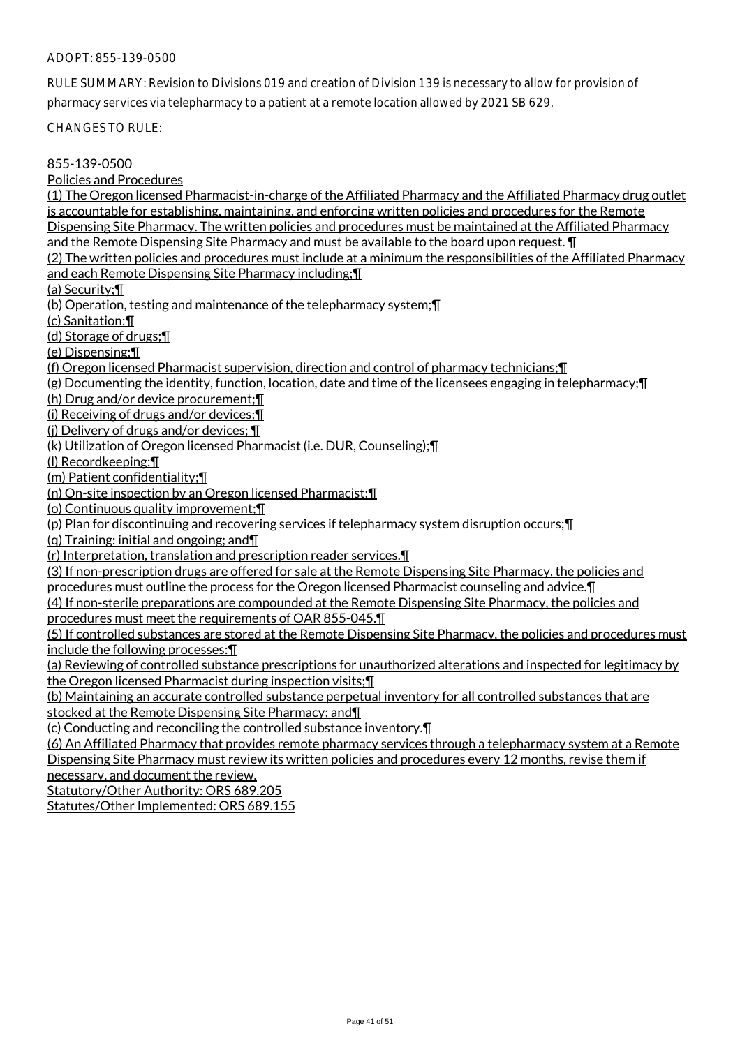ADOPT: 855-139-0500

RULE SUMMARY: Revision to Divisions 019 and creation of Division 139 is necessary to allow for provision of pharmacy services via telepharmacy to a patient at a remote location allowed by 2021 SB 629.

CHANGES TO RULE:

855-139-0500

Policies and Procedures

(1) The Oregon licensed Pharmacist-in-charge of the Affiliated Pharmacy and the Affiliated Pharmacy drug outlet is accountable for establishing, maintaining, and enforcing written policies and procedures for the Remote Dispensing Site Pharmacy. The written policies and procedures must be maintained at the Affiliated Pharmacy and the Remote Dispensing Site Pharmacy and must be available to the board upon request. ¶

(2) The written policies and procedures must include at a minimum the responsibilities of the Affiliated Pharmacy and each Remote Dispensing Site Pharmacy including;¶

(a) Security;¶

(b) Operation, testing and maintenance of the telepharmacy system;¶

(c) Sanitation;¶

(d) Storage of drugs;¶

(e) Dispensing;¶

(f) Oregon licensed Pharmacist supervision, direction and control of pharmacy technicians;¶

(g) Documenting the identity, function, location, date and time of the licensees engaging in telepharmacy;¶

(h) Drug and/or device procurement;¶

(i) Receiving of drugs and/or devices;¶

(j) Delivery of drugs and/or devices; ¶

(k) Utilization of Oregon licensed Pharmacist (i.e. DUR, Counseling);¶

(l) Recordkeeping;¶

(m) Patient confidentiality;¶

(n) On-site inspection by an Oregon licensed Pharmacist;¶

(o) Continuous quality improvement;¶

(p) Plan for discontinuing and recovering services if telepharmacy system disruption occurs;¶

(q) Training: initial and ongoing; and¶

(r) Interpretation, translation and prescription reader services.¶

(3) If non-prescription drugs are offered for sale at the Remote Dispensing Site Pharmacy, the policies and procedures must outline the process for the Oregon licensed Pharmacist counseling and advice.¶

(4) If non-sterile preparations are compounded at the Remote Dispensing Site Pharmacy, the policies and procedures must meet the requirements of OAR 855-045.¶

(5) If controlled substances are stored at the Remote Dispensing Site Pharmacy, the policies and procedures must include the following processes:¶

(a) Reviewing of controlled substance prescriptions for unauthorized alterations and inspected for legitimacy by the Oregon licensed Pharmacist during inspection visits;¶

(b) Maintaining an accurate controlled substance perpetual inventory for all controlled substances that are stocked at the Remote Dispensing Site Pharmacy; and¶

(c) Conducting and reconciling the controlled substance inventory.¶

(6) An Affiliated Pharmacy that provides remote pharmacy services through a telepharmacy system at a Remote Dispensing Site Pharmacy must review its written policies and procedures every 12 months, revise them if necessary, and document the review.

Statutory/Other Authority: ORS 689.205

Statutes/Other Implemented: ORS 689.155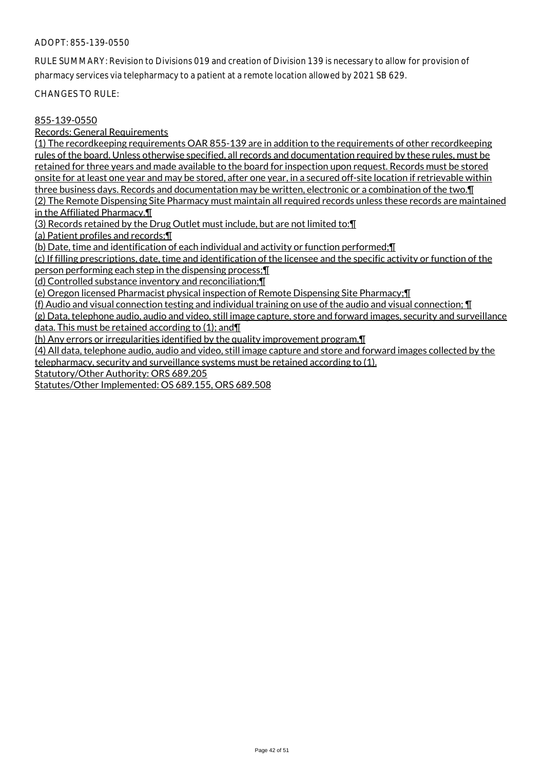ADOPT: 855-139-0550

RULE SUMMARY: Revision to Divisions 019 and creation of Division 139 is necessary to allow for provision of pharmacy services via telepharmacy to a patient at a remote location allowed by 2021 SB 629.

CHANGES TO RULE:

855-139-0550

Records: General Requirements

(1) The recordkeeping requirements OAR 855-139 are in addition to the requirements of other recordkeeping rules of the board. Unless otherwise specified, all records and documentation required by these rules, must be retained for three years and made available to the board for inspection upon request. Records must be stored onsite for at least one year and may be stored, after one year, in a secured off-site location if retrievable within three business days. Records and documentation may be written, electronic or a combination of the two.¶

(2) The Remote Dispensing Site Pharmacy must maintain all required records unless these records are maintained in the Affiliated Pharmacy.¶

(3) Records retained by the Drug Outlet must include, but are not limited to:¶

(a) Patient profiles and records;¶

(b) Date, time and identification of each individual and activity or function performed;¶

(c) If filling prescriptions, date, time and identification of the licensee and the specific activity or function of the person performing each step in the dispensing process;¶

(d) Controlled substance inventory and reconciliation;¶

(e) Oregon licensed Pharmacist physical inspection of Remote Dispensing Site Pharmacy;¶

(f) Audio and visual connection testing and individual training on use of the audio and visual connection; ¶

(g) Data, telephone audio, audio and video, still image capture, store and forward images, security and surveillance data. This must be retained according to (1); and¶

(h) Any errors or irregularities identified by the quality improvement program.¶

(4) All data, telephone audio, audio and video, still image capture and store and forward images collected by the telepharmacy, security and surveillance systems must be retained according to (1).

Statutory/Other Authority: ORS 689.205

Statutes/Other Implemented: OS 689.155, ORS 689.508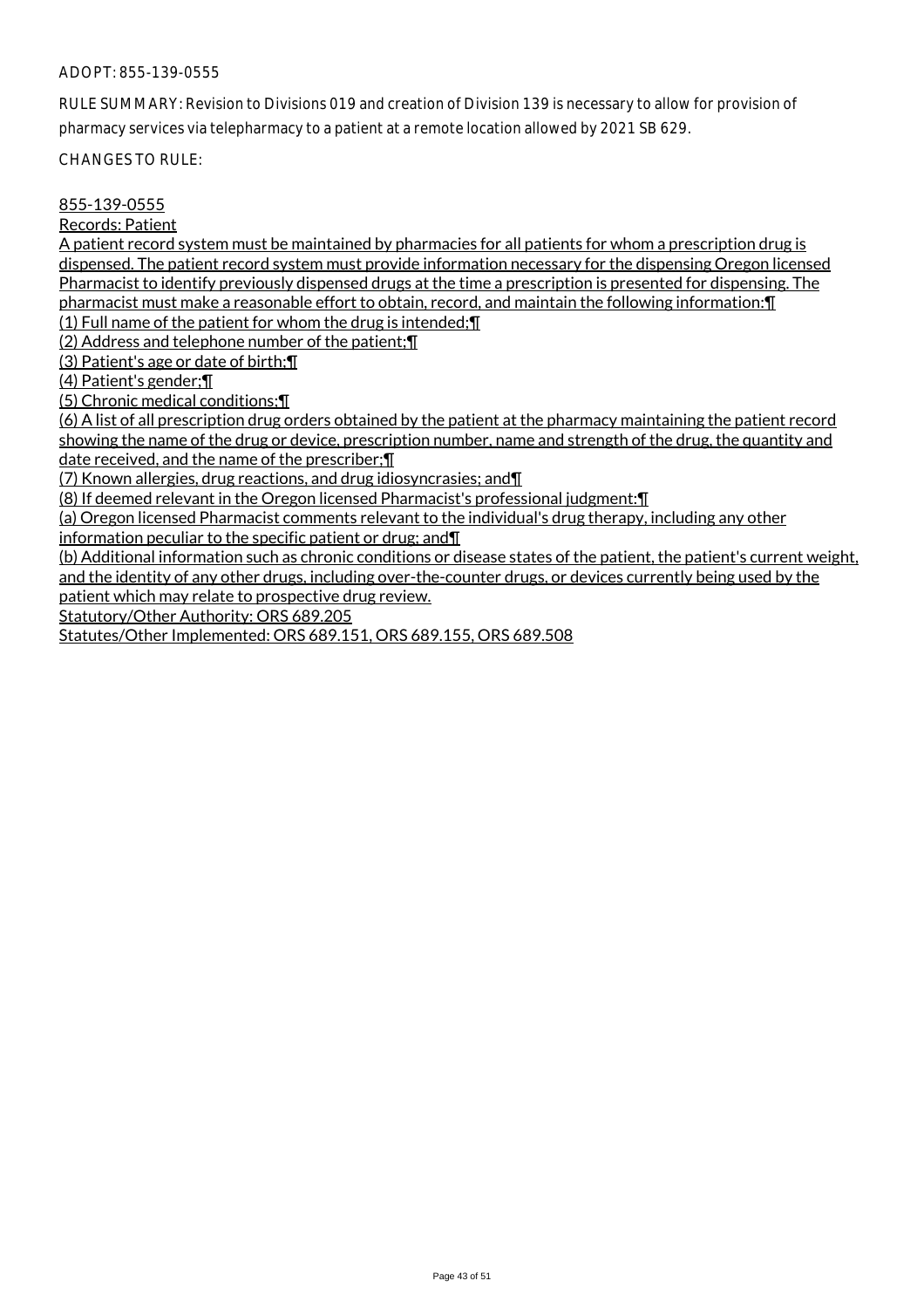ADOPT: 855-139-0555

RULE SUMMARY: Revision to Divisions 019 and creation of Division 139 is necessary to allow for provision of pharmacy services via telepharmacy to a patient at a remote location allowed by 2021 SB 629.

CHANGES TO RULE:

855-139-0555

Records: Patient

A patient record system must be maintained by pharmacies for all patients for whom a prescription drug is dispensed. The patient record system must provide information necessary for the dispensing Oregon licensed Pharmacist to identify previously dispensed drugs at the time a prescription is presented for dispensing. The pharmacist must make a reasonable effort to obtain, record, and maintain the following information:¶

(1) Full name of the patient for whom the drug is intended;¶

(2) Address and telephone number of the patient;¶

(3) Patient's age or date of birth;¶

(4) Patient's gender;¶

(5) Chronic medical conditions;¶

(6) A list of all prescription drug orders obtained by the patient at the pharmacy maintaining the patient record showing the name of the drug or device, prescription number, name and strength of the drug, the quantity and date received, and the name of the prescriber;¶

(7) Known allergies, drug reactions, and drug idiosyncrasies; and¶

(8) If deemed relevant in the Oregon licensed Pharmacist's professional judgment:¶

(a) Oregon licensed Pharmacist comments relevant to the individual's drug therapy, including any other information peculiar to the specific patient or drug; and¶

(b) Additional information such as chronic conditions or disease states of the patient, the patient's current weight, and the identity of any other drugs, including over-the-counter drugs, or devices currently being used by the patient which may relate to prospective drug review.

Statutory/Other Authority: ORS 689.205

Statutes/Other Implemented: ORS 689.151, ORS 689.155, ORS 689.508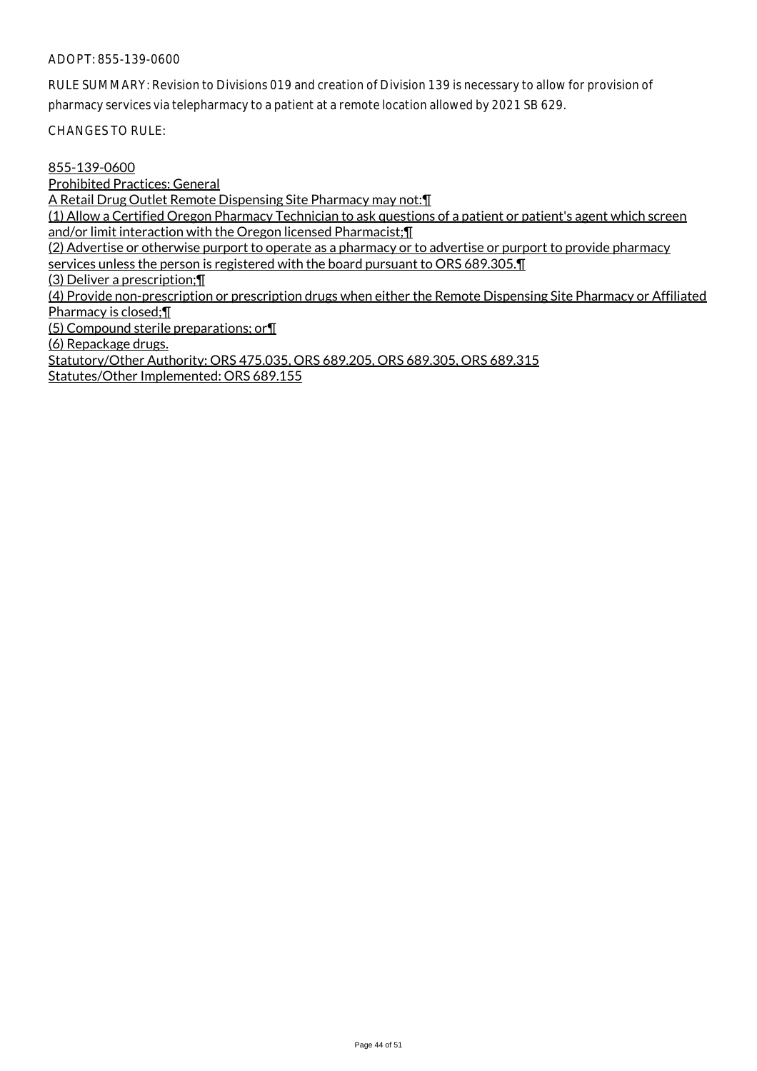ADOPT: 855-139-0600

RULE SUMMARY: Revision to Divisions 019 and creation of Division 139 is necessary to allow for provision of pharmacy services via telepharmacy to a patient at a remote location allowed by 2021 SB 629.

CHANGES TO RULE:

855-139-0600

Prohibited Practices: General

A Retail Drug Outlet Remote Dispensing Site Pharmacy may not:¶

(1) Allow a Certified Oregon Pharmacy Technician to ask questions of a patient or patient's agent which screen and/or limit interaction with the Oregon licensed Pharmacist;¶

(2) Advertise or otherwise purport to operate as a pharmacy or to advertise or purport to provide pharmacy services unless the person is registered with the board pursuant to ORS 689.305.¶

(3) Deliver a prescription;¶

(4) Provide non-prescription or prescription drugs when either the Remote Dispensing Site Pharmacy or Affiliated Pharmacy is closed;¶

(5) Compound sterile preparations; or¶

(6) Repackage drugs.

Statutory/Other Authority: ORS 475.035, ORS 689.205, ORS 689.305, ORS 689.315

Statutes/Other Implemented: ORS 689.155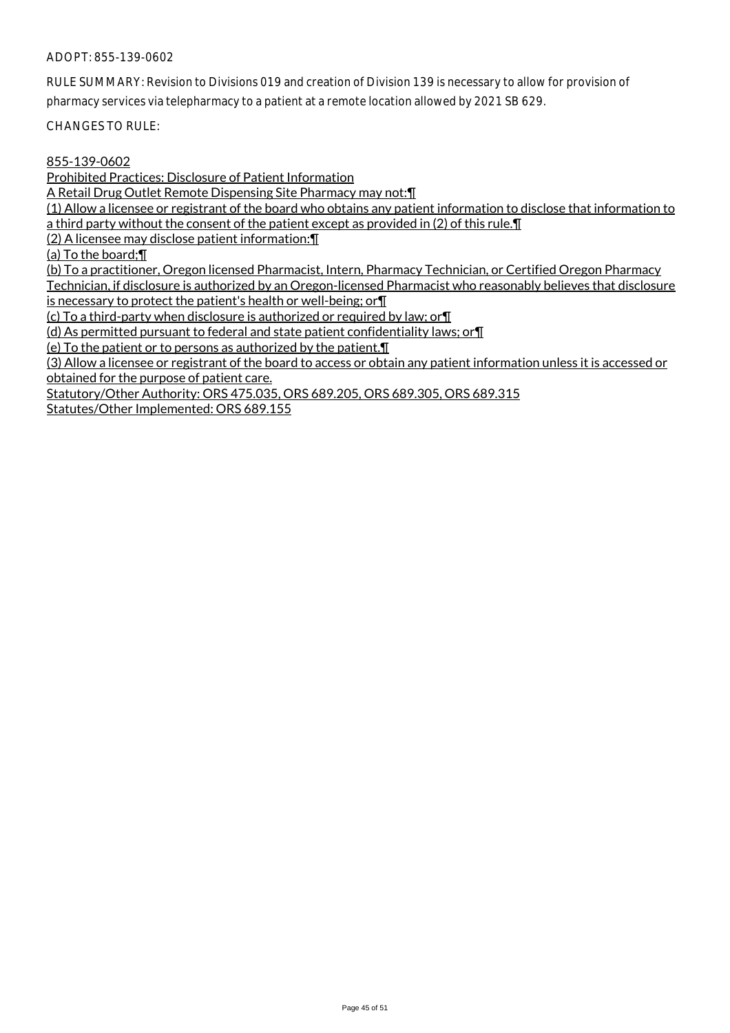ADOPT: 855-139-0602

RULE SUMMARY: Revision to Divisions 019 and creation of Division 139 is necessary to allow for provision of pharmacy services via telepharmacy to a patient at a remote location allowed by 2021 SB 629.

CHANGES TO RULE:

855-139-0602
Prohibited Practices: Disclosure of Patient Information
A Retail Drug Outlet Remote Dispensing Site Pharmacy may not:¶
(1) Allow a licensee or registrant of the board who obtains any patient information to disclose that information to a third party without the consent of the patient except as provided in (2) of this rule.¶
(2) A licensee may disclose patient information:¶
(a) To the board;¶
(b) To a practitioner, Oregon licensed Pharmacist, Intern, Pharmacy Technician, or Certified Oregon Pharmacy Technician, if disclosure is authorized by an Oregon-licensed Pharmacist who reasonably believes that disclosure is necessary to protect the patient's health or well-being; or¶
(c) To a third-party when disclosure is authorized or required by law; or¶
(d) As permitted pursuant to federal and state patient confidentiality laws; or¶
(e) To the patient or to persons as authorized by the patient.¶
(3) Allow a licensee or registrant of the board to access or obtain any patient information unless it is accessed or obtained for the purpose of patient care.
Statutory/Other Authority: ORS 475.035, ORS 689.205, ORS 689.305, ORS 689.315
Statutes/Other Implemented: ORS 689.155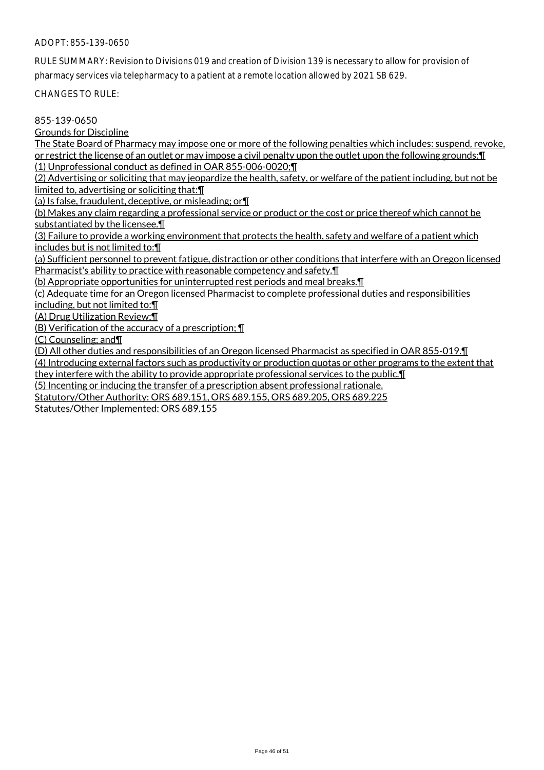ADOPT: 855-139-0650

RULE SUMMARY: Revision to Divisions 019 and creation of Division 139 is necessary to allow for provision of pharmacy services via telepharmacy to a patient at a remote location allowed by 2021 SB 629.

CHANGES TO RULE:

855-139-0650

Grounds for Discipline

The State Board of Pharmacy may impose one or more of the following penalties which includes: suspend, revoke, or restrict the license of an outlet or may impose a civil penalty upon the outlet upon the following grounds:¶

(1) Unprofessional conduct as defined in OAR 855-006-0020;¶

(2) Advertising or soliciting that may jeopardize the health, safety, or welfare of the patient including, but not be limited to, advertising or soliciting that:¶

(a) Is false, fraudulent, deceptive, or misleading; or¶

(b) Makes any claim regarding a professional service or product or the cost or price thereof which cannot be substantiated by the licensee.¶

(3) Failure to provide a working environment that protects the health, safety and welfare of a patient which includes but is not limited to:¶

(a) Sufficient personnel to prevent fatigue, distraction or other conditions that interfere with an Oregon licensed Pharmacist's ability to practice with reasonable competency and safety.¶

(b) Appropriate opportunities for uninterrupted rest periods and meal breaks.¶

(c) Adequate time for an Oregon licensed Pharmacist to complete professional duties and responsibilities including, but not limited to:¶

(A) Drug Utilization Review;¶

(B) Verification of the accuracy of a prescription; ¶

(C) Counseling; and¶

(D) All other duties and responsibilities of an Oregon licensed Pharmacist as specified in OAR 855-019.¶

(4) Introducing external factors such as productivity or production quotas or other programs to the extent that they interfere with the ability to provide appropriate professional services to the public.¶

(5) Incenting or inducing the transfer of a prescription absent professional rationale.

Statutory/Other Authority: ORS 689.151, ORS 689.155, ORS 689.205, ORS 689.225

Statutes/Other Implemented: ORS 689.155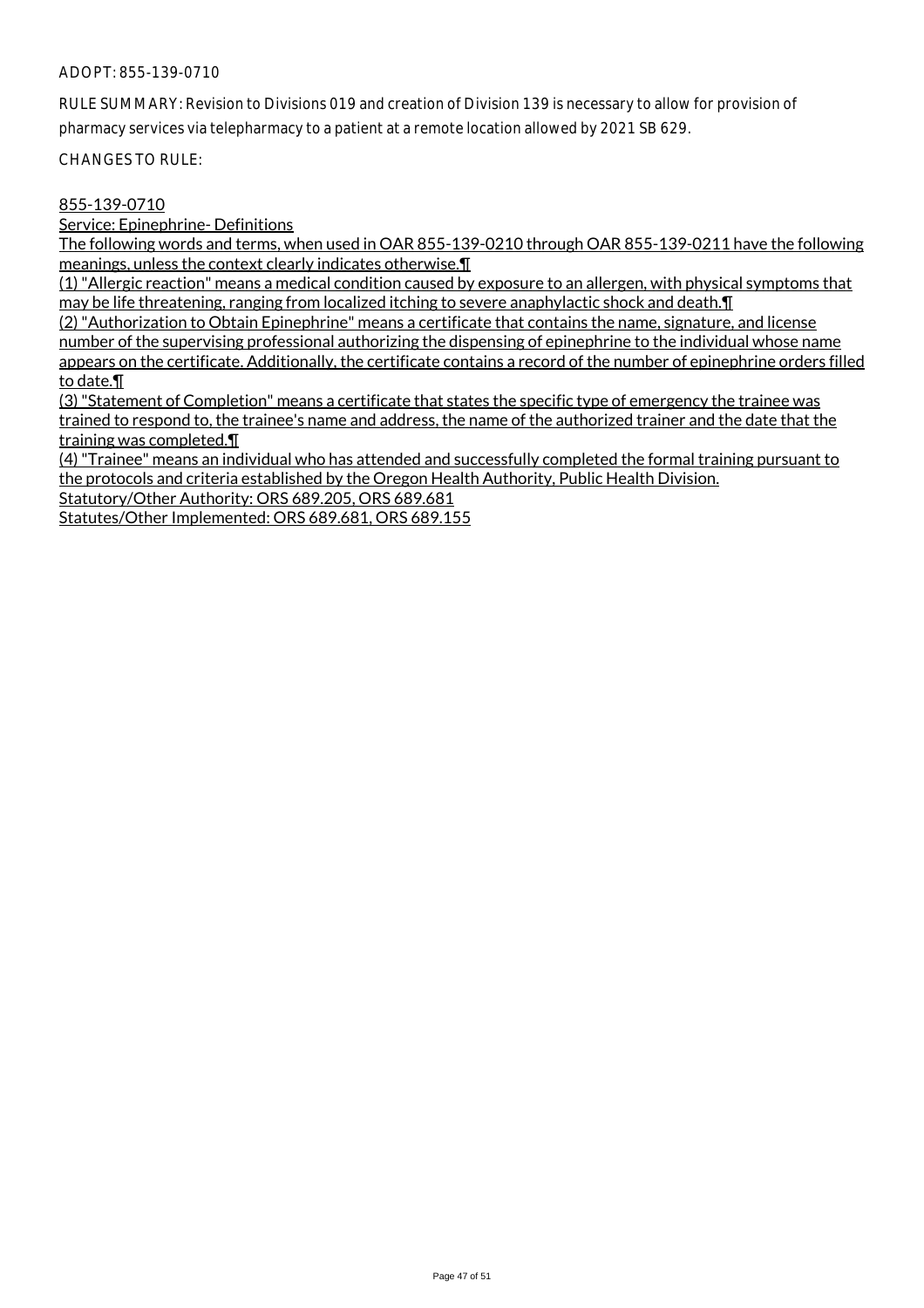ADOPT: 855-139-0710

RULE SUMMARY: Revision to Divisions 019 and creation of Division 139 is necessary to allow for provision of pharmacy services via telepharmacy to a patient at a remote location allowed by 2021 SB 629.

CHANGES TO RULE:

855-139-0710

Service: Epinephrine- Definitions

The following words and terms, when used in OAR 855-139-0210 through OAR 855-139-0211 have the following meanings, unless the context clearly indicates otherwise.¶

(1) "Allergic reaction" means a medical condition caused by exposure to an allergen, with physical symptoms that may be life threatening, ranging from localized itching to severe anaphylactic shock and death.¶

(2) "Authorization to Obtain Epinephrine" means a certificate that contains the name, signature, and license number of the supervising professional authorizing the dispensing of epinephrine to the individual whose name appears on the certificate. Additionally, the certificate contains a record of the number of epinephrine orders filled to date.¶

(3) "Statement of Completion" means a certificate that states the specific type of emergency the trainee was trained to respond to, the trainee's name and address, the name of the authorized trainer and the date that the training was completed.¶

(4) "Trainee" means an individual who has attended and successfully completed the formal training pursuant to the protocols and criteria established by the Oregon Health Authority, Public Health Division.

Statutory/Other Authority: ORS 689.205, ORS 689.681

Statutes/Other Implemented: ORS 689.681, ORS 689.155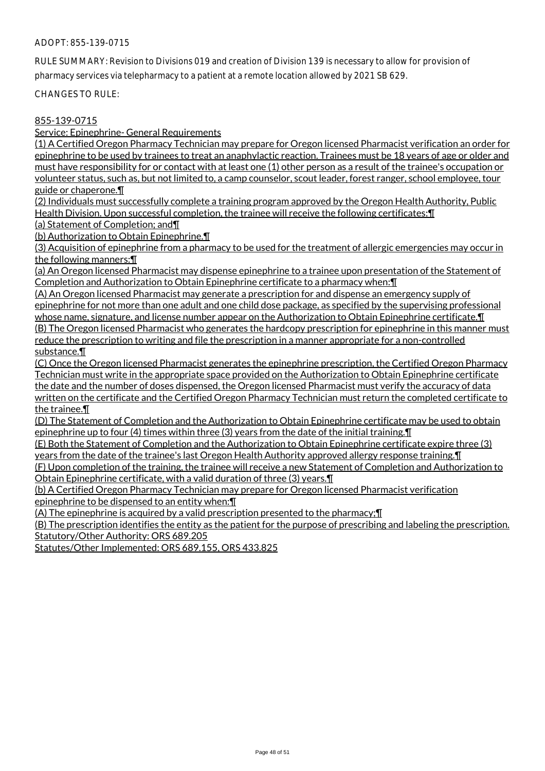ADOPT: 855-139-0715

RULE SUMMARY: Revision to Divisions 019 and creation of Division 139 is necessary to allow for provision of pharmacy services via telepharmacy to a patient at a remote location allowed by 2021 SB 629.

CHANGES TO RULE:

855-139-0715

Service: Epinephrine- General Requirements

(1) A Certified Oregon Pharmacy Technician may prepare for Oregon licensed Pharmacist verification an order for epinephrine to be used by trainees to treat an anaphylactic reaction. Trainees must be 18 years of age or older and must have responsibility for or contact with at least one (1) other person as a result of the trainee's occupation or volunteer status, such as, but not limited to, a camp counselor, scout leader, forest ranger, school employee, tour guide or chaperone.¶

(2) Individuals must successfully complete a training program approved by the Oregon Health Authority, Public Health Division. Upon successful completion, the trainee will receive the following certificates:¶

(a) Statement of Completion; and¶

(b) Authorization to Obtain Epinephrine.¶

(3) Acquisition of epinephrine from a pharmacy to be used for the treatment of allergic emergencies may occur in the following manners:¶

(a) An Oregon licensed Pharmacist may dispense epinephrine to a trainee upon presentation of the Statement of Completion and Authorization to Obtain Epinephrine certificate to a pharmacy when:¶

(A) An Oregon licensed Pharmacist may generate a prescription for and dispense an emergency supply of epinephrine for not more than one adult and one child dose package, as specified by the supervising professional whose name, signature, and license number appear on the Authorization to Obtain Epinephrine certificate.¶

(B) The Oregon licensed Pharmacist who generates the hardcopy prescription for epinephrine in this manner must reduce the prescription to writing and file the prescription in a manner appropriate for a non-controlled substance.¶

(C) Once the Oregon licensed Pharmacist generates the epinephrine prescription, the Certified Oregon Pharmacy Technician must write in the appropriate space provided on the Authorization to Obtain Epinephrine certificate the date and the number of doses dispensed, the Oregon licensed Pharmacist must verify the accuracy of data written on the certificate and the Certified Oregon Pharmacy Technician must return the completed certificate to the trainee.¶

(D) The Statement of Completion and the Authorization to Obtain Epinephrine certificate may be used to obtain epinephrine up to four (4) times within three (3) years from the date of the initial training.¶

(E) Both the Statement of Completion and the Authorization to Obtain Epinephrine certificate expire three (3) years from the date of the trainee's last Oregon Health Authority approved allergy response training.¶

(F) Upon completion of the training, the trainee will receive a new Statement of Completion and Authorization to Obtain Epinephrine certificate, with a valid duration of three (3) years.¶

(b) A Certified Oregon Pharmacy Technician may prepare for Oregon licensed Pharmacist verification epinephrine to be dispensed to an entity when:¶

(A) The epinephrine is acquired by a valid prescription presented to the pharmacy;¶

(B) The prescription identifies the entity as the patient for the purpose of prescribing and labeling the prescription.

Statutory/Other Authority: ORS 689.205

Statutes/Other Implemented: ORS 689.155, ORS 433.825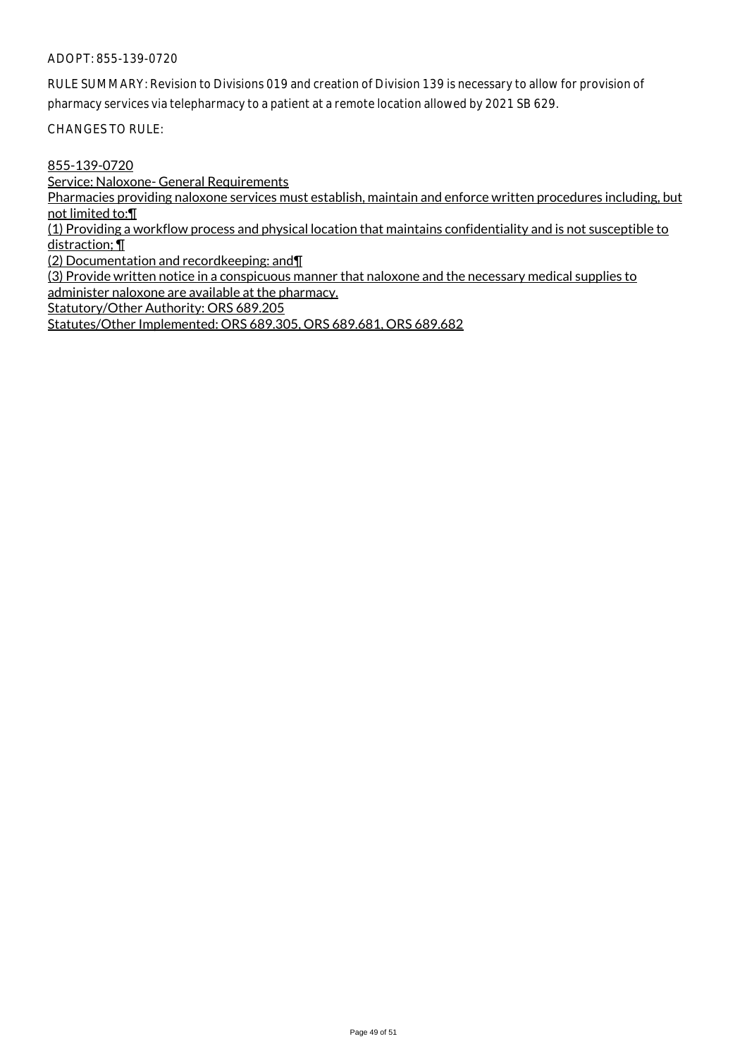ADOPT: 855-139-0720

RULE SUMMARY: Revision to Divisions 019 and creation of Division 139 is necessary to allow for provision of pharmacy services via telepharmacy to a patient at a remote location allowed by 2021 SB 629.

CHANGES TO RULE:

855-139-0720

Service: Naloxone- General Requirements

Pharmacies providing naloxone services must establish, maintain and enforce written procedures including, but not limited to:¶

(1) Providing a workflow process and physical location that maintains confidentiality and is not susceptible to distraction; ¶

(2) Documentation and recordkeeping: and¶

(3) Provide written notice in a conspicuous manner that naloxone and the necessary medical supplies to administer naloxone are available at the pharmacy.

Statutory/Other Authority: ORS 689.205

Statutes/Other Implemented: ORS 689.305, ORS 689.681, ORS 689.682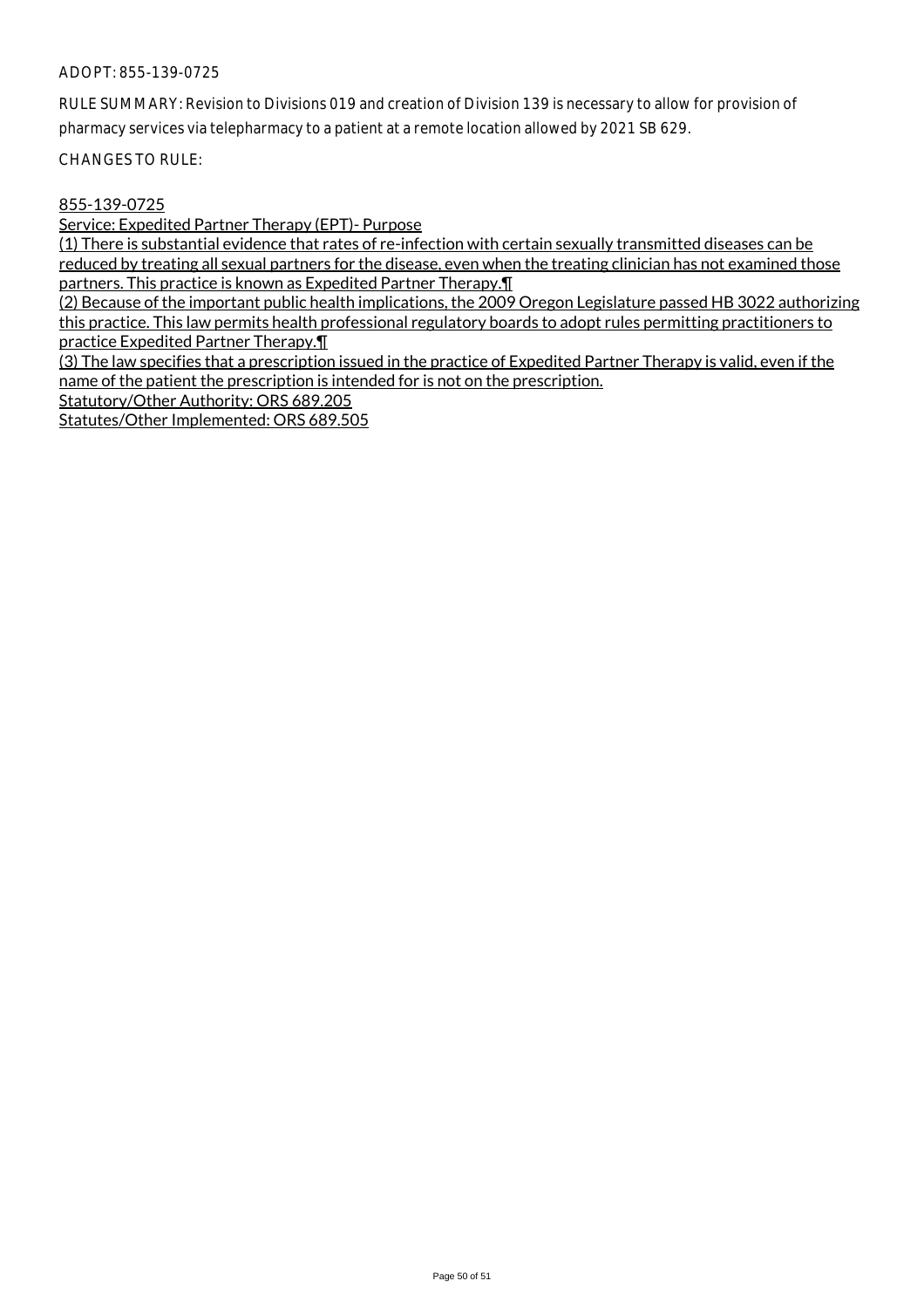ADOPT: 855-139-0725

RULE SUMMARY: Revision to Divisions 019 and creation of Division 139 is necessary to allow for provision of pharmacy services via telepharmacy to a patient at a remote location allowed by 2021 SB 629.

CHANGES TO RULE:

855-139-0725

Service: Expedited Partner Therapy (EPT)- Purpose

(1) There is substantial evidence that rates of re-infection with certain sexually transmitted diseases can be reduced by treating all sexual partners for the disease, even when the treating clinician has not examined those partners. This practice is known as Expedited Partner Therapy.¶

(2) Because of the important public health implications, the 2009 Oregon Legislature passed HB 3022 authorizing this practice. This law permits health professional regulatory boards to adopt rules permitting practitioners to practice Expedited Partner Therapy.¶

(3) The law specifies that a prescription issued in the practice of Expedited Partner Therapy is valid, even if the name of the patient the prescription is intended for is not on the prescription.

Statutory/Other Authority: ORS 689.205

Statutes/Other Implemented: ORS 689.505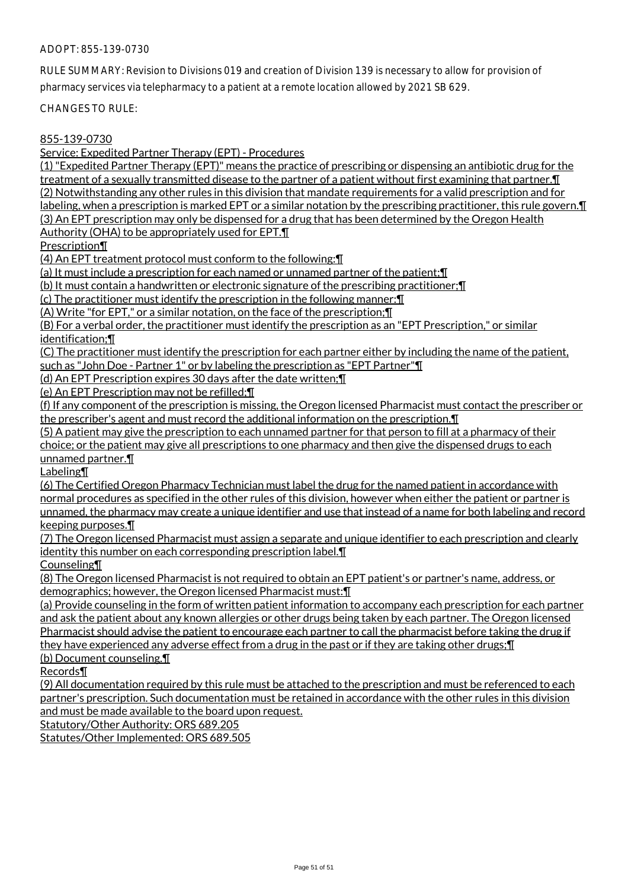ADOPT: 855-139-0730

RULE SUMMARY: Revision to Divisions 019 and creation of Division 139 is necessary to allow for provision of pharmacy services via telepharmacy to a patient at a remote location allowed by 2021 SB 629.

CHANGES TO RULE:

855-139-0730

Service: Expedited Partner Therapy (EPT) - Procedures

(1) "Expedited Partner Therapy (EPT)" means the practice of prescribing or dispensing an antibiotic drug for the treatment of a sexually transmitted disease to the partner of a patient without first examining that partner.¶
(2) Notwithstanding any other rules in this division that mandate requirements for a valid prescription and for labeling, when a prescription is marked EPT or a similar notation by the prescribing practitioner, this rule govern.¶
(3) An EPT prescription may only be dispensed for a drug that has been determined by the Oregon Health Authority (OHA) to be appropriately used for EPT.¶
Prescription¶
(4) An EPT treatment protocol must conform to the following:¶
(a) It must include a prescription for each named or unnamed partner of the patient;¶
(b) It must contain a handwritten or electronic signature of the prescribing practitioner;¶
(c) The practitioner must identify the prescription in the following manner:¶
(A) Write "for EPT," or a similar notation, on the face of the prescription;¶
(B) For a verbal order, the practitioner must identify the prescription as an "EPT Prescription," or similar identification;¶
(C) The practitioner must identify the prescription for each partner either by including the name of the patient, such as "John Doe - Partner 1" or by labeling the prescription as "EPT Partner"¶
(d) An EPT Prescription expires 30 days after the date written;¶
(e) An EPT Prescription may not be refilled;¶
(f) If any component of the prescription is missing, the Oregon licensed Pharmacist must contact the prescriber or the prescriber's agent and must record the additional information on the prescription.¶
(5) A patient may give the prescription to each unnamed partner for that person to fill at a pharmacy of their choice; or the patient may give all prescriptions to one pharmacy and then give the dispensed drugs to each unnamed partner.¶
Labeling¶
(6) The Certified Oregon Pharmacy Technician must label the drug for the named patient in accordance with normal procedures as specified in the other rules of this division, however when either the patient or partner is unnamed, the pharmacy may create a unique identifier and use that instead of a name for both labeling and record keeping purposes.¶
(7) The Oregon licensed Pharmacist must assign a separate and unique identifier to each prescription and clearly identity this number on each corresponding prescription label.¶
Counseling¶
(8) The Oregon licensed Pharmacist is not required to obtain an EPT patient's or partner's name, address, or demographics; however, the Oregon licensed Pharmacist must:¶
(a) Provide counseling in the form of written patient information to accompany each prescription for each partner and ask the patient about any known allergies or other drugs being taken by each partner. The Oregon licensed Pharmacist should advise the patient to encourage each partner to call the pharmacist before taking the drug if they have experienced any adverse effect from a drug in the past or if they are taking other drugs;¶
(b) Document counseling.¶
Records¶
(9) All documentation required by this rule must be attached to the prescription and must be referenced to each partner's prescription. Such documentation must be retained in accordance with the other rules in this division and must be made available to the board upon request.

Statutory/Other Authority: ORS 689.205

Statutes/Other Implemented: ORS 689.505